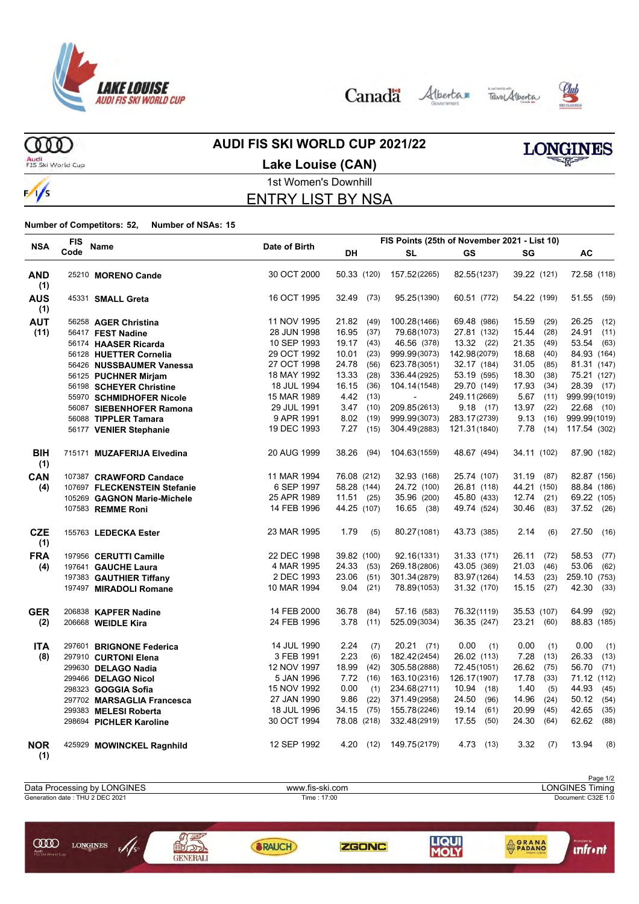# AUDI FIS SKI WORLD CUP 2021/22

## Lake Louise (CAN)

1st Women's Downhill

## ENTRY LIST BY NSA

**Number of Competitors: 52,** **Number of NSAs: 15**

| NSA | FIS Code | Name | Date of Birth | FIS Points (25th of November 2021 - List 10) | | | | |
|---|---|---|---|---|---|---|---|---|
| | | | | DH | SL | GS | SG | AC |
| **AND (1)** | 25210 | **MORENO Cande** | 30 OCT 2000 | 50.33 (120) | 157.52 (2265) | 82.55 (1237) | 39.22 (121) | 72.58 (118) |
| **AUS (1)** | 45331 | **SMALL Greta** | 16 OCT 1995 | 32.49 (73) | 95.25 (1390) | 60.51 (772) | 54.22 (199) | 51.55 (59) |
| **AUT (11)** | 56258 | **AGER Christina** | 11 NOV 1995 | 21.82 (49) | 100.28 (1466) | 69.48 (986) | 15.59 (29) | 26.25 (12) |
| | 56417 | **FEST Nadine** | 28 JUN 1998 | 16.95 (37) | 79.68 (1073) | 27.81 (132) | 15.44 (28) | 24.91 (11) |
| | 56174 | **HAASER Ricarda** | 10 SEP 1993 | 19.17 (43) | 46.56 (378) | 13.32 (22) | 21.35 (49) | 53.54 (63) |
| | 56128 | **HUETTER Cornelia** | 29 OCT 1992 | 10.01 (23) | 999.99 (3073) | 142.98 (2079) | 18.68 (40) | 84.93 (164) |
| | 56426 | **NUSSBAUMER Vanessa** | 27 OCT 1998 | 24.78 (56) | 623.78 (3051) | 32.17 (184) | 31.05 (85) | 81.31 (147) |
| | 56125 | **PUCHNER Mirjam** | 18 MAY 1992 | 13.33 (28) | 336.44 (2925) | 53.19 (595) | 18.30 (38) | 75.21 (127) |
| | 56198 | **SCHEYER Christine** | 18 JUL 1994 | 16.15 (36) | 104.14 (1548) | 29.70 (149) | 17.93 (34) | 28.39 (17) |
| | 55970 | **SCHMIDHOFER Nicole** | 15 MAR 1989 | 4.42 (13) | - | 249.11 (2669) | 5.67 (11) | 999.99 (1019) |
| | 56087 | **SIEBENHOFER Ramona** | 29 JUL 1991 | 3.47 (10) | 209.85 (2613) | 9.18 (17) | 13.97 (22) | 22.68 (10) |
| | 56088 | **TIPPLER Tamara** | 9 APR 1991 | 8.02 (19) | 999.99 (3073) | 283.17 (2739) | 9.13 (16) | 999.99 (1019) |
| | 56177 | **VENIER Stephanie** | 19 DEC 1993 | 7.27 (15) | 304.49 (2883) | 121.31 (1840) | 7.78 (14) | 117.54 (302) |
| **BIH (1)** | 715171 | **MUZAFERIJA Elvedina** | 20 AUG 1999 | 38.26 (94) | 104.63 (1559) | 48.67 (494) | 34.11 (102) | 87.90 (182) |
| **CAN (4)** | 107387 | **CRAWFORD Candace** | 11 MAR 1994 | 76.08 (212) | 32.93 (168) | 25.74 (107) | 31.19 (87) | 82.87 (156) |
| | 107697 | **FLECKENSTEIN Stefanie** | 6 SEP 1997 | 58.28 (144) | 24.72 (100) | 26.81 (118) | 44.21 (150) | 88.84 (186) |
| | 105269 | **GAGNON Marie-Michele** | 25 APR 1989 | 11.51 (25) | 35.96 (200) | 45.80 (433) | 12.74 (21) | 69.22 (105) |
| | 107583 | **REMME Roni** | 14 FEB 1996 | 44.25 (107) | 16.65 (38) | 49.74 (524) | 30.46 (83) | 37.52 (26) |
| **CZE (1)** | 155763 | **LEDECKA Ester** | 23 MAR 1995 | 1.79 (5) | 80.27 (1081) | 43.73 (385) | 2.14 (6) | 27.50 (16) |
| **FRA (4)** | 197956 | **CERUTTI Camille** | 22 DEC 1998 | 39.82 (100) | 92.16 (1331) | 31.33 (171) | 26.11 (72) | 58.53 (77) |
| | 197641 | **GAUCHE Laura** | 4 MAR 1995 | 24.33 (53) | 269.18 (2806) | 43.05 (369) | 21.03 (46) | 53.06 (62) |
| | 197383 | **GAUTHIER Tiffany** | 2 DEC 1993 | 23.06 (51) | 301.34 (2879) | 83.97 (1264) | 14.53 (23) | 259.10 (753) |
| | 197497 | **MIRADOLI Romane** | 10 MAR 1994 | 9.04 (21) | 78.89 (1053) | 31.32 (170) | 15.15 (27) | 42.30 (33) |
| **GER (2)** | 206838 | **KAPFER Nadine** | 14 FEB 2000 | 36.78 (84) | 57.16 (583) | 76.32 (1119) | 35.53 (107) | 64.99 (92) |
| | 206668 | **WEIDLE Kira** | 24 FEB 1996 | 3.78 (11) | 525.09 (3034) | 36.35 (247) | 23.21 (60) | 88.83 (185) |
| **ITA (8)** | 297601 | **BRIGNONE Federica** | 14 JUL 1990 | 2.24 (7) | 20.21 (71) | 0.00 (1) | 0.00 (1) | 0.00 (1) |
| | 297910 | **CURTONI Elena** | 3 FEB 1991 | 2.23 (6) | 182.42 (2454) | 26.02 (113) | 7.28 (13) | 26.33 (13) |
| | 299630 | **DELAGO Nadia** | 12 NOV 1997 | 18.99 (42) | 305.58 (2888) | 72.45 (1051) | 26.62 (75) | 56.70 (71) |
| | 299466 | **DELAGO Nicol** | 5 JAN 1996 | 7.72 (16) | 163.10 (2316) | 126.17 (1907) | 17.78 (33) | 71.12 (112) |
| | 298323 | **GOGGIA Sofia** | 15 NOV 1992 | 0.00 (1) | 234.68 (2711) | 10.94 (18) | 1.40 (5) | 44.93 (45) |
| | 297702 | **MARSAGLIA Francesca** | 27 JAN 1990 | 9.86 (22) | 371.49 (2958) | 24.50 (96) | 14.96 (24) | 50.12 (54) |
| | 299383 | **MELESI Roberta** | 18 JUL 1996 | 34.15 (75) | 155.78 (2246) | 19.14 (61) | 20.99 (45) | 42.65 (35) |
| | 298694 | **PICHLER Karoline** | 30 OCT 1994 | 78.08 (218) | 332.48 (2919) | 17.55 (50) | 24.30 (64) | 62.62 (88) |
| **NOR (1)** | 425929 | **MOWINCKEL Ragnhild** | 12 SEP 1992 | 4.20 (12) | 149.75 (2179) | 4.73 (13) | 3.32 (7) | 13.94 (8) |

Data Processing by LONGINES | www.fis-ski.com | LONGINES Timing

Generation date : THU 2 DEC 2021 | Time : 17:00 | Document: C32E 1.0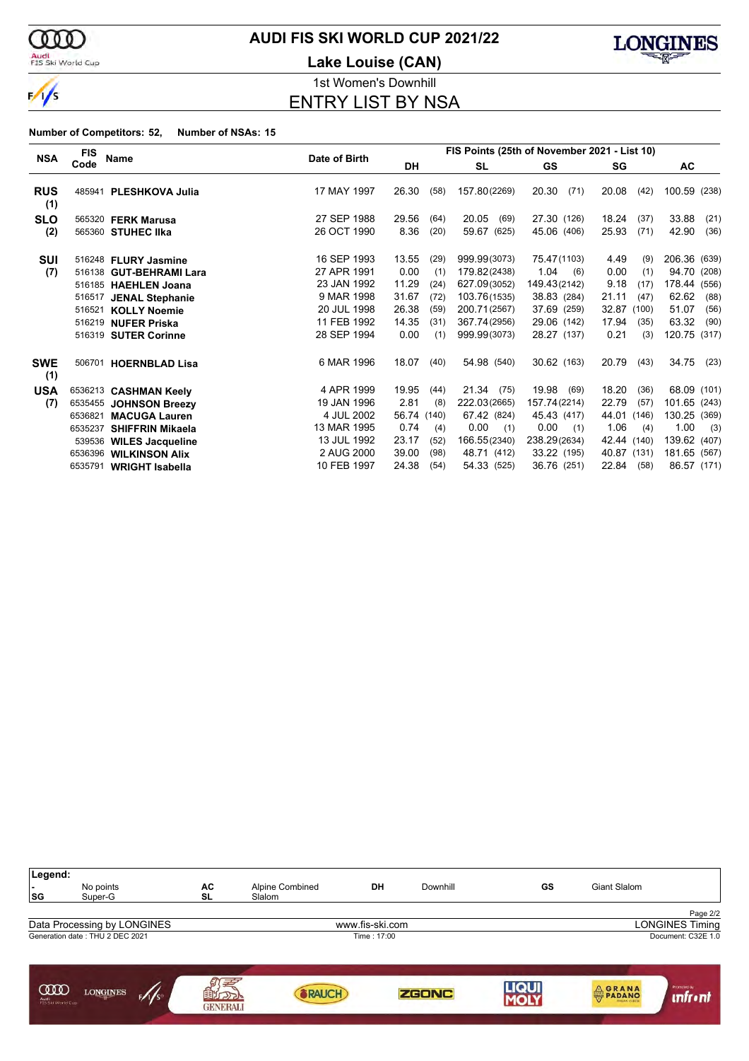# AUDI FIS SKI WORLD CUP 2021/22

## Lake Louise (CAN)

1st Women's Downhill

## ENTRY LIST BY NSA

**Number of Competitors: 52, Number of NSAs: 15**

| NSA | FIS Code | Name | Date of Birth | DH | | SL | | GS | | SG | | AC | |
|---|---|---|---|---|---|---|---|---|---|---|---|---|---|
| **RUS (1)** | 485941 | **PLESHKOVA Julia** | 17 MAY 1997 | 26.30 | (58) | 157.80 | (2269) | 20.30 | (71) | 20.08 | (42) | 100.59 | (238) |
| **SLO (2)** | 565320 | **FERK Marusa** | 27 SEP 1988 | 29.56 | (64) | 20.05 | (69) | 27.30 | (126) | 18.24 | (37) | 33.88 | (21) |
| | 565360 | **STUHEC Ilka** | 26 OCT 1990 | 8.36 | (20) | 59.67 | (625) | 45.06 | (406) | 25.93 | (71) | 42.90 | (36) |
| **SUI (7)** | 516248 | **FLURY Jasmine** | 16 SEP 1993 | 13.55 | (29) | 999.99 | (3073) | 75.47 | (1103) | 4.49 | (9) | 206.36 | (639) |
| | 516138 | **GUT-BEHRAMI Lara** | 27 APR 1991 | 0.00 | (1) | 179.82 | (2438) | 1.04 | (6) | 0.00 | (1) | 94.70 | (208) |
| | 516185 | **HAEHLEN Joana** | 23 JAN 1992 | 11.29 | (24) | 627.09 | (3052) | 149.43 | (2142) | 9.18 | (17) | 178.44 | (556) |
| | 516517 | **JENAL Stephanie** | 9 MAR 1998 | 31.67 | (72) | 103.76 | (1535) | 38.83 | (284) | 21.11 | (47) | 62.62 | (88) |
| | 516521 | **KOLLY Noemie** | 20 JUL 1998 | 26.38 | (59) | 200.71 | (2567) | 37.69 | (259) | 32.87 | (100) | 51.07 | (56) |
| | 516219 | **NUFER Priska** | 11 FEB 1992 | 14.35 | (31) | 367.74 | (2956) | 29.06 | (142) | 17.94 | (35) | 63.32 | (90) |
| | 516319 | **SUTER Corinne** | 28 SEP 1994 | 0.00 | (1) | 999.99 | (3073) | 28.27 | (137) | 0.21 | (3) | 120.75 | (317) |
| **SWE (1)** | 506701 | **HOERNBLAD Lisa** | 6 MAR 1996 | 18.07 | (40) | 54.98 | (540) | 30.62 | (163) | 20.79 | (43) | 34.75 | (23) |
| **USA (7)** | 6536213 | **CASHMAN Keely** | 4 APR 1999 | 19.95 | (44) | 21.34 | (75) | 19.98 | (69) | 18.20 | (36) | 68.09 | (101) |
| | 6535455 | **JOHNSON Breezy** | 19 JAN 1996 | 2.81 | (8) | 222.03 | (2665) | 157.74 | (2214) | 22.79 | (57) | 101.65 | (243) |
| | 6536821 | **MACUGA Lauren** | 4 JUL 2002 | 56.74 | (140) | 67.42 | (824) | 45.43 | (417) | 44.01 | (146) | 130.25 | (369) |
| | 6535237 | **SHIFFRIN Mikaela** | 13 MAR 1995 | 0.74 | (4) | 0.00 | (1) | 0.00 | (1) | 1.06 | (4) | 1.00 | (3) |
| | 539536 | **WILES Jacqueline** | 13 JUL 1992 | 23.17 | (52) | 166.55 | (2340) | 238.29 | (2634) | 42.44 | (140) | 139.62 | (407) |
| | 6536396 | **WILKINSON Alix** | 2 AUG 2000 | 39.00 | (98) | 48.71 | (412) | 33.22 | (195) | 40.87 | (131) | 181.65 | (567) |
| | 6535791 | **WRIGHT Isabella** | 10 FEB 1997 | 24.38 | (54) | 54.33 | (525) | 36.76 | (251) | 22.84 | (58) | 86.57 | (171) |

FIS Points (25th of November 2021 - List 10)

**Legend:**

| | | | | | | | |
|---|---|---|---|---|---|---|---|
| - | No points | AC | Alpine Combined | DH | Downhill | GS | Giant Slalom |
| SG | Super-G | SL | Slalom | | | | |

Data Processing by LONGINES — www.fis-ski.com — LONGINES Timing

Generation date : THU 2 DEC 2021 — Time : 17:00 — Document: C32E 1.0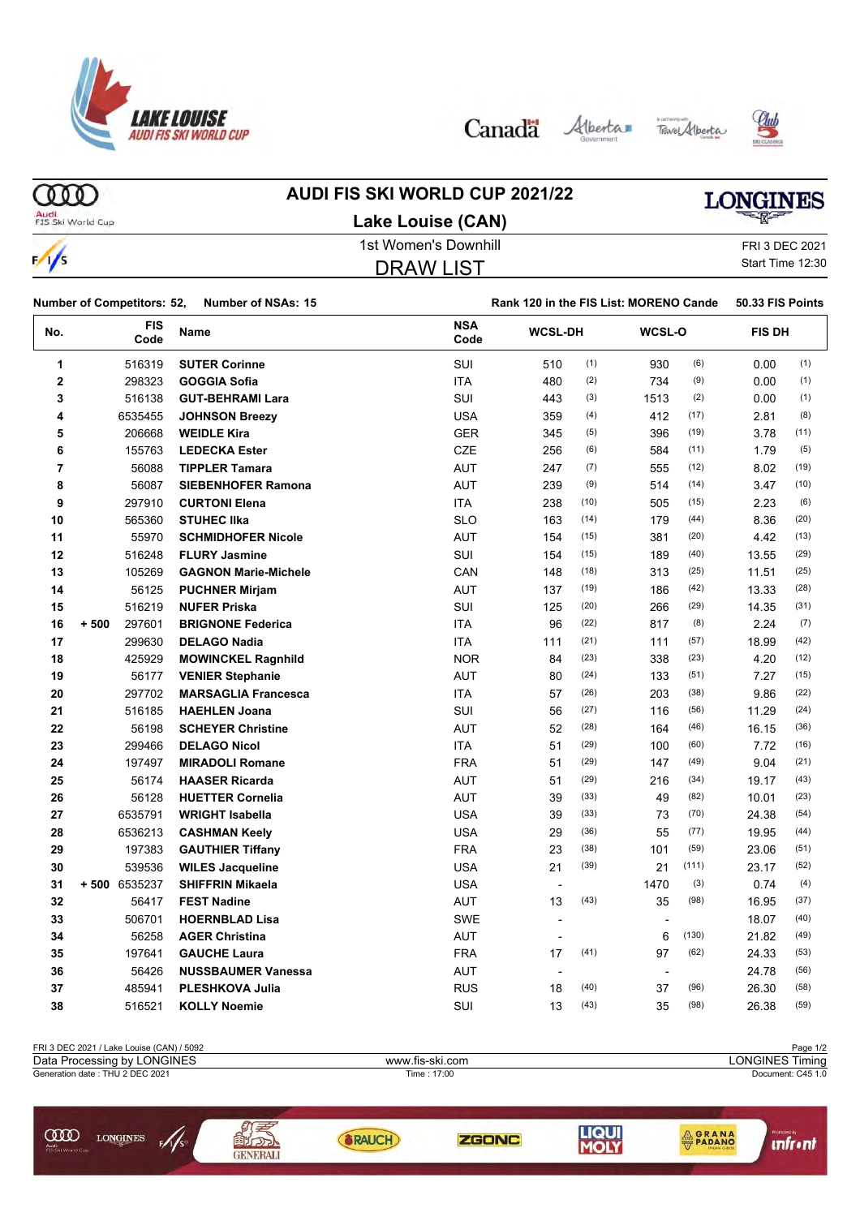# AUDI FIS SKI WORLD CUP 2021/22

## Lake Louise (CAN)

1st Women's Downhill

FRI 3 DEC 2021

Start Time 12:30

## DRAW LIST

**Number of Competitors: 52, Number of NSAs: 15**

**Rank 120 in the FIS List: MORENO Cande 50.33 FIS Points**

| No. | | FIS Code | Name | NSA Code | WCSL-DH | | WCSL-O | | FIS DH | |
|---|---|---|---|---|---|---|---|---|---|---|
| 1 | | 516319 | **SUTER Corinne** | SUI | 510 | (1) | 930 | (6) | 0.00 | (1) |
| 2 | | 298323 | **GOGGIA Sofia** | ITA | 480 | (2) | 734 | (9) | 0.00 | (1) |
| 3 | | 516138 | **GUT-BEHRAMI Lara** | SUI | 443 | (3) | 1513 | (2) | 0.00 | (1) |
| 4 | | 6535455 | **JOHNSON Breezy** | USA | 359 | (4) | 412 | (17) | 2.81 | (8) |
| 5 | | 206668 | **WEIDLE Kira** | GER | 345 | (5) | 396 | (19) | 3.78 | (11) |
| 6 | | 155763 | **LEDECKA Ester** | CZE | 256 | (6) | 584 | (11) | 1.79 | (5) |
| 7 | | 56088 | **TIPPLER Tamara** | AUT | 247 | (7) | 555 | (12) | 8.02 | (19) |
| 8 | | 56087 | **SIEBENHOFER Ramona** | AUT | 239 | (9) | 514 | (14) | 3.47 | (10) |
| 9 | | 297910 | **CURTONI Elena** | ITA | 238 | (10) | 505 | (15) | 2.23 | (6) |
| 10 | | 565360 | **STUHEC Ilka** | SLO | 163 | (14) | 179 | (44) | 8.36 | (20) |
| 11 | | 55970 | **SCHMIDHOFER Nicole** | AUT | 154 | (15) | 381 | (20) | 4.42 | (13) |
| 12 | | 516248 | **FLURY Jasmine** | SUI | 154 | (15) | 189 | (40) | 13.55 | (29) |
| 13 | | 105269 | **GAGNON Marie-Michele** | CAN | 148 | (18) | 313 | (25) | 11.51 | (25) |
| 14 | | 56125 | **PUCHNER Mirjam** | AUT | 137 | (19) | 186 | (42) | 13.33 | (28) |
| 15 | | 516219 | **NUFER Priska** | SUI | 125 | (20) | 266 | (29) | 14.35 | (31) |
| 16 | + 500 | 297601 | **BRIGNONE Federica** | ITA | 96 | (22) | 817 | (8) | 2.24 | (7) |
| 17 | | 299630 | **DELAGO Nadia** | ITA | 111 | (21) | 111 | (57) | 18.99 | (42) |
| 18 | | 425929 | **MOWINCKEL Ragnhild** | NOR | 84 | (23) | 338 | (23) | 4.20 | (12) |
| 19 | | 56177 | **VENIER Stephanie** | AUT | 80 | (24) | 133 | (51) | 7.27 | (15) |
| 20 | | 297702 | **MARSAGLIA Francesca** | ITA | 57 | (26) | 203 | (38) | 9.86 | (22) |
| 21 | | 516185 | **HAEHLEN Joana** | SUI | 56 | (27) | 116 | (56) | 11.29 | (24) |
| 22 | | 56198 | **SCHEYER Christine** | AUT | 52 | (28) | 164 | (46) | 16.15 | (36) |
| 23 | | 299466 | **DELAGO Nicol** | ITA | 51 | (29) | 100 | (60) | 7.72 | (16) |
| 24 | | 197497 | **MIRADOLI Romane** | FRA | 51 | (29) | 147 | (49) | 9.04 | (21) |
| 25 | | 56174 | **HAASER Ricarda** | AUT | 51 | (29) | 216 | (34) | 19.17 | (43) |
| 26 | | 56128 | **HUETTER Cornelia** | AUT | 39 | (33) | 49 | (82) | 10.01 | (23) |
| 27 | | 6535791 | **WRIGHT Isabella** | USA | 39 | (33) | 73 | (70) | 24.38 | (54) |
| 28 | | 6536213 | **CASHMAN Keely** | USA | 29 | (36) | 55 | (77) | 19.95 | (44) |
| 29 | | 197383 | **GAUTHIER Tiffany** | FRA | 23 | (38) | 101 | (59) | 23.06 | (51) |
| 30 | | 539536 | **WILES Jacqueline** | USA | 21 | (39) | 21 | (111) | 23.17 | (52) |
| 31 | + 500 | 6535237 | **SHIFFRIN Mikaela** | USA | - | | 1470 | (3) | 0.74 | (4) |
| 32 | | 56417 | **FEST Nadine** | AUT | 13 | (43) | 35 | (98) | 16.95 | (37) |
| 33 | | 506701 | **HOERNBLAD Lisa** | SWE | - | | - | | 18.07 | (40) |
| 34 | | 56258 | **AGER Christina** | AUT | - | | 6 | (130) | 21.82 | (49) |
| 35 | | 197641 | **GAUCHE Laura** | FRA | 17 | (41) | 97 | (62) | 24.33 | (53) |
| 36 | | 56426 | **NUSSBAUMER Vanessa** | AUT | - | | - | | 24.78 | (56) |
| 37 | | 485941 | **PLESHKOVA Julia** | RUS | 18 | (40) | 37 | (96) | 26.30 | (58) |
| 38 | | 516521 | **KOLLY Noemie** | SUI | 13 | (43) | 35 | (98) | 26.38 | (59) |

FRI 3 DEC 2021 / Lake Louise (CAN) / 5092

Data Processing by LONGINES — www.fis-ski.com — LONGINES Timing

Generation date : THU 2 DEC 2021 — Time : 17:00 — Document: C45 1.0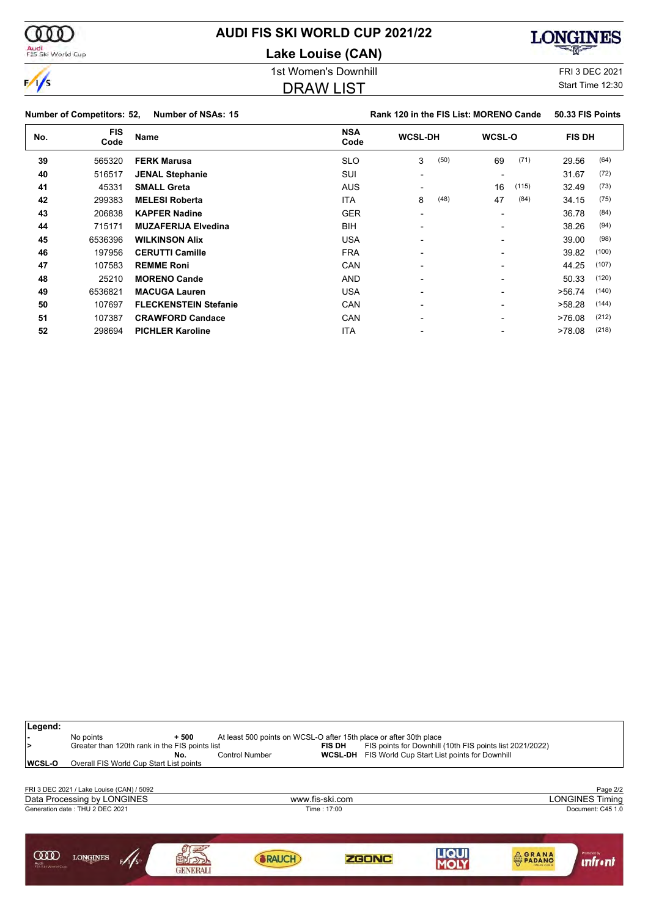# AUDI FIS SKI WORLD CUP 2021/22

## Lake Louise (CAN)

1st Women's Downhill

FRI 3 DEC 2021

## DRAW LIST

Start Time 12:30

**Number of Competitors: 52, Number of NSAs: 15** | **Rank 120 in the FIS List: MORENO Cande** | **50.33 FIS Points**

| No. | FIS Code | Name | NSA Code | WCSL-DH | | WCSL-O | | FIS DH | |
|---|---|---|---|---|---|---|---|---|---|
| 39 | 565320 | **FERK Marusa** | SLO | 3 | (50) | 69 | (71) | 29.56 | (64) |
| 40 | 516517 | **JENAL Stephanie** | SUI | - | | - | | 31.67 | (72) |
| 41 | 45331 | **SMALL Greta** | AUS | - | | 16 | (115) | 32.49 | (73) |
| 42 | 299383 | **MELESI Roberta** | ITA | 8 | (48) | 47 | (84) | 34.15 | (75) |
| 43 | 206838 | **KAPFER Nadine** | GER | - | | - | | 36.78 | (84) |
| 44 | 715171 | **MUZAFERIJA Elvedina** | BIH | - | | - | | 38.26 | (94) |
| 45 | 6536396 | **WILKINSON Alix** | USA | - | | - | | 39.00 | (98) |
| 46 | 197956 | **CERUTTI Camille** | FRA | - | | - | | 39.82 | (100) |
| 47 | 107583 | **REMME Roni** | CAN | - | | - | | 44.25 | (107) |
| 48 | 25210 | **MORENO Cande** | AND | - | | - | | 50.33 | (120) |
| 49 | 6536821 | **MACUGA Lauren** | USA | - | | - | | >56.74 | (140) |
| 50 | 107697 | **FLECKENSTEIN Stefanie** | CAN | - | | - | | >58.28 | (144) |
| 51 | 107387 | **CRAWFORD Candace** | CAN | - | | - | | >76.08 | (212) |
| 52 | 298694 | **PICHLER Karoline** | ITA | - | | - | | >78.08 | (218) |

**Legend:**

| Symbol | Meaning | Symbol | Meaning |
|---|---|---|---|
| - | No points | + 500 | At least 500 points on WCSL-O after 15th place or after 30th place |
| > | Greater than 120th rank in the FIS points list | FIS DH | FIS points for Downhill (10th FIS points list 2021/2022) |
| | | No. | Control Number |
| | | WCSL-DH | FIS World Cup Start List points for Downhill |
| WCSL-O | Overall FIS World Cup Start List points | | |

FRI 3 DEC 2021 / Lake Louise (CAN) / 5092

Data Processing by LONGINES — www.fis-ski.com — LONGINES Timing

Generation date : THU 2 DEC 2021 — Time : 17:00 — Document: C45 1.0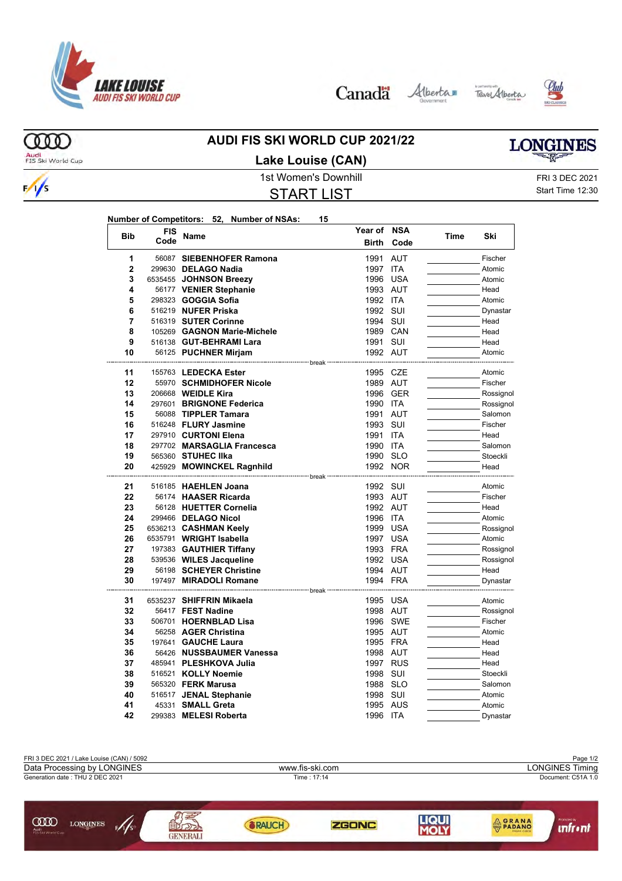# AUDI FIS SKI WORLD CUP 2021/22

## Lake Louise (CAN)

1st Women's Downhill

FRI 3 DEC 2021

Start Time 12:30

## START LIST

**Number of Competitors: 52, Number of NSAs: 15**

| Bib | FIS Code | Name | Year of Birth | NSA Code | Time | Ski |
|---|---|---|---|---|---|---|
| 1 | 56087 | **SIEBENHOFER Ramona** | 1991 | AUT | | Fischer |
| 2 | 299630 | **DELAGO Nadia** | 1997 | ITA | | Atomic |
| 3 | 6535455 | **JOHNSON Breezy** | 1996 | USA | | Atomic |
| 4 | 56177 | **VENIER Stephanie** | 1993 | AUT | | Head |
| 5 | 298323 | **GOGGIA Sofia** | 1992 | ITA | | Atomic |
| 6 | 516219 | **NUFER Priska** | 1992 | SUI | | Dynastar |
| 7 | 516319 | **SUTER Corinne** | 1994 | SUI | | Head |
| 8 | 105269 | **GAGNON Marie-Michele** | 1989 | CAN | | Head |
| 9 | 516138 | **GUT-BEHRAMI Lara** | 1991 | SUI | | Head |
| 10 | 56125 | **PUCHNER Mirjam** | 1992 | AUT | | Atomic |
| | | break | | | | |
| 11 | 155763 | **LEDECKA Ester** | 1995 | CZE | | Atomic |
| 12 | 55970 | **SCHMIDHOFER Nicole** | 1989 | AUT | | Fischer |
| 13 | 206668 | **WEIDLE Kira** | 1996 | GER | | Rossignol |
| 14 | 297601 | **BRIGNONE Federica** | 1990 | ITA | | Rossignol |
| 15 | 56088 | **TIPPLER Tamara** | 1991 | AUT | | Salomon |
| 16 | 516248 | **FLURY Jasmine** | 1993 | SUI | | Fischer |
| 17 | 297910 | **CURTONI Elena** | 1991 | ITA | | Head |
| 18 | 297702 | **MARSAGLIA Francesca** | 1990 | ITA | | Salomon |
| 19 | 565360 | **STUHEC Ilka** | 1990 | SLO | | Stoeckli |
| 20 | 425929 | **MOWINCKEL Ragnhild** | 1992 | NOR | | Head |
| | | break | | | | |
| 21 | 516185 | **HAEHLEN Joana** | 1992 | SUI | | Atomic |
| 22 | 56174 | **HAASER Ricarda** | 1993 | AUT | | Fischer |
| 23 | 56128 | **HUETTER Cornelia** | 1992 | AUT | | Head |
| 24 | 299466 | **DELAGO Nicol** | 1996 | ITA | | Atomic |
| 25 | 6536213 | **CASHMAN Keely** | 1999 | USA | | Rossignol |
| 26 | 6535791 | **WRIGHT Isabella** | 1997 | USA | | Atomic |
| 27 | 197383 | **GAUTHIER Tiffany** | 1993 | FRA | | Rossignol |
| 28 | 539536 | **WILES Jacqueline** | 1992 | USA | | Rossignol |
| 29 | 56198 | **SCHEYER Christine** | 1994 | AUT | | Head |
| 30 | 197497 | **MIRADOLI Romane** | 1994 | FRA | | Dynastar |
| | | break | | | | |
| 31 | 6535237 | **SHIFFRIN Mikaela** | 1995 | USA | | Atomic |
| 32 | 56417 | **FEST Nadine** | 1998 | AUT | | Rossignol |
| 33 | 506701 | **HOERNBLAD Lisa** | 1996 | SWE | | Fischer |
| 34 | 56258 | **AGER Christina** | 1995 | AUT | | Atomic |
| 35 | 197641 | **GAUCHE Laura** | 1995 | FRA | | Head |
| 36 | 56426 | **NUSSBAUMER Vanessa** | 1998 | AUT | | Head |
| 37 | 485941 | **PLESHKOVA Julia** | 1997 | RUS | | Head |
| 38 | 516521 | **KOLLY Noemie** | 1998 | SUI | | Stoeckli |
| 39 | 565320 | **FERK Marusa** | 1988 | SLO | | Salomon |
| 40 | 516517 | **JENAL Stephanie** | 1998 | SUI | | Atomic |
| 41 | 45331 | **SMALL Greta** | 1995 | AUS | | Atomic |
| 42 | 299383 | **MELESI Roberta** | 1996 | ITA | | Dynastar |

FRI 3 DEC 2021 / Lake Louise (CAN) / 5092

Data Processing by LONGINES — www.fis-ski.com — LONGINES Timing

Generation date : THU 2 DEC 2021 — Time : 17:14 — Document: C51A 1.0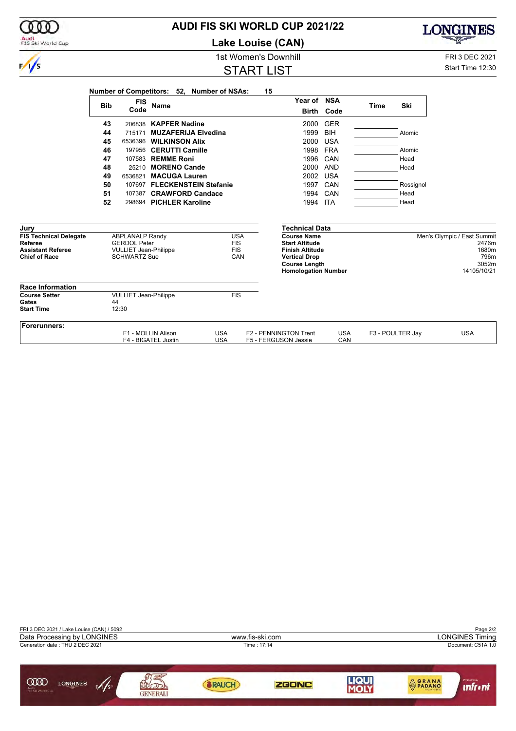# AUDI FIS SKI WORLD CUP 2021/22

## Lake Louise (CAN)

1st Women's Downhill

FRI 3 DEC 2021

Start Time 12:30

## START LIST

**Number of Competitors: 52, Number of NSAs: 15**

| Bib | FIS Code | Name | Year of Birth | NSA Code | Time | Ski |
|---|---|---|---|---|---|---|
| 43 | 206838 | **KAPFER Nadine** | 2000 | GER | | |
| 44 | 715171 | **MUZAFERIJA Elvedina** | 1999 | BIH | | Atomic |
| 45 | 6536396 | **WILKINSON Alix** | 2000 | USA | | |
| 46 | 197956 | **CERUTTI Camille** | 1998 | FRA | | Atomic |
| 47 | 107583 | **REMME Roni** | 1996 | CAN | | Head |
| 48 | 25210 | **MORENO Cande** | 2000 | AND | | Head |
| 49 | 6536821 | **MACUGA Lauren** | 2002 | USA | | |
| 50 | 107697 | **FLECKENSTEIN Stefanie** | 1997 | CAN | | Rossignol |
| 51 | 107387 | **CRAWFORD Candace** | 1994 | CAN | | Head |
| 52 | 298694 | **PICHLER Karoline** | 1994 | ITA | | Head |

### Jury

| | | |
|---|---|---|
| **FIS Technical Delegate** | ABPLANALP Randy | USA |
| **Referee** | GERDOL Peter | FIS |
| **Assistant Referee** | VULLIET Jean-Philippe | FIS |
| **Chief of Race** | SCHWARTZ Sue | CAN |

### Technical Data

| | |
|---|---|
| **Course Name** | Men's Olympic / East Summit |
| **Start Altitude** | 2476m |
| **Finish Altitude** | 1680m |
| **Vertical Drop** | 796m |
| **Course Length** | 3052m |
| **Homologation Number** | 14105/10/21 |

### Race Information

| | | |
|---|---|---|
| **Course Setter** | VULLIET Jean-Philippe | FIS |
| **Gates** | 44 | |
| **Start Time** | 12:30 | |

### Forerunners:

| | | | | | |
|---|---|---|---|---|---|
| F1 - MOLLIN Alison | USA | F2 - PENNINGTON Trent | USA | F3 - POULTER Jay | USA |
| F4 - BIGATEL Justin | USA | F5 - FERGUSON Jessie | CAN | | |

FRI 3 DEC 2021 / Lake Louise (CAN) / 5092

Data Processing by LONGINES — www.fis-ski.com — LONGINES Timing

Generation date : THU 2 DEC 2021 — Time : 17:14 — Document: C51A 1.0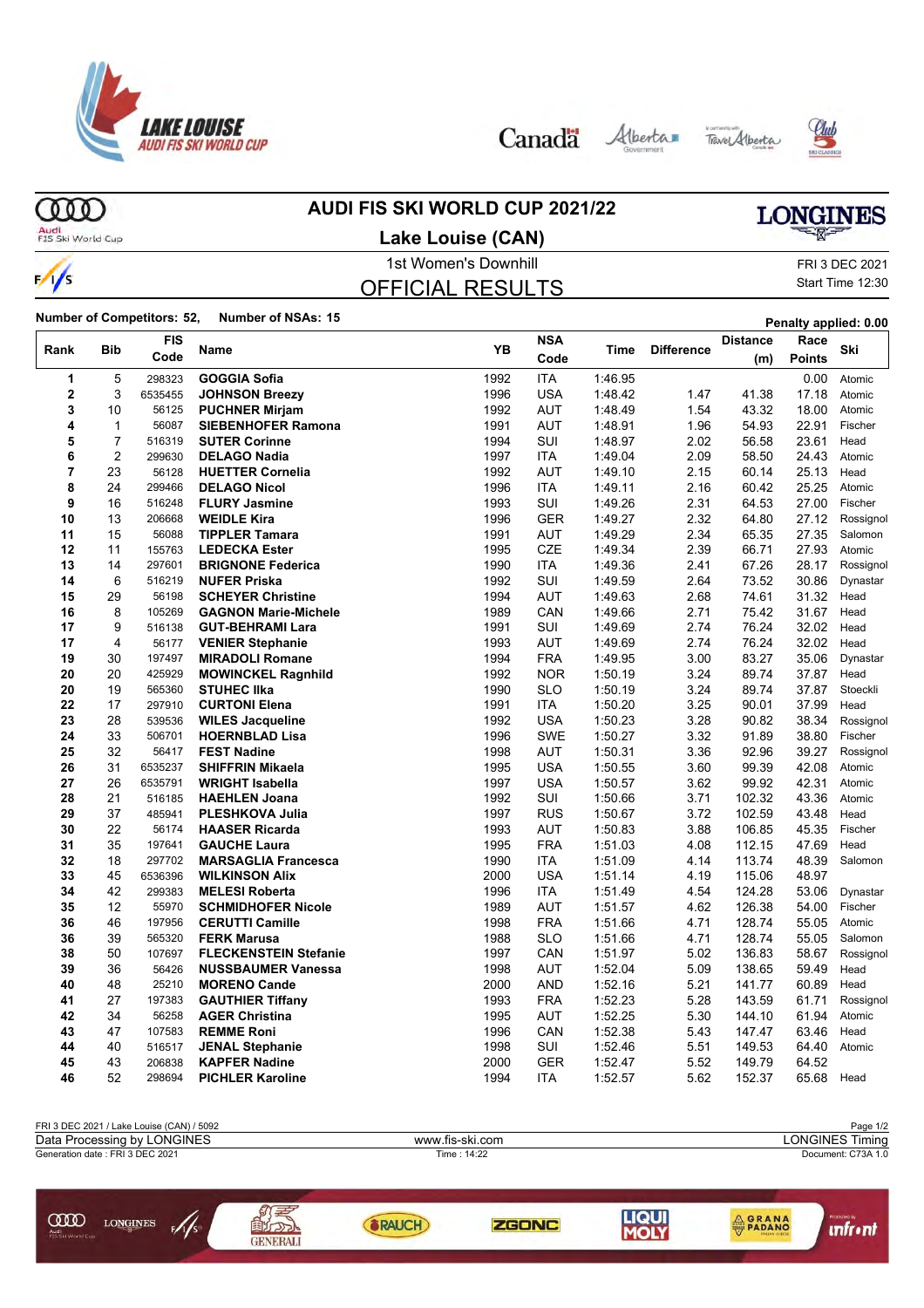# AUDI FIS SKI WORLD CUP 2021/22

## Lake Louise (CAN)

1st Women's Downhill

FRI 3 DEC 2021

Start Time 12:30

## OFFICIAL RESULTS

**Number of Competitors: 52, Number of NSAs: 15** Penalty applied: 0.00

| Rank | Bib | FIS Code | Name | YB | NSA Code | Time | Difference | Distance (m) | Race Points | Ski |
|---|---|---|---|---|---|---|---|---|---|---|
| 1 | 5 | 298323 | GOGGIA Sofia | 1992 | ITA | 1:46.95 | | | 0.00 | Atomic |
| 2 | 3 | 6535455 | JOHNSON Breezy | 1996 | USA | 1:48.42 | 1.47 | 41.38 | 17.18 | Atomic |
| 3 | 10 | 56125 | PUCHNER Mirjam | 1992 | AUT | 1:48.49 | 1.54 | 43.32 | 18.00 | Atomic |
| 4 | 1 | 56087 | SIEBENHOFER Ramona | 1991 | AUT | 1:48.91 | 1.96 | 54.93 | 22.91 | Fischer |
| 5 | 7 | 516319 | SUTER Corinne | 1994 | SUI | 1:48.97 | 2.02 | 56.58 | 23.61 | Head |
| 6 | 2 | 299630 | DELAGO Nadia | 1997 | ITA | 1:49.04 | 2.09 | 58.50 | 24.43 | Atomic |
| 7 | 23 | 56128 | HUETTER Cornelia | 1992 | AUT | 1:49.10 | 2.15 | 60.14 | 25.13 | Head |
| 8 | 24 | 299466 | DELAGO Nicol | 1996 | ITA | 1:49.11 | 2.16 | 60.42 | 25.25 | Atomic |
| 9 | 16 | 516248 | FLURY Jasmine | 1993 | SUI | 1:49.26 | 2.31 | 64.53 | 27.00 | Fischer |
| 10 | 13 | 206668 | WEIDLE Kira | 1996 | GER | 1:49.27 | 2.32 | 64.80 | 27.12 | Rossignol |
| 11 | 15 | 56088 | TIPPLER Tamara | 1991 | AUT | 1:49.29 | 2.34 | 65.35 | 27.35 | Salomon |
| 12 | 11 | 155763 | LEDECKA Ester | 1995 | CZE | 1:49.34 | 2.39 | 66.71 | 27.93 | Atomic |
| 13 | 14 | 297601 | BRIGNONE Federica | 1990 | ITA | 1:49.36 | 2.41 | 67.26 | 28.17 | Rossignol |
| 14 | 6 | 516219 | NUFER Priska | 1992 | SUI | 1:49.59 | 2.64 | 73.52 | 30.86 | Dynastar |
| 15 | 29 | 56198 | SCHEYER Christine | 1994 | AUT | 1:49.63 | 2.68 | 74.61 | 31.32 | Head |
| 16 | 8 | 105269 | GAGNON Marie-Michele | 1989 | CAN | 1:49.66 | 2.71 | 75.42 | 31.67 | Head |
| 17 | 9 | 516138 | GUT-BEHRAMI Lara | 1991 | SUI | 1:49.69 | 2.74 | 76.24 | 32.02 | Head |
| 17 | 4 | 56177 | VENIER Stephanie | 1993 | AUT | 1:49.69 | 2.74 | 76.24 | 32.02 | Head |
| 19 | 30 | 197497 | MIRADOLI Romane | 1994 | FRA | 1:49.95 | 3.00 | 83.27 | 35.06 | Dynastar |
| 20 | 20 | 425929 | MOWINCKEL Ragnhild | 1992 | NOR | 1:50.19 | 3.24 | 89.74 | 37.87 | Head |
| 20 | 19 | 565360 | STUHEC Ilka | 1990 | SLO | 1:50.19 | 3.24 | 89.74 | 37.87 | Stoeckli |
| 22 | 17 | 297910 | CURTONI Elena | 1991 | ITA | 1:50.20 | 3.25 | 90.01 | 37.99 | Head |
| 23 | 28 | 539536 | WILES Jacqueline | 1992 | USA | 1:50.23 | 3.28 | 90.82 | 38.34 | Rossignol |
| 24 | 33 | 506701 | HOERNBLAD Lisa | 1996 | SWE | 1:50.27 | 3.32 | 91.89 | 38.80 | Fischer |
| 25 | 32 | 56417 | FEST Nadine | 1998 | AUT | 1:50.31 | 3.36 | 92.96 | 39.27 | Rossignol |
| 26 | 31 | 6535237 | SHIFFRIN Mikaela | 1995 | USA | 1:50.55 | 3.60 | 99.39 | 42.08 | Atomic |
| 27 | 26 | 6535791 | WRIGHT Isabella | 1997 | USA | 1:50.57 | 3.62 | 99.92 | 42.31 | Atomic |
| 28 | 21 | 516185 | HAEHLEN Joana | 1992 | SUI | 1:50.66 | 3.71 | 102.32 | 43.36 | Atomic |
| 29 | 37 | 485941 | PLESHKOVA Julia | 1997 | RUS | 1:50.67 | 3.72 | 102.59 | 43.48 | Head |
| 30 | 22 | 56174 | HAASER Ricarda | 1993 | AUT | 1:50.83 | 3.88 | 106.85 | 45.35 | Fischer |
| 31 | 35 | 197641 | GAUCHE Laura | 1995 | FRA | 1:51.03 | 4.08 | 112.15 | 47.69 | Head |
| 32 | 18 | 297702 | MARSAGLIA Francesca | 1990 | ITA | 1:51.09 | 4.14 | 113.74 | 48.39 | Salomon |
| 33 | 45 | 6536396 | WILKINSON Alix | 2000 | USA | 1:51.14 | 4.19 | 115.06 | 48.97 | |
| 34 | 42 | 299383 | MELESI Roberta | 1996 | ITA | 1:51.49 | 4.54 | 124.28 | 53.06 | Dynastar |
| 35 | 12 | 55970 | SCHMIDHOFER Nicole | 1989 | AUT | 1:51.57 | 4.62 | 126.38 | 54.00 | Fischer |
| 36 | 46 | 197956 | CERUTTI Camille | 1998 | FRA | 1:51.66 | 4.71 | 128.74 | 55.05 | Atomic |
| 36 | 39 | 565320 | FERK Marusa | 1988 | SLO | 1:51.66 | 4.71 | 128.74 | 55.05 | Salomon |
| 38 | 50 | 107697 | FLECKENSTEIN Stefanie | 1997 | CAN | 1:51.97 | 5.02 | 136.83 | 58.67 | Rossignol |
| 39 | 36 | 56426 | NUSSBAUMER Vanessa | 1998 | AUT | 1:52.04 | 5.09 | 138.65 | 59.49 | Head |
| 40 | 48 | 25210 | MORENO Cande | 2000 | AND | 1:52.16 | 5.21 | 141.77 | 60.89 | Head |
| 41 | 27 | 197383 | GAUTHIER Tiffany | 1993 | FRA | 1:52.23 | 5.28 | 143.59 | 61.71 | Rossignol |
| 42 | 34 | 56258 | AGER Christina | 1995 | AUT | 1:52.25 | 5.30 | 144.10 | 61.94 | Atomic |
| 43 | 47 | 107583 | REMME Roni | 1996 | CAN | 1:52.38 | 5.43 | 147.47 | 63.46 | Head |
| 44 | 40 | 516517 | JENAL Stephanie | 1998 | SUI | 1:52.46 | 5.51 | 149.53 | 64.40 | Atomic |
| 45 | 43 | 206838 | KAPFER Nadine | 2000 | GER | 1:52.47 | 5.52 | 149.79 | 64.52 | |
| 46 | 52 | 298694 | PICHLER Karoline | 1994 | ITA | 1:52.57 | 5.62 | 152.37 | 65.68 | Head |

FRI 3 DEC 2021 / Lake Louise (CAN) / 5092

Data Processing by LONGINES | www.fis-ski.com | LONGINES Timing

Generation date : FRI 3 DEC 2021 | Time : 14:22 | Document: C73A 1.0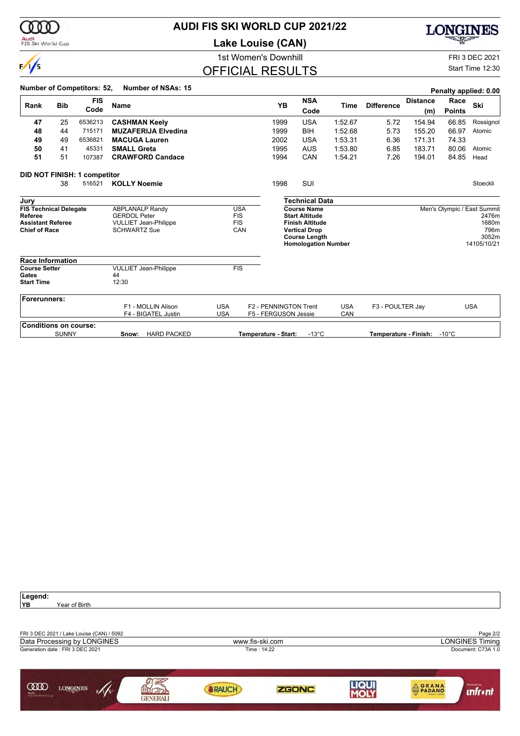# AUDI FIS SKI WORLD CUP 2021/22

## Lake Louise (CAN)

1st Women's Downhill

FRI 3 DEC 2021

Start Time 12:30

## OFFICIAL RESULTS

**Number of Competitors: 52, Number of NSAs: 15**

**Penalty applied: 0.00**

| Rank | Bib | FIS Code | Name | YB | NSA Code | Time | Difference | Distance (m) | Race Points | Ski |
|---|---|---|---|---|---|---|---|---|---|---|
| 47 | 25 | 6536213 | **CASHMAN Keely** | 1999 | USA | 1:52.67 | 5.72 | 154.94 | 66.85 | Rossignol |
| 48 | 44 | 715171 | **MUZAFERIJA Elvedina** | 1999 | BIH | 1:52.68 | 5.73 | 155.20 | 66.97 | Atomic |
| 49 | 49 | 6536821 | **MACUGA Lauren** | 2002 | USA | 1:53.31 | 6.36 | 171.31 | 74.33 | |
| 50 | 41 | 45331 | **SMALL Greta** | 1995 | AUS | 1:53.80 | 6.85 | 183.71 | 80.06 | Atomic |
| 51 | 51 | 107387 | **CRAWFORD Candace** | 1994 | CAN | 1:54.21 | 7.26 | 194.01 | 84.85 | Head |

**DID NOT FINISH: 1 competitor**

| Rank | Bib | FIS Code | Name | YB | NSA Code | Time | Difference | Distance (m) | Race Points | Ski |
|---|---|---|---|---|---|---|---|---|---|---|
| | 38 | 516521 | **KOLLY Noemie** | 1998 | SUI | | | | | Stoeckli |

### Jury

| | | |
|---|---|---|
| **FIS Technical Delegate** | ABPLANALP Randy | USA |
| **Referee** | GERDOL Peter | FIS |
| **Assistant Referee** | VULLIET Jean-Philippe | FIS |
| **Chief of Race** | SCHWARTZ Sue | CAN |

### Technical Data

| | |
|---|---|
| **Course Name** | Men's Olympic / East Summit |
| **Start Altitude** | 2476m |
| **Finish Altitude** | 1680m |
| **Vertical Drop** | 796m |
| **Course Length** | 3052m |
| **Homologation Number** | 14105/10/21 |

### Race Information

| | | |
|---|---|---|
| **Course Setter** | VULLIET Jean-Philippe | FIS |
| **Gates** | 44 | |
| **Start Time** | 12:30 | |

### Forerunners:

| | | | | | |
|---|---|---|---|---|---|
| F1 - MOLLIN Alison | USA | F2 - PENNINGTON Trent | USA | F3 - POULTER Jay | USA |
| F4 - BIGATEL Justin | USA | F5 - FERGUSON Jessie | CAN | | |

### Conditions on course:

SUNNY | **Snow:** HARD PACKED | **Temperature - Start:** -13°C | **Temperature - Finish:** -10°C

**Legend:**
**YB** Year of Birth

FRI 3 DEC 2021 / Lake Louise (CAN) / 5092

Data Processing by LONGINES — www.fis-ski.com — LONGINES Timing

Generation date : FRI 3 DEC 2021 — Time : 14:22 — Document: C73A 1.0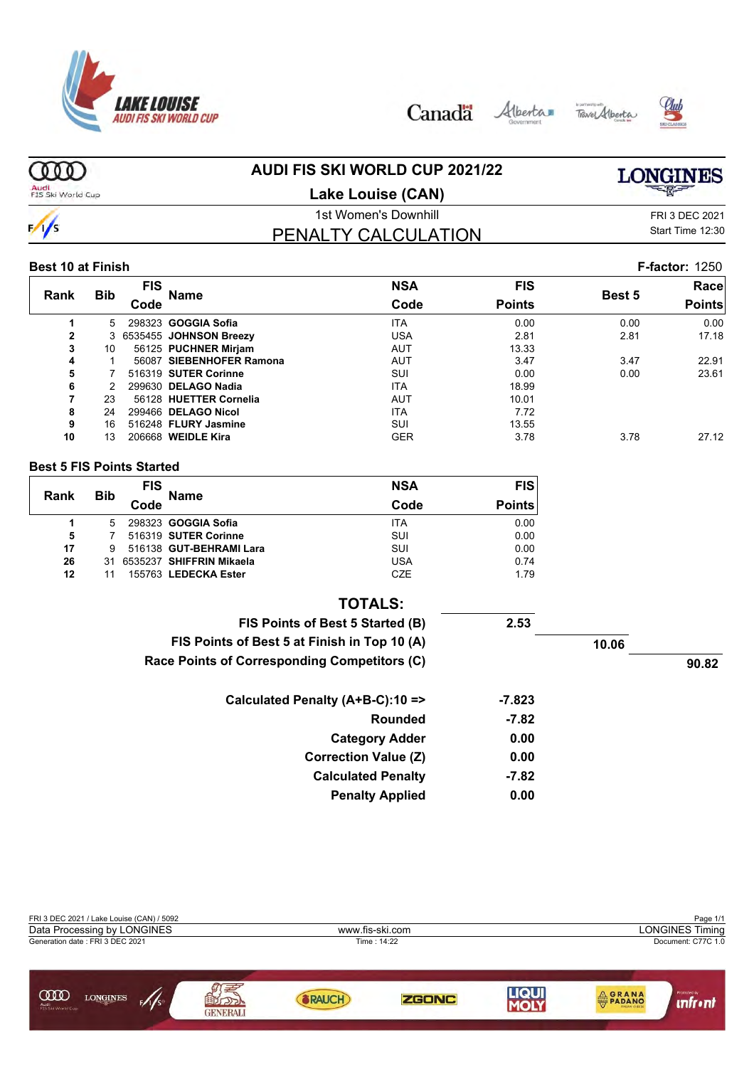# AUDI FIS SKI WORLD CUP 2021/22

## Lake Louise (CAN)

1st Women's Downhill

FRI 3 DEC 2021

Start Time 12:30

## PENALTY CALCULATION

**Best 10 at Finish** — **F-factor:** 1250

| Rank | Bib | FIS Code | Name | NSA Code | FIS Points | Best 5 | Race Points |
|---|---|---|---|---|---|---|---|
| 1 | 5 | 298323 | **GOGGIA Sofia** | ITA | 0.00 | 0.00 | 0.00 |
| 2 | 3 | 6535455 | **JOHNSON Breezy** | USA | 2.81 | 2.81 | 17.18 |
| 3 | 10 | 56125 | **PUCHNER Mirjam** | AUT | 13.33 | | |
| 4 | 1 | 56087 | **SIEBENHOFER Ramona** | AUT | 3.47 | 3.47 | 22.91 |
| 5 | 7 | 516319 | **SUTER Corinne** | SUI | 0.00 | 0.00 | 23.61 |
| 6 | 2 | 299630 | **DELAGO Nadia** | ITA | 18.99 | | |
| 7 | 23 | 56128 | **HUETTER Cornelia** | AUT | 10.01 | | |
| 8 | 24 | 299466 | **DELAGO Nicol** | ITA | 7.72 | | |
| 9 | 16 | 516248 | **FLURY Jasmine** | SUI | 13.55 | | |
| 10 | 13 | 206668 | **WEIDLE Kira** | GER | 3.78 | 3.78 | 27.12 |

**Best 5 FIS Points Started**

| Rank | Bib | FIS Code | Name | NSA Code | FIS Points |
|---|---|---|---|---|---|
| 1 | 5 | 298323 | **GOGGIA Sofia** | ITA | 0.00 |
| 5 | 7 | 516319 | **SUTER Corinne** | SUI | 0.00 |
| 17 | 9 | 516138 | **GUT-BEHRAMI Lara** | SUI | 0.00 |
| 26 | 31 | 6535237 | **SHIFFRIN Mikaela** | USA | 0.74 |
| 12 | 11 | 155763 | **LEDECKA Ester** | CZE | 1.79 |

**TOTALS:**

| | | | |
|---|---|---|---|
| **FIS Points of Best 5 Started (B)** | **2.53** | | |
| **FIS Points of Best 5 at Finish in Top 10 (A)** | | **10.06** | |
| **Race Points of Corresponding Competitors (C)** | | | **90.82** |
| **Calculated Penalty (A+B-C):10 =>** | **-7.823** | | |
| **Rounded** | **-7.82** | | |
| **Category Adder** | **0.00** | | |
| **Correction Value (Z)** | **0.00** | | |
| **Calculated Penalty** | **-7.82** | | |
| **Penalty Applied** | **0.00** | | |

FRI 3 DEC 2021 / Lake Louise (CAN) / 5092

Data Processing by LONGINES — www.fis-ski.com — LONGINES Timing

Generation date : FRI 3 DEC 2021 — Time : 14:22 — Document: C77C 1.0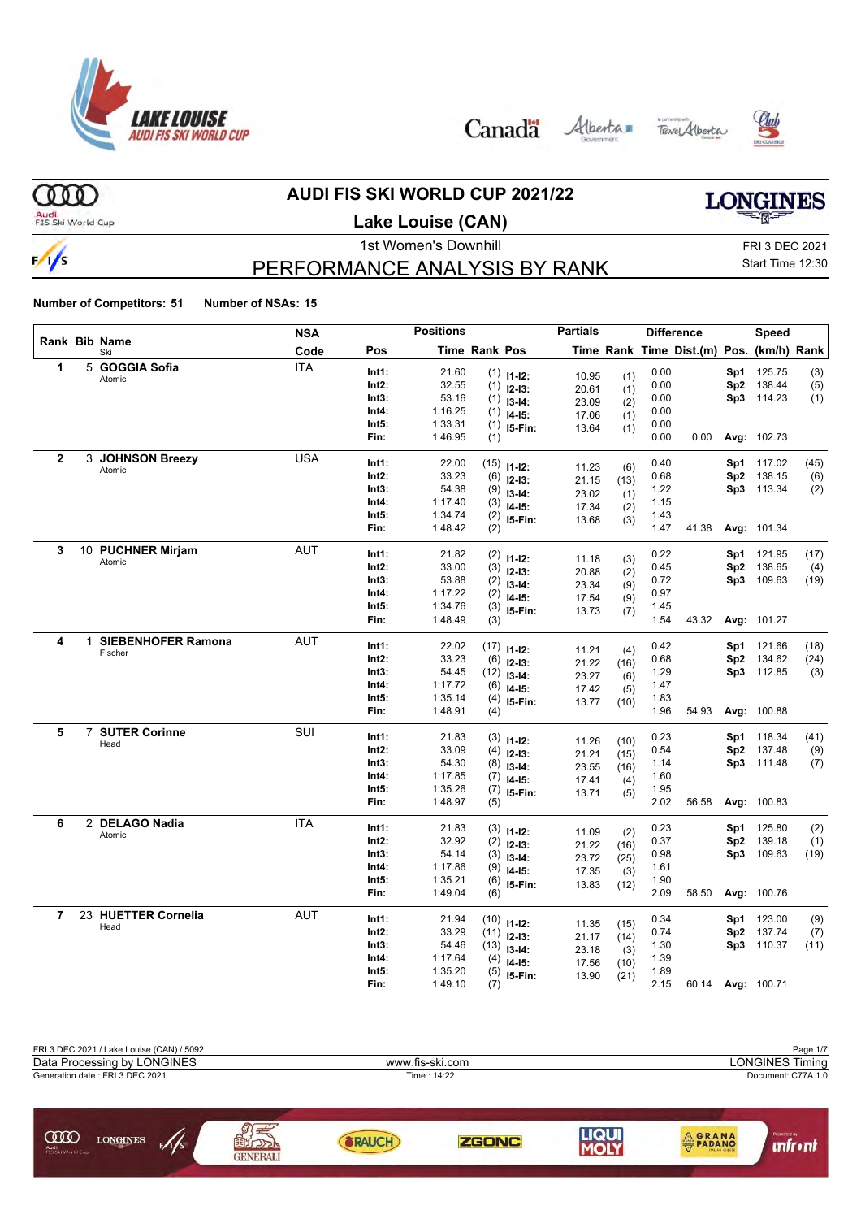# AUDI FIS SKI WORLD CUP 2021/22

## Lake Louise (CAN)

1st Women's Downhill

FRI 3 DEC 2021
Start Time 12:30

# PERFORMANCE ANALYSIS BY RANK

**Number of Competitors: 51 Number of NSAs: 15**

| Rank | Bib | Name / Ski | NSA Code | Pos | Time | Rank | Pos | Partials Time | Rank | Difference Time | Dist.(m) | Pos. | Speed (km/h) | Rank |
|---|---|---|---|---|---|---|---|---|---|---|---|---|---|---|
| 1 | 5 | **GOGGIA Sofia** Atomic | ITA | Int1: | 21.60 | (1) | I1-I2: | 10.95 | (1) | 0.00 | | Sp1 | 125.75 | (3) |
| | | | | Int2: | 32.55 | (1) | I2-I3: | 20.61 | (1) | 0.00 | | Sp2 | 138.44 | (5) |
| | | | | Int3: | 53.16 | (1) | I3-I4: | 23.09 | (2) | 0.00 | | Sp3 | 114.23 | (1) |
| | | | | Int4: | 1:16.25 | (1) | I4-I5: | 17.06 | (1) | 0.00 | | | | |
| | | | | Int5: | 1:33.31 | (1) | I5-Fin: | 13.64 | (1) | 0.00 | | | | |
| | | | | Fin: | 1:46.95 | (1) | | | | 0.00 | 0.00 | Avg: | 102.73 | |
| 2 | 3 | **JOHNSON Breezy** Atomic | USA | Int1: | 22.00 | (15) | I1-I2: | 11.23 | (6) | 0.40 | | Sp1 | 117.02 | (45) |
| | | | | Int2: | 33.23 | (6) | I2-I3: | 21.15 | (13) | 0.68 | | Sp2 | 138.15 | (6) |
| | | | | Int3: | 54.38 | (9) | I3-I4: | 23.02 | (1) | 1.22 | | Sp3 | 113.34 | (2) |
| | | | | Int4: | 1:17.40 | (3) | I4-I5: | 17.34 | (2) | 1.15 | | | | |
| | | | | Int5: | 1:34.74 | (2) | I5-Fin: | 13.68 | (3) | 1.43 | | | | |
| | | | | Fin: | 1:48.42 | (2) | | | | 1.47 | 41.38 | Avg: | 101.34 | |
| 3 | 10 | **PUCHNER Mirjam** Atomic | AUT | Int1: | 21.82 | (2) | I1-I2: | 11.18 | (3) | 0.22 | | Sp1 | 121.95 | (17) |
| | | | | Int2: | 33.00 | (3) | I2-I3: | 20.88 | (2) | 0.45 | | Sp2 | 138.65 | (4) |
| | | | | Int3: | 53.88 | (2) | I3-I4: | 23.34 | (9) | 0.72 | | Sp3 | 109.63 | (19) |
| | | | | Int4: | 1:17.22 | (2) | I4-I5: | 17.54 | (9) | 0.97 | | | | |
| | | | | Int5: | 1:34.76 | (3) | I5-Fin: | 13.73 | (7) | 1.45 | | | | |
| | | | | Fin: | 1:48.49 | (3) | | | | 1.54 | 43.32 | Avg: | 101.27 | |
| 4 | 1 | **SIEBENHOFER Ramona** Fischer | AUT | Int1: | 22.02 | (17) | I1-I2: | 11.21 | (4) | 0.42 | | Sp1 | 121.66 | (18) |
| | | | | Int2: | 33.23 | (6) | I2-I3: | 21.22 | (16) | 0.68 | | Sp2 | 134.62 | (24) |
| | | | | Int3: | 54.45 | (12) | I3-I4: | 23.27 | (6) | 1.29 | | Sp3 | 112.85 | (3) |
| | | | | Int4: | 1:17.72 | (6) | I4-I5: | 17.42 | (5) | 1.47 | | | | |
| | | | | Int5: | 1:35.14 | (4) | I5-Fin: | 13.77 | (10) | 1.83 | | | | |
| | | | | Fin: | 1:48.91 | (4) | | | | 1.96 | 54.93 | Avg: | 100.88 | |
| 5 | 7 | **SUTER Corinne** Head | SUI | Int1: | 21.83 | (3) | I1-I2: | 11.26 | (10) | 0.23 | | Sp1 | 118.34 | (41) |
| | | | | Int2: | 33.09 | (4) | I2-I3: | 21.21 | (15) | 0.54 | | Sp2 | 137.48 | (9) |
| | | | | Int3: | 54.30 | (8) | I3-I4: | 23.55 | (16) | 1.14 | | Sp3 | 111.48 | (7) |
| | | | | Int4: | 1:17.85 | (7) | I4-I5: | 17.41 | (4) | 1.60 | | | | |
| | | | | Int5: | 1:35.26 | (7) | I5-Fin: | 13.71 | (5) | 1.95 | | | | |
| | | | | Fin: | 1:48.97 | (5) | | | | 2.02 | 56.58 | Avg: | 100.83 | |
| 6 | 2 | **DELAGO Nadia** Atomic | ITA | Int1: | 21.83 | (3) | I1-I2: | 11.09 | (2) | 0.23 | | Sp1 | 125.80 | (2) |
| | | | | Int2: | 32.92 | (2) | I2-I3: | 21.22 | (16) | 0.37 | | Sp2 | 139.18 | (1) |
| | | | | Int3: | 54.14 | (3) | I3-I4: | 23.72 | (25) | 0.98 | | Sp3 | 109.63 | (19) |
| | | | | Int4: | 1:17.86 | (9) | I4-I5: | 17.35 | (3) | 1.61 | | | | |
| | | | | Int5: | 1:35.21 | (6) | I5-Fin: | 13.83 | (12) | 1.90 | | | | |
| | | | | Fin: | 1:49.04 | (6) | | | | 2.09 | 58.50 | Avg: | 100.76 | |
| 7 | 23 | **HUETTER Cornelia** Head | AUT | Int1: | 21.94 | (10) | I1-I2: | 11.35 | (15) | 0.34 | | Sp1 | 123.00 | (9) |
| | | | | Int2: | 33.29 | (11) | I2-I3: | 21.17 | (14) | 0.74 | | Sp2 | 137.74 | (7) |
| | | | | Int3: | 54.46 | (13) | I3-I4: | 23.18 | (3) | 1.30 | | Sp3 | 110.37 | (11) |
| | | | | Int4: | 1:17.64 | (4) | I4-I5: | 17.56 | (10) | 1.39 | | | | |
| | | | | Int5: | 1:35.20 | (5) | I5-Fin: | 13.90 | (21) | 1.89 | | | | |
| | | | | Fin: | 1:49.10 | (7) | | | | 2.15 | 60.14 | Avg: | 100.71 | |

FRI 3 DEC 2021 / Lake Louise (CAN) / 5092

Data Processing by LONGINES | www.fis-ski.com | LONGINES Timing

Generation date : FRI 3 DEC 2021 | Time : 14:22 | Document: C77A 1.0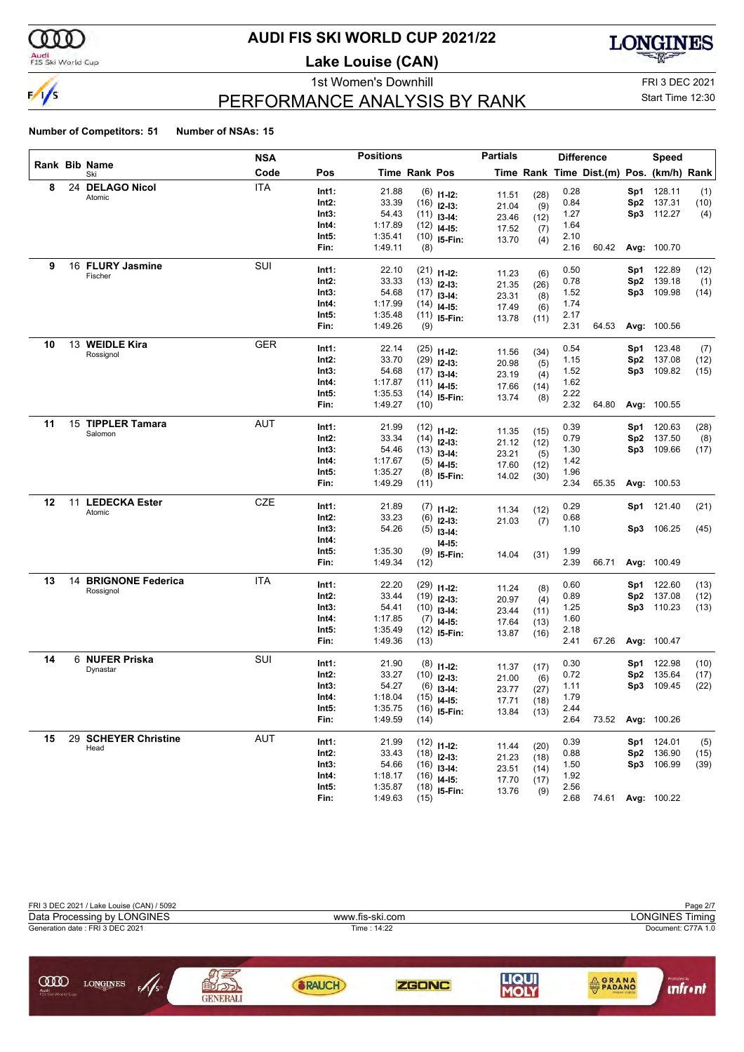# AUDI FIS SKI WORLD CUP 2021/22

## Lake Louise (CAN)

1st Women's Downhill

FRI 3 DEC 2021

Start Time 12:30

## PERFORMANCE ANALYSIS BY RANK

**Number of Competitors: 51** **Number of NSAs: 15**

| Rank | Bib | Name / Ski | NSA Code | Pos | Time | Rank | Pos | Partials Time | Rank | Difference Time | Dist.(m) | Speed Pos. | (km/h) | Rank |
|---|---|---|---|---|---|---|---|---|---|---|---|---|---|---|
| 8 | 24 | **DELAGO Nicol** Atomic | ITA | Int1: | 21.88 | (6) | I1-I2: | 11.51 | (28) | 0.28 | | Sp1 | 128.11 | (1) |
| | | | | Int2: | 33.39 | (16) | I2-I3: | 21.04 | (9) | 0.84 | | Sp2 | 137.31 | (10) |
| | | | | Int3: | 54.43 | (11) | I3-I4: | 23.46 | (12) | 1.27 | | Sp3 | 112.27 | (4) |
| | | | | Int4: | 1:17.89 | (12) | I4-I5: | 17.52 | (7) | 1.64 | | | | |
| | | | | Int5: | 1:35.41 | (10) | I5-Fin: | 13.70 | (4) | 2.10 | | | | |
| | | | | Fin: | 1:49.11 | (8) | | | | 2.16 | 60.42 | Avg: | 100.70 | |
| 9 | 16 | **FLURY Jasmine** Fischer | SUI | Int1: | 22.10 | (21) | I1-I2: | 11.23 | (6) | 0.50 | | Sp1 | 122.89 | (12) |
| | | | | Int2: | 33.33 | (13) | I2-I3: | 21.35 | (26) | 0.78 | | Sp2 | 139.18 | (1) |
| | | | | Int3: | 54.68 | (17) | I3-I4: | 23.31 | (8) | 1.52 | | Sp3 | 109.98 | (14) |
| | | | | Int4: | 1:17.99 | (14) | I4-I5: | 17.49 | (6) | 1.74 | | | | |
| | | | | Int5: | 1:35.48 | (11) | I5-Fin: | 13.78 | (11) | 2.17 | | | | |
| | | | | Fin: | 1:49.26 | (9) | | | | 2.31 | 64.53 | Avg: | 100.56 | |
| 10 | 13 | **WEIDLE Kira** Rossignol | GER | Int1: | 22.14 | (25) | I1-I2: | 11.56 | (34) | 0.54 | | Sp1 | 123.48 | (7) |
| | | | | Int2: | 33.70 | (29) | I2-I3: | 20.98 | (5) | 1.15 | | Sp2 | 137.08 | (12) |
| | | | | Int3: | 54.68 | (17) | I3-I4: | 23.19 | (4) | 1.52 | | Sp3 | 109.82 | (15) |
| | | | | Int4: | 1:17.87 | (11) | I4-I5: | 17.66 | (14) | 1.62 | | | | |
| | | | | Int5: | 1:35.53 | (14) | I5-Fin: | 13.74 | (8) | 2.17 | | | | |
| | | | | Fin: | 1:49.27 | (10) | | | | 2.32 | 64.80 | Avg: | 100.55 | |
| 11 | 15 | **TIPPLER Tamara** Salomon | AUT | Int1: | 21.99 | (12) | I1-I2: | 11.35 | (15) | 0.39 | | Sp1 | 120.63 | (28) |
| | | | | Int2: | 33.34 | (14) | I2-I3: | 21.12 | (12) | 0.79 | | Sp2 | 137.50 | (8) |
| | | | | Int3: | 54.46 | (13) | I3-I4: | 23.21 | (5) | 1.30 | | Sp3 | 109.66 | (17) |
| | | | | Int4: | 1:17.67 | (5) | I4-I5: | 17.60 | (12) | 1.42 | | | | |
| | | | | Int5: | 1:35.27 | (8) | I5-Fin: | 14.02 | (30) | 1.96 | | | | |
| | | | | Fin: | 1:49.29 | (11) | | | | 2.34 | 65.35 | Avg: | 100.53 | |
| 12 | 11 | **LEDECKA Ester** Atomic | CZE | Int1: | 21.89 | (7) | I1-I2: | 11.34 | (12) | 0.29 | | Sp1 | 121.40 | (21) |
| | | | | Int2: | 33.23 | (6) | I2-I3: | 21.03 | (7) | 0.68 | | | | |
| | | | | Int3: | 54.26 | (5) | I3-I4: | | | 1.10 | | Sp3 | 106.25 | (45) |
| | | | | Int4: | | | I4-I5: | | | | | | | |
| | | | | Int5: | 1:35.30 | (9) | I5-Fin: | 14.04 | (31) | 1.99 | | | | |
| | | | | Fin: | 1:49.34 | (12) | | | | 2.39 | 66.71 | Avg: | 100.49 | |
| 13 | 14 | **BRIGNONE Federica** Rossignol | ITA | Int1: | 22.20 | (29) | I1-I2: | 11.24 | (8) | 0.60 | | Sp1 | 122.60 | (13) |
| | | | | Int2: | 33.44 | (19) | I2-I3: | 20.97 | (4) | 0.89 | | Sp2 | 137.08 | (12) |
| | | | | Int3: | 54.41 | (10) | I3-I4: | 23.44 | (11) | 1.25 | | Sp3 | 110.23 | (13) |
| | | | | Int4: | 1:17.85 | (7) | I4-I5: | 17.64 | (13) | 1.60 | | | | |
| | | | | Int5: | 1:35.49 | (12) | I5-Fin: | 13.87 | (16) | 2.18 | | | | |
| | | | | Fin: | 1:49.36 | (13) | | | | 2.41 | 67.26 | Avg: | 100.47 | |
| 14 | 6 | **NUFER Priska** Dynastar | SUI | Int1: | 21.90 | (8) | I1-I2: | 11.37 | (17) | 0.30 | | Sp1 | 122.98 | (10) |
| | | | | Int2: | 33.27 | (10) | I2-I3: | 21.00 | (6) | 0.72 | | Sp2 | 135.64 | (17) |
| | | | | Int3: | 54.27 | (6) | I3-I4: | 23.77 | (27) | 1.11 | | Sp3 | 109.45 | (22) |
| | | | | Int4: | 1:18.04 | (15) | I4-I5: | 17.71 | (18) | 1.79 | | | | |
| | | | | Int5: | 1:35.75 | (16) | I5-Fin: | 13.84 | (13) | 2.44 | | | | |
| | | | | Fin: | 1:49.59 | (14) | | | | 2.64 | 73.52 | Avg: | 100.26 | |
| 15 | 29 | **SCHEYER Christine** Head | AUT | Int1: | 21.99 | (12) | I1-I2: | 11.44 | (20) | 0.39 | | Sp1 | 124.01 | (5) |
| | | | | Int2: | 33.43 | (18) | I2-I3: | 21.23 | (18) | 0.88 | | Sp2 | 136.90 | (15) |
| | | | | Int3: | 54.66 | (16) | I3-I4: | 23.51 | (14) | 1.50 | | Sp3 | 106.99 | (39) |
| | | | | Int4: | 1:18.17 | (16) | I4-I5: | 17.70 | (17) | 1.92 | | | | |
| | | | | Int5: | 1:35.87 | (18) | I5-Fin: | 13.76 | (9) | 2.56 | | | | |
| | | | | Fin: | 1:49.63 | (15) | | | | 2.68 | 74.61 | Avg: | 100.22 | |

FRI 3 DEC 2021 / Lake Louise (CAN) / 5092

Data Processing by LONGINES — www.fis-ski.com — LONGINES Timing

Generation date : FRI 3 DEC 2021 — Time : 14:22 — Document: C77A 1.0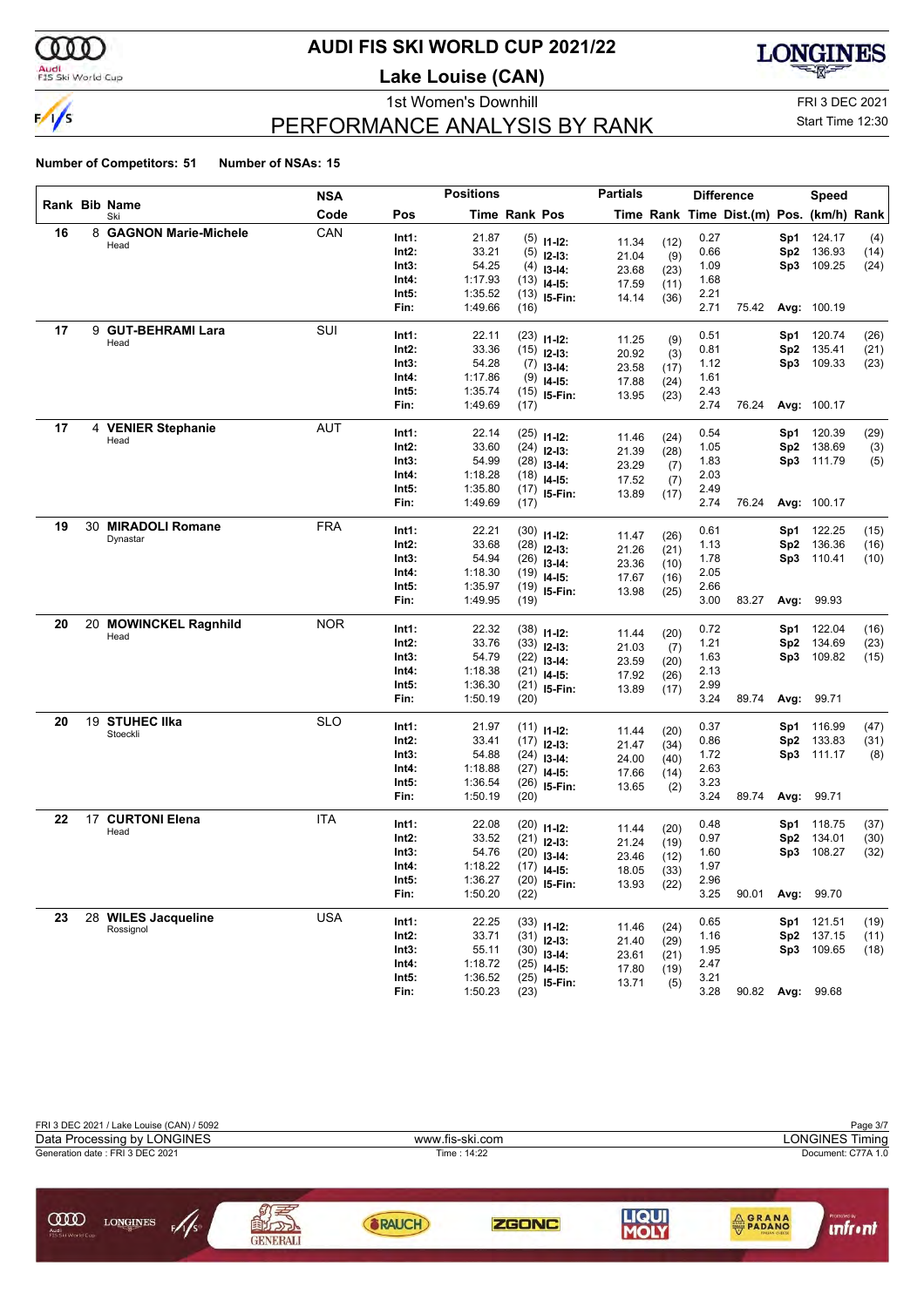# AUDI FIS SKI WORLD CUP 2021/22

## Lake Louise (CAN)

1st Women's Downhill

FRI 3 DEC 2021

Start Time 12:30

## PERFORMANCE ANALYSIS BY RANK

**Number of Competitors: 51** **Number of NSAs: 15**

| Rank | Bib | Name / Ski | NSA Code | Pos | Time | Rank | Pos | Partials Time | Rank | Difference Time | Dist.(m) | Pos. | Speed (km/h) | Rank |
|---|---|---|---|---|---|---|---|---|---|---|---|---|---|---|
| 16 | 8 | **GAGNON Marie-Michele** | CAN | Int1: | 21.87 | (5) | I1-I2: | 11.34 | (12) | 0.27 | | Sp1 | 124.17 | (4) |
| | | Head | | Int2: | 33.21 | (5) | I2-I3: | 21.04 | (9) | 0.66 | | Sp2 | 136.93 | (14) |
| | | | | Int3: | 54.25 | (4) | I3-I4: | 23.68 | (23) | 1.09 | | Sp3 | 109.25 | (24) |
| | | | | Int4: | 1:17.93 | (13) | I4-I5: | 17.59 | (11) | 1.68 | | | | |
| | | | | Int5: | 1:35.52 | (13) | I5-Fin: | 14.14 | (36) | 2.21 | | | | |
| | | | | Fin: | 1:49.66 | (16) | | | | 2.71 | 75.42 | Avg: | 100.19 | |
| 17 | 9 | **GUT-BEHRAMI Lara** | SUI | Int1: | 22.11 | (23) | I1-I2: | 11.25 | (9) | 0.51 | | Sp1 | 120.74 | (26) |
| | | Head | | Int2: | 33.36 | (15) | I2-I3: | 20.92 | (3) | 0.81 | | Sp2 | 135.41 | (21) |
| | | | | Int3: | 54.28 | (7) | I3-I4: | 23.58 | (17) | 1.12 | | Sp3 | 109.33 | (23) |
| | | | | Int4: | 1:17.86 | (9) | I4-I5: | 17.88 | (24) | 1.61 | | | | |
| | | | | Int5: | 1:35.74 | (15) | I5-Fin: | 13.95 | (23) | 2.43 | | | | |
| | | | | Fin: | 1:49.69 | (17) | | | | 2.74 | 76.24 | Avg: | 100.17 | |
| 17 | 4 | **VENIER Stephanie** | AUT | Int1: | 22.14 | (25) | I1-I2: | 11.46 | (24) | 0.54 | | Sp1 | 120.39 | (29) |
| | | Head | | Int2: | 33.60 | (24) | I2-I3: | 21.39 | (28) | 1.05 | | Sp2 | 138.69 | (3) |
| | | | | Int3: | 54.99 | (28) | I3-I4: | 23.29 | (7) | 1.83 | | Sp3 | 111.79 | (5) |
| | | | | Int4: | 1:18.28 | (18) | I4-I5: | 17.52 | (7) | 2.03 | | | | |
| | | | | Int5: | 1:35.80 | (17) | I5-Fin: | 13.89 | (17) | 2.49 | | | | |
| | | | | Fin: | 1:49.69 | (17) | | | | 2.74 | 76.24 | Avg: | 100.17 | |
| 19 | 30 | **MIRADOLI Romane** | FRA | Int1: | 22.21 | (30) | I1-I2: | 11.47 | (26) | 0.61 | | Sp1 | 122.25 | (15) |
| | | Dynastar | | Int2: | 33.68 | (28) | I2-I3: | 21.26 | (21) | 1.13 | | Sp2 | 136.36 | (16) |
| | | | | Int3: | 54.94 | (26) | I3-I4: | 23.36 | (10) | 1.78 | | Sp3 | 110.41 | (10) |
| | | | | Int4: | 1:18.30 | (19) | I4-I5: | 17.67 | (16) | 2.05 | | | | |
| | | | | Int5: | 1:35.97 | (19) | I5-Fin: | 13.98 | (25) | 2.66 | | | | |
| | | | | Fin: | 1:49.95 | (19) | | | | 3.00 | 83.27 | Avg: | 99.93 | |
| 20 | 20 | **MOWINCKEL Ragnhild** | NOR | Int1: | 22.32 | (38) | I1-I2: | 11.44 | (20) | 0.72 | | Sp1 | 122.04 | (16) |
| | | Head | | Int2: | 33.76 | (33) | I2-I3: | 21.03 | (7) | 1.21 | | Sp2 | 134.69 | (23) |
| | | | | Int3: | 54.79 | (22) | I3-I4: | 23.59 | (20) | 1.63 | | Sp3 | 109.82 | (15) |
| | | | | Int4: | 1:18.38 | (21) | I4-I5: | 17.92 | (26) | 2.13 | | | | |
| | | | | Int5: | 1:36.30 | (21) | I5-Fin: | 13.89 | (17) | 2.99 | | | | |
| | | | | Fin: | 1:50.19 | (20) | | | | 3.24 | 89.74 | Avg: | 99.71 | |
| 20 | 19 | **STUHEC Ilka** | SLO | Int1: | 21.97 | (11) | I1-I2: | 11.44 | (20) | 0.37 | | Sp1 | 116.99 | (47) |
| | | Stoeckli | | Int2: | 33.41 | (17) | I2-I3: | 21.47 | (34) | 0.86 | | Sp2 | 133.83 | (31) |
| | | | | Int3: | 54.88 | (24) | I3-I4: | 24.00 | (40) | 1.72 | | Sp3 | 111.17 | (8) |
| | | | | Int4: | 1:18.88 | (27) | I4-I5: | 17.66 | (14) | 2.63 | | | | |
| | | | | Int5: | 1:36.54 | (26) | I5-Fin: | 13.65 | (2) | 3.23 | | | | |
| | | | | Fin: | 1:50.19 | (20) | | | | 3.24 | 89.74 | Avg: | 99.71 | |
| 22 | 17 | **CURTONI Elena** | ITA | Int1: | 22.08 | (20) | I1-I2: | 11.44 | (20) | 0.48 | | Sp1 | 118.75 | (37) |
| | | Head | | Int2: | 33.52 | (21) | I2-I3: | 21.24 | (19) | 0.97 | | Sp2 | 134.01 | (30) |
| | | | | Int3: | 54.76 | (20) | I3-I4: | 23.46 | (12) | 1.60 | | Sp3 | 108.27 | (32) |
| | | | | Int4: | 1:18.22 | (17) | I4-I5: | 18.05 | (33) | 1.97 | | | | |
| | | | | Int5: | 1:36.27 | (20) | I5-Fin: | 13.93 | (22) | 2.96 | | | | |
| | | | | Fin: | 1:50.20 | (22) | | | | 3.25 | 90.01 | Avg: | 99.70 | |
| 23 | 28 | **WILES Jacqueline** | USA | Int1: | 22.25 | (33) | I1-I2: | 11.46 | (24) | 0.65 | | Sp1 | 121.51 | (19) |
| | | Rossignol | | Int2: | 33.71 | (31) | I2-I3: | 21.40 | (29) | 1.16 | | Sp2 | 137.15 | (11) |
| | | | | Int3: | 55.11 | (30) | I3-I4: | 23.61 | (21) | 1.95 | | Sp3 | 109.65 | (18) |
| | | | | Int4: | 1:18.72 | (25) | I4-I5: | 17.80 | (19) | 2.47 | | | | |
| | | | | Int5: | 1:36.52 | (25) | I5-Fin: | 13.71 | (5) | 3.21 | | | | |
| | | | | Fin: | 1:50.23 | (23) | | | | 3.28 | 90.82 | Avg: | 99.68 | |

FRI 3 DEC 2021 / Lake Louise (CAN) / 5092

Data Processing by LONGINES — www.fis-ski.com — LONGINES Timing

Generation date : FRI 3 DEC 2021 — Time : 14:22 — Document: C77A 1.0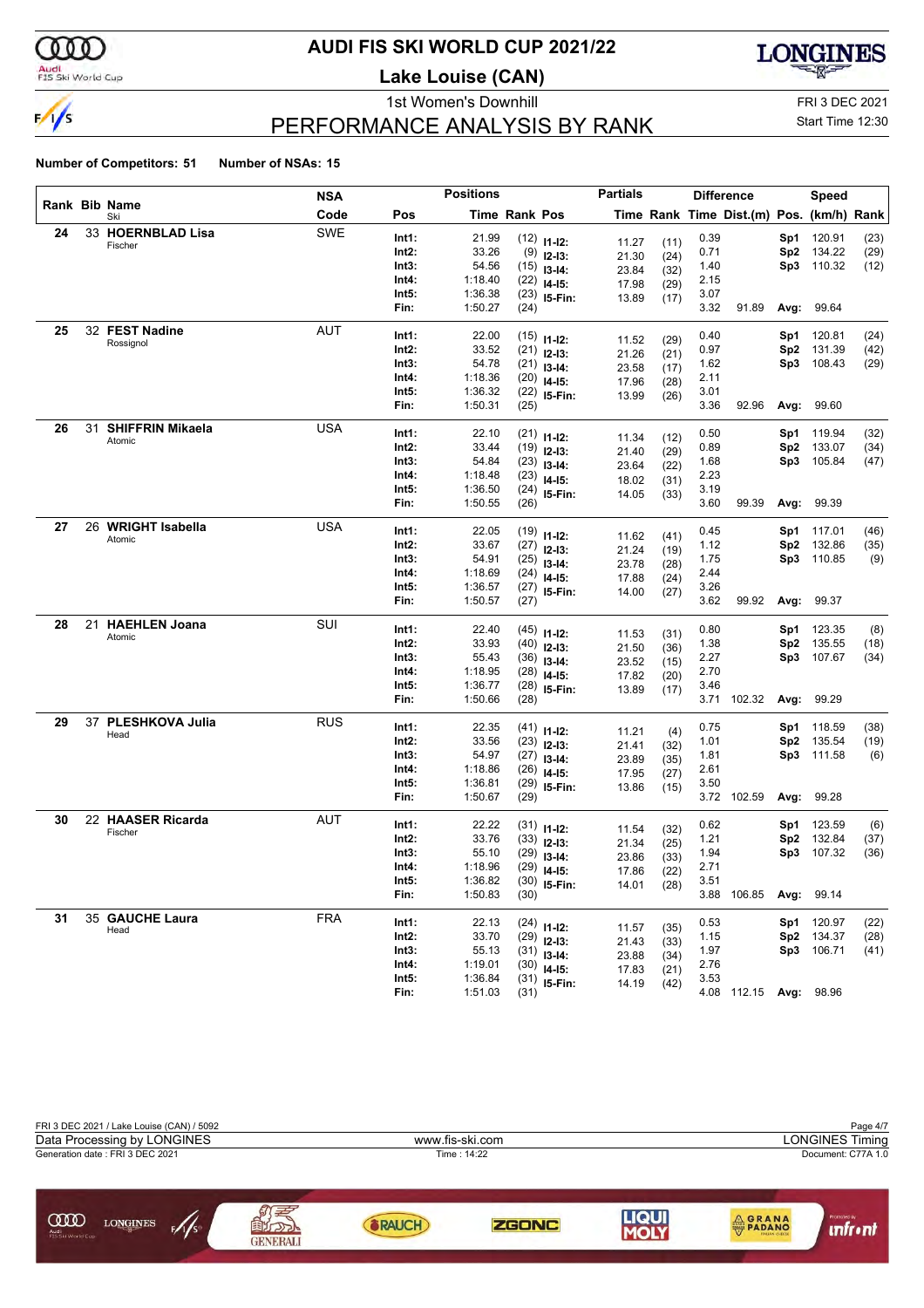# AUDI FIS SKI WORLD CUP 2021/22

## Lake Louise (CAN)

1st Women's Downhill

FRI 3 DEC 2021

Start Time 12:30

## PERFORMANCE ANALYSIS BY RANK

**Number of Competitors: 51** **Number of NSAs: 15**

| Rank | Bib | Name / Ski | NSA Code | Pos | Time | Rank | Pos | Partials Time | Rank | Diff. Time | Dist.(m) | Pos. | Speed (km/h) | Rank |
|---|---|---|---|---|---|---|---|---|---|---|---|---|---|---|
| 24 | 33 | **HOERNBLAD Lisa** Fischer | SWE | Int1: | 21.99 | (12) | I1-I2: | 11.27 | (11) | 0.39 | | Sp1 | 120.91 | (23) |
| | | | | Int2: | 33.26 | (9) | I2-I3: | 21.30 | (24) | 0.71 | | Sp2 | 134.22 | (29) |
| | | | | Int3: | 54.56 | (15) | I3-I4: | 23.84 | (32) | 1.40 | | Sp3 | 110.32 | (12) |
| | | | | Int4: | 1:18.40 | (22) | I4-I5: | 17.98 | (29) | 2.15 | | | | |
| | | | | Int5: | 1:36.38 | (23) | I5-Fin: | 13.89 | (17) | 3.07 | | | | |
| | | | | Fin: | 1:50.27 | (24) | | | | 3.32 | 91.89 | Avg: | 99.64 | |
| 25 | 32 | **FEST Nadine** Rossignol | AUT | Int1: | 22.00 | (15) | I1-I2: | 11.52 | (29) | 0.40 | | Sp1 | 120.81 | (24) |
| | | | | Int2: | 33.52 | (21) | I2-I3: | 21.26 | (21) | 0.97 | | Sp2 | 131.39 | (42) |
| | | | | Int3: | 54.78 | (21) | I3-I4: | 23.58 | (17) | 1.62 | | Sp3 | 108.43 | (29) |
| | | | | Int4: | 1:18.36 | (20) | I4-I5: | 17.96 | (28) | 2.11 | | | | |
| | | | | Int5: | 1:36.32 | (22) | I5-Fin: | 13.99 | (26) | 3.01 | | | | |
| | | | | Fin: | 1:50.31 | (25) | | | | 3.36 | 92.96 | Avg: | 99.60 | |
| 26 | 31 | **SHIFFRIN Mikaela** Atomic | USA | Int1: | 22.10 | (21) | I1-I2: | 11.34 | (12) | 0.50 | | Sp1 | 119.94 | (32) |
| | | | | Int2: | 33.44 | (19) | I2-I3: | 21.40 | (29) | 0.89 | | Sp2 | 133.07 | (34) |
| | | | | Int3: | 54.84 | (23) | I3-I4: | 23.64 | (22) | 1.68 | | Sp3 | 105.84 | (47) |
| | | | | Int4: | 1:18.48 | (23) | I4-I5: | 18.02 | (31) | 2.23 | | | | |
| | | | | Int5: | 1:36.50 | (24) | I5-Fin: | 14.05 | (33) | 3.19 | | | | |
| | | | | Fin: | 1:50.55 | (26) | | | | 3.60 | 99.39 | Avg: | 99.39 | |
| 27 | 26 | **WRIGHT Isabella** Atomic | USA | Int1: | 22.05 | (19) | I1-I2: | 11.62 | (41) | 0.45 | | Sp1 | 117.01 | (46) |
| | | | | Int2: | 33.67 | (27) | I2-I3: | 21.24 | (19) | 1.12 | | Sp2 | 132.86 | (35) |
| | | | | Int3: | 54.91 | (25) | I3-I4: | 23.78 | (28) | 1.75 | | Sp3 | 110.85 | (9) |
| | | | | Int4: | 1:18.69 | (24) | I4-I5: | 17.88 | (24) | 2.44 | | | | |
| | | | | Int5: | 1:36.57 | (27) | I5-Fin: | 14.00 | (27) | 3.26 | | | | |
| | | | | Fin: | 1:50.57 | (27) | | | | 3.62 | 99.92 | Avg: | 99.37 | |
| 28 | 21 | **HAEHLEN Joana** Atomic | SUI | Int1: | 22.40 | (45) | I1-I2: | 11.53 | (31) | 0.80 | | Sp1 | 123.35 | (8) |
| | | | | Int2: | 33.93 | (40) | I2-I3: | 21.50 | (36) | 1.38 | | Sp2 | 135.55 | (18) |
| | | | | Int3: | 55.43 | (36) | I3-I4: | 23.52 | (15) | 2.27 | | Sp3 | 107.67 | (34) |
| | | | | Int4: | 1:18.95 | (28) | I4-I5: | 17.82 | (20) | 2.70 | | | | |
| | | | | Int5: | 1:36.77 | (28) | I5-Fin: | 13.89 | (17) | 3.46 | | | | |
| | | | | Fin: | 1:50.66 | (28) | | | | 3.71 | 102.32 | Avg: | 99.29 | |
| 29 | 37 | **PLESHKOVA Julia** Head | RUS | Int1: | 22.35 | (41) | I1-I2: | 11.21 | (4) | 0.75 | | Sp1 | 118.59 | (38) |
| | | | | Int2: | 33.56 | (23) | I2-I3: | 21.41 | (32) | 1.01 | | Sp2 | 135.54 | (19) |
| | | | | Int3: | 54.97 | (27) | I3-I4: | 23.89 | (35) | 1.81 | | Sp3 | 111.58 | (6) |
| | | | | Int4: | 1:18.86 | (26) | I4-I5: | 17.95 | (27) | 2.61 | | | | |
| | | | | Int5: | 1:36.81 | (29) | I5-Fin: | 13.86 | (15) | 3.50 | | | | |
| | | | | Fin: | 1:50.67 | (29) | | | | 3.72 | 102.59 | Avg: | 99.28 | |
| 30 | 22 | **HAASER Ricarda** Fischer | AUT | Int1: | 22.22 | (31) | I1-I2: | 11.54 | (32) | 0.62 | | Sp1 | 123.59 | (6) |
| | | | | Int2: | 33.76 | (33) | I2-I3: | 21.34 | (25) | 1.21 | | Sp2 | 132.84 | (37) |
| | | | | Int3: | 55.10 | (29) | I3-I4: | 23.86 | (33) | 1.94 | | Sp3 | 107.32 | (36) |
| | | | | Int4: | 1:18.96 | (29) | I4-I5: | 17.86 | (22) | 2.71 | | | | |
| | | | | Int5: | 1:36.82 | (30) | I5-Fin: | 14.01 | (28) | 3.51 | | | | |
| | | | | Fin: | 1:50.83 | (30) | | | | 3.88 | 106.85 | Avg: | 99.14 | |
| 31 | 35 | **GAUCHE Laura** Head | FRA | Int1: | 22.13 | (24) | I1-I2: | 11.57 | (35) | 0.53 | | Sp1 | 120.97 | (22) |
| | | | | Int2: | 33.70 | (29) | I2-I3: | 21.43 | (33) | 1.15 | | Sp2 | 134.37 | (28) |
| | | | | Int3: | 55.13 | (31) | I3-I4: | 23.88 | (34) | 1.97 | | Sp3 | 106.71 | (41) |
| | | | | Int4: | 1:19.01 | (30) | I4-I5: | 17.83 | (21) | 2.76 | | | | |
| | | | | Int5: | 1:36.84 | (31) | I5-Fin: | 14.19 | (42) | 3.53 | | | | |
| | | | | Fin: | 1:51.03 | (31) | | | | 4.08 | 112.15 | Avg: | 98.96 | |

FRI 3 DEC 2021 / Lake Louise (CAN) / 5092

Data Processing by LONGINES — www.fis-ski.com — LONGINES Timing

Generation date : FRI 3 DEC 2021 — Time : 14:22 — Document: C77A 1.0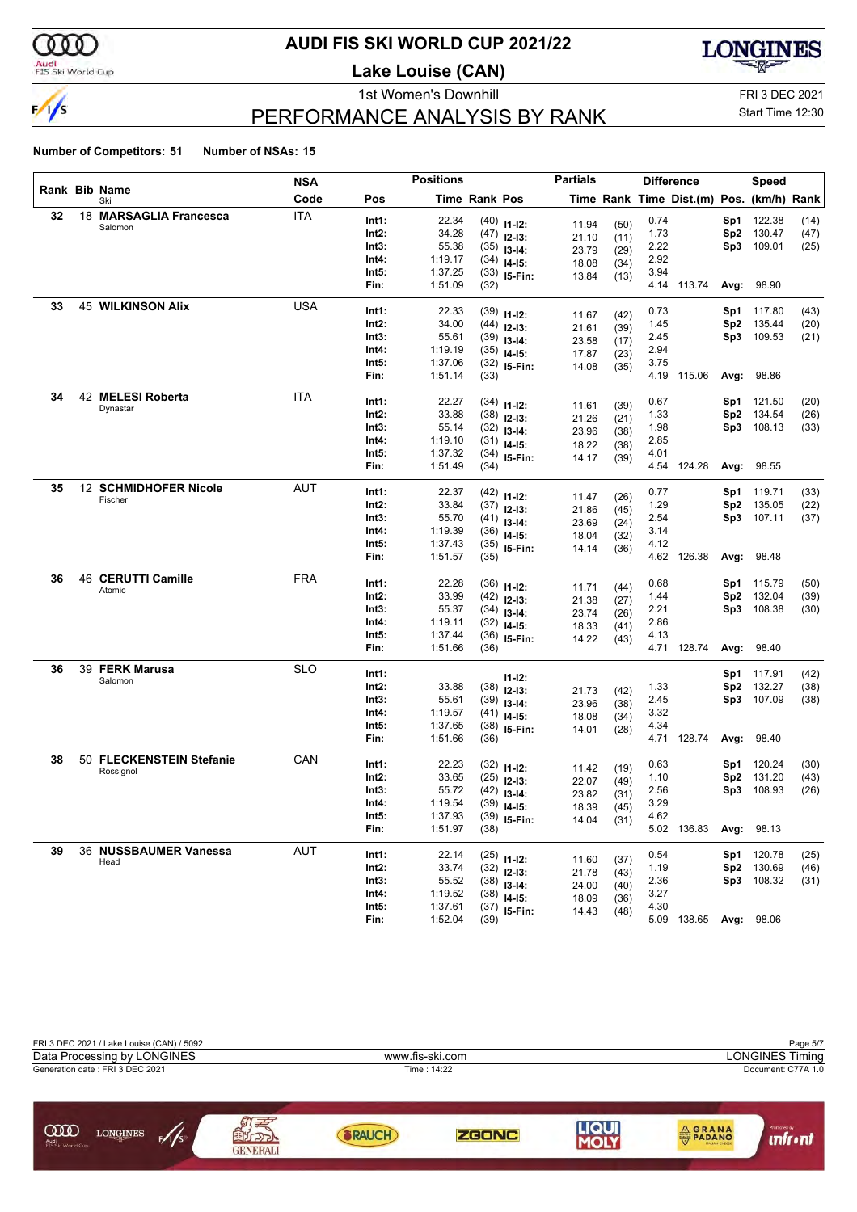# AUDI FIS SKI WORLD CUP 2021/22

## Lake Louise (CAN)

### 1st Women's Downhill

FRI 3 DEC 2021

Start Time 12:30

## PERFORMANCE ANALYSIS BY RANK

**Number of Competitors: 51 Number of NSAs: 15**

| Rank | Bib | Name / Ski | NSA Code | Pos | Time | Rank | Pos | Partials Time | Rank | Difference Time | Dist.(m) | Speed Pos. | (km/h) | Rank |
|---|---|---|---|---|---|---|---|---|---|---|---|---|---|---|
| 32 | 18 | **MARSAGLIA Francesca** Salomon | ITA | Int1: | 22.34 | (40) | I1-I2: | 11.94 | (50) | 0.74 | | Sp1 | 122.38 | (14) |
| | | | | Int2: | 34.28 | (47) | I2-I3: | 21.10 | (11) | 1.73 | | Sp2 | 130.47 | (47) |
| | | | | Int3: | 55.38 | (35) | I3-I4: | 23.79 | (29) | 2.22 | | Sp3 | 109.01 | (25) |
| | | | | Int4: | 1:19.17 | (34) | I4-I5: | 18.08 | (34) | 2.92 | | | | |
| | | | | Int5: | 1:37.25 | (33) | I5-Fin: | 13.84 | (13) | 3.94 | | | | |
| | | | | Fin: | 1:51.09 | (32) | | | | 4.14 | 113.74 | Avg: | 98.90 | |
| 33 | 45 | **WILKINSON Alix** | USA | Int1: | 22.33 | (39) | I1-I2: | 11.67 | (42) | 0.73 | | Sp1 | 117.80 | (43) |
| | | | | Int2: | 34.00 | (44) | I2-I3: | 21.61 | (39) | 1.45 | | Sp2 | 135.44 | (20) |
| | | | | Int3: | 55.61 | (39) | I3-I4: | 23.58 | (17) | 2.45 | | Sp3 | 109.53 | (21) |
| | | | | Int4: | 1:19.19 | (35) | I4-I5: | 17.87 | (23) | 2.94 | | | | |
| | | | | Int5: | 1:37.06 | (32) | I5-Fin: | 14.08 | (35) | 3.75 | | | | |
| | | | | Fin: | 1:51.14 | (33) | | | | 4.19 | 115.06 | Avg: | 98.86 | |
| 34 | 42 | **MELESI Roberta** Dynastar | ITA | Int1: | 22.27 | (34) | I1-I2: | 11.61 | (39) | 0.67 | | Sp1 | 121.50 | (20) |
| | | | | Int2: | 33.88 | (38) | I2-I3: | 21.26 | (21) | 1.33 | | Sp2 | 134.54 | (26) |
| | | | | Int3: | 55.14 | (32) | I3-I4: | 23.96 | (38) | 1.98 | | Sp3 | 108.13 | (33) |
| | | | | Int4: | 1:19.10 | (31) | I4-I5: | 18.22 | (38) | 2.85 | | | | |
| | | | | Int5: | 1:37.32 | (34) | I5-Fin: | 14.17 | (39) | 4.01 | | | | |
| | | | | Fin: | 1:51.49 | (34) | | | | 4.54 | 124.28 | Avg: | 98.55 | |
| 35 | 12 | **SCHMIDHOFER Nicole** Fischer | AUT | Int1: | 22.37 | (42) | I1-I2: | 11.47 | (26) | 0.77 | | Sp1 | 119.71 | (33) |
| | | | | Int2: | 33.84 | (37) | I2-I3: | 21.86 | (45) | 1.29 | | Sp2 | 135.05 | (22) |
| | | | | Int3: | 55.70 | (41) | I3-I4: | 23.69 | (24) | 2.54 | | Sp3 | 107.11 | (37) |
| | | | | Int4: | 1:19.39 | (36) | I4-I5: | 18.04 | (32) | 3.14 | | | | |
| | | | | Int5: | 1:37.43 | (35) | I5-Fin: | 14.14 | (36) | 4.12 | | | | |
| | | | | Fin: | 1:51.57 | (35) | | | | 4.62 | 126.38 | Avg: | 98.48 | |
| 36 | 46 | **CERUTTI Camille** Atomic | FRA | Int1: | 22.28 | (36) | I1-I2: | 11.71 | (44) | 0.68 | | Sp1 | 115.79 | (50) |
| | | | | Int2: | 33.99 | (42) | I2-I3: | 21.38 | (27) | 1.44 | | Sp2 | 132.04 | (39) |
| | | | | Int3: | 55.37 | (34) | I3-I4: | 23.74 | (26) | 2.21 | | Sp3 | 108.38 | (30) |
| | | | | Int4: | 1:19.11 | (32) | I4-I5: | 18.33 | (41) | 2.86 | | | | |
| | | | | Int5: | 1:37.44 | (36) | I5-Fin: | 14.22 | (43) | 4.13 | | | | |
| | | | | Fin: | 1:51.66 | (36) | | | | 4.71 | 128.74 | Avg: | 98.40 | |
| 36 | 39 | **FERK Marusa** Salomon | SLO | Int1: | | | I1-I2: | | | | | Sp1 | 117.91 | (42) |
| | | | | Int2: | 33.88 | (38) | I2-I3: | 21.73 | (42) | 1.33 | | Sp2 | 132.27 | (38) |
| | | | | Int3: | 55.61 | (39) | I3-I4: | 23.96 | (38) | 2.45 | | Sp3 | 107.09 | (38) |
| | | | | Int4: | 1:19.57 | (41) | I4-I5: | 18.08 | (34) | 3.32 | | | | |
| | | | | Int5: | 1:37.65 | (38) | I5-Fin: | 14.01 | (28) | 4.34 | | | | |
| | | | | Fin: | 1:51.66 | (36) | | | | 4.71 | 128.74 | Avg: | 98.40 | |
| 38 | 50 | **FLECKENSTEIN Stefanie** Rossignol | CAN | Int1: | 22.23 | (32) | I1-I2: | 11.42 | (19) | 0.63 | | Sp1 | 120.24 | (30) |
| | | | | Int2: | 33.65 | (25) | I2-I3: | 22.07 | (49) | 1.10 | | Sp2 | 131.20 | (43) |
| | | | | Int3: | 55.72 | (42) | I3-I4: | 23.82 | (31) | 2.56 | | Sp3 | 108.93 | (26) |
| | | | | Int4: | 1:19.54 | (39) | I4-I5: | 18.39 | (45) | 3.29 | | | | |
| | | | | Int5: | 1:37.93 | (39) | I5-Fin: | 14.04 | (31) | 4.62 | | | | |
| | | | | Fin: | 1:51.97 | (38) | | | | 5.02 | 136.83 | Avg: | 98.13 | |
| 39 | 36 | **NUSSBAUMER Vanessa** Head | AUT | Int1: | 22.14 | (25) | I1-I2: | 11.60 | (37) | 0.54 | | Sp1 | 120.78 | (25) |
| | | | | Int2: | 33.74 | (32) | I2-I3: | 21.78 | (43) | 1.19 | | Sp2 | 130.69 | (46) |
| | | | | Int3: | 55.52 | (38) | I3-I4: | 24.00 | (40) | 2.36 | | Sp3 | 108.32 | (31) |
| | | | | Int4: | 1:19.52 | (38) | I4-I5: | 18.09 | (36) | 3.27 | | | | |
| | | | | Int5: | 1:37.61 | (37) | I5-Fin: | 14.43 | (48) | 4.30 | | | | |
| | | | | Fin: | 1:52.04 | (39) | | | | 5.09 | 138.65 | Avg: | 98.06 | |

FRI 3 DEC 2021 / Lake Louise (CAN) / 5092

Data Processing by LONGINES — www.fis-ski.com — LONGINES Timing

Generation date : FRI 3 DEC 2021 — Time : 14:22 — Document: C77A 1.0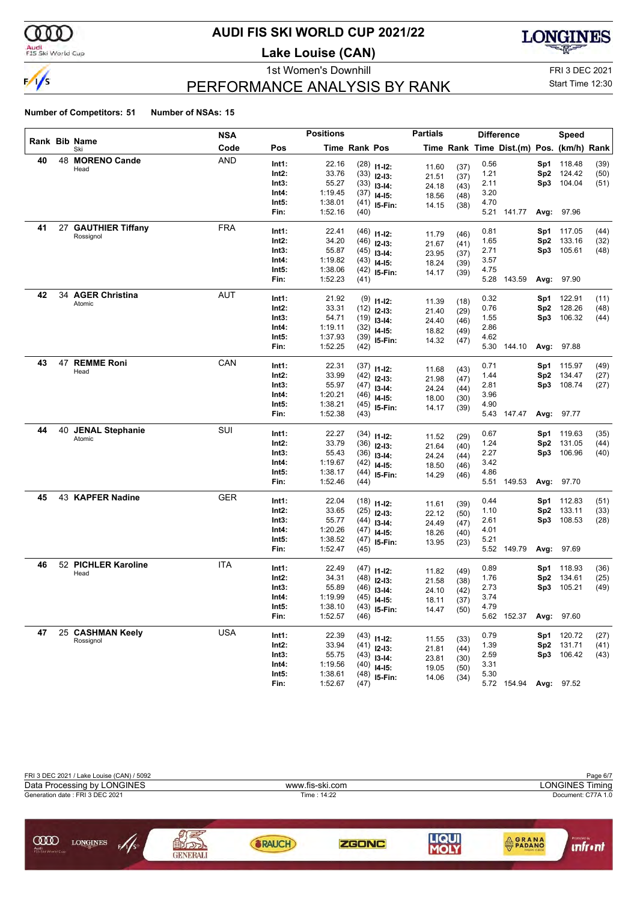# AUDI FIS SKI WORLD CUP 2021/22

## Lake Louise (CAN)

1st Women's Downhill

FRI 3 DEC 2021

Start Time 12:30

## PERFORMANCE ANALYSIS BY RANK

**Number of Competitors: 51** **Number of NSAs: 15**

| Rank | Bib | Name / Ski | NSA Code | Pos | Time | Rank | Pos | Partial Time | Partial Rank | Diff. Time | Dist.(m) | Speed Pos. | Speed (km/h) | Speed Rank |
|---|---|---|---|---|---|---|---|---|---|---|---|---|---|---|
| 40 | 48 | **MORENO Cande** / Head | AND | Int1: | 22.16 | (28) | I1-I2: | 11.60 | (37) | 0.56 | | Sp1 | 118.48 | (39) |
| | | | | Int2: | 33.76 | (33) | I2-I3: | 21.51 | (37) | 1.21 | | Sp2 | 124.42 | (50) |
| | | | | Int3: | 55.27 | (33) | I3-I4: | 24.18 | (43) | 2.11 | | Sp3 | 104.04 | (51) |
| | | | | Int4: | 1:19.45 | (37) | I4-I5: | 18.56 | (48) | 3.20 | | | | |
| | | | | Int5: | 1:38.01 | (41) | I5-Fin: | 14.15 | (38) | 4.70 | | | | |
| | | | | Fin: | 1:52.16 | (40) | | | | 5.21 | 141.77 | Avg: | 97.96 | |
| 41 | 27 | **GAUTHIER Tiffany** / Rossignol | FRA | Int1: | 22.41 | (46) | I1-I2: | 11.79 | (46) | 0.81 | | Sp1 | 117.05 | (44) |
| | | | | Int2: | 34.20 | (46) | I2-I3: | 21.67 | (41) | 1.65 | | Sp2 | 133.16 | (32) |
| | | | | Int3: | 55.87 | (45) | I3-I4: | 23.95 | (37) | 2.71 | | Sp3 | 105.61 | (48) |
| | | | | Int4: | 1:19.82 | (43) | I4-I5: | 18.24 | (39) | 3.57 | | | | |
| | | | | Int5: | 1:38.06 | (42) | I5-Fin: | 14.17 | (39) | 4.75 | | | | |
| | | | | Fin: | 1:52.23 | (41) | | | | 5.28 | 143.59 | Avg: | 97.90 | |
| 42 | 34 | **AGER Christina** / Atomic | AUT | Int1: | 21.92 | (9) | I1-I2: | 11.39 | (18) | 0.32 | | Sp1 | 122.91 | (11) |
| | | | | Int2: | 33.31 | (12) | I2-I3: | 21.40 | (29) | 0.76 | | Sp2 | 128.26 | (48) |
| | | | | Int3: | 54.71 | (19) | I3-I4: | 24.40 | (46) | 1.55 | | Sp3 | 106.32 | (44) |
| | | | | Int4: | 1:19.11 | (32) | I4-I5: | 18.82 | (49) | 2.86 | | | | |
| | | | | Int5: | 1:37.93 | (39) | I5-Fin: | 14.32 | (47) | 4.62 | | | | |
| | | | | Fin: | 1:52.25 | (42) | | | | 5.30 | 144.10 | Avg: | 97.88 | |
| 43 | 47 | **REMME Roni** / Head | CAN | Int1: | 22.31 | (37) | I1-I2: | 11.68 | (43) | 0.71 | | Sp1 | 115.97 | (49) |
| | | | | Int2: | 33.99 | (42) | I2-I3: | 21.98 | (47) | 1.44 | | Sp2 | 134.47 | (27) |
| | | | | Int3: | 55.97 | (47) | I3-I4: | 24.24 | (44) | 2.81 | | Sp3 | 108.74 | (27) |
| | | | | Int4: | 1:20.21 | (46) | I4-I5: | 18.00 | (30) | 3.96 | | | | |
| | | | | Int5: | 1:38.21 | (45) | I5-Fin: | 14.17 | (39) | 4.90 | | | | |
| | | | | Fin: | 1:52.38 | (43) | | | | 5.43 | 147.47 | Avg: | 97.77 | |
| 44 | 40 | **JENAL Stephanie** / Atomic | SUI | Int1: | 22.27 | (34) | I1-I2: | 11.52 | (29) | 0.67 | | Sp1 | 119.63 | (35) |
| | | | | Int2: | 33.79 | (36) | I2-I3: | 21.64 | (40) | 1.24 | | Sp2 | 131.05 | (44) |
| | | | | Int3: | 55.43 | (36) | I3-I4: | 24.24 | (44) | 2.27 | | Sp3 | 106.96 | (40) |
| | | | | Int4: | 1:19.67 | (42) | I4-I5: | 18.50 | (46) | 3.42 | | | | |
| | | | | Int5: | 1:38.17 | (44) | I5-Fin: | 14.29 | (46) | 4.86 | | | | |
| | | | | Fin: | 1:52.46 | (44) | | | | 5.51 | 149.53 | Avg: | 97.70 | |
| 45 | 43 | **KAPFER Nadine** | GER | Int1: | 22.04 | (18) | I1-I2: | 11.61 | (39) | 0.44 | | Sp1 | 112.83 | (51) |
| | | | | Int2: | 33.65 | (25) | I2-I3: | 22.12 | (50) | 1.10 | | Sp2 | 133.11 | (33) |
| | | | | Int3: | 55.77 | (44) | I3-I4: | 24.49 | (47) | 2.61 | | Sp3 | 108.53 | (28) |
| | | | | Int4: | 1:20.26 | (47) | I4-I5: | 18.26 | (40) | 4.01 | | | | |
| | | | | Int5: | 1:38.52 | (47) | I5-Fin: | 13.95 | (23) | 5.21 | | | | |
| | | | | Fin: | 1:52.47 | (45) | | | | 5.52 | 149.79 | Avg: | 97.69 | |
| 46 | 52 | **PICHLER Karoline** / Head | ITA | Int1: | 22.49 | (47) | I1-I2: | 11.82 | (49) | 0.89 | | Sp1 | 118.93 | (36) |
| | | | | Int2: | 34.31 | (48) | I2-I3: | 21.58 | (38) | 1.76 | | Sp2 | 134.61 | (25) |
| | | | | Int3: | 55.89 | (46) | I3-I4: | 24.10 | (42) | 2.73 | | Sp3 | 105.21 | (49) |
| | | | | Int4: | 1:19.99 | (45) | I4-I5: | 18.11 | (37) | 3.74 | | | | |
| | | | | Int5: | 1:38.10 | (43) | I5-Fin: | 14.47 | (50) | 4.79 | | | | |
| | | | | Fin: | 1:52.57 | (46) | | | | 5.62 | 152.37 | Avg: | 97.60 | |
| 47 | 25 | **CASHMAN Keely** / Rossignol | USA | Int1: | 22.39 | (43) | I1-I2: | 11.55 | (33) | 0.79 | | Sp1 | 120.72 | (27) |
| | | | | Int2: | 33.94 | (41) | I2-I3: | 21.81 | (44) | 1.39 | | Sp2 | 131.71 | (41) |
| | | | | Int3: | 55.75 | (43) | I3-I4: | 23.81 | (30) | 2.59 | | Sp3 | 106.42 | (43) |
| | | | | Int4: | 1:19.56 | (40) | I4-I5: | 19.05 | (50) | 3.31 | | | | |
| | | | | Int5: | 1:38.61 | (48) | I5-Fin: | 14.06 | (34) | 5.30 | | | | |
| | | | | Fin: | 1:52.67 | (47) | | | | 5.72 | 154.94 | Avg: | 97.52 | |

FRI 3 DEC 2021 / Lake Louise (CAN) / 5092

Data Processing by LONGINES — www.fis-ski.com — LONGINES Timing

Generation date : FRI 3 DEC 2021 — Time : 14:22 — Document: C77A 1.0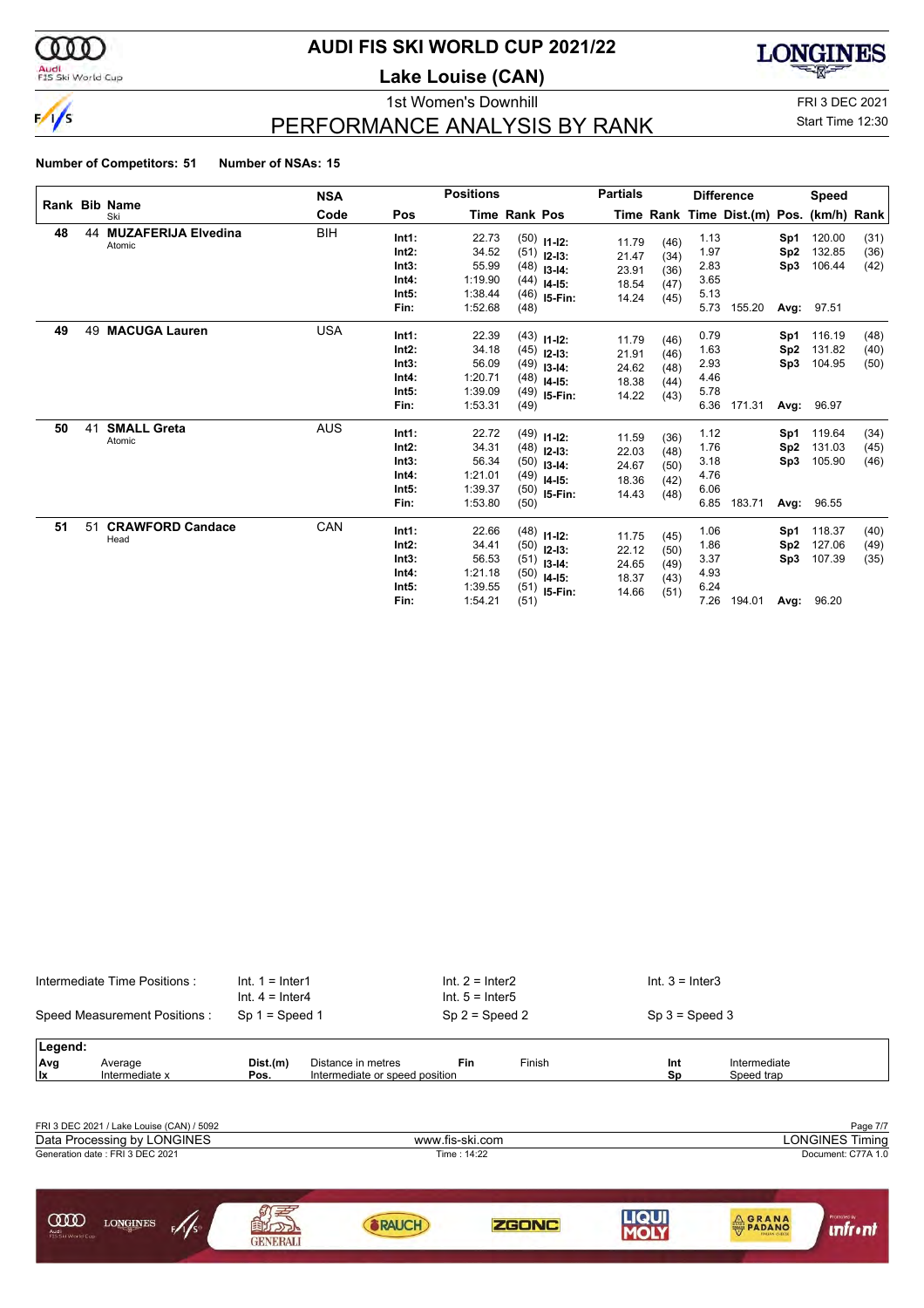# AUDI FIS SKI WORLD CUP 2021/22

## Lake Louise (CAN)

1st Women's Downhill

FRI 3 DEC 2021

Start Time 12:30

## PERFORMANCE ANALYSIS BY RANK

**Number of Competitors: 51** **Number of NSAs: 15**

| Rank | Bib | Name / Ski | NSA Code | Pos | Time | Rank | Pos | Partial Time | Partial Rank | Diff. Time | Dist.(m) | Pos. | Speed (km/h) | Rank |
|---|---|---|---|---|---|---|---|---|---|---|---|---|---|---|
| 48 | 44 | **MUZAFERIJA Elvedina** Atomic | BIH | Int1: | 22.73 | (50) | I1-I2: | 11.79 | (46) | 1.13 | | Sp1 | 120.00 | (31) |
| | | | | Int2: | 34.52 | (51) | I2-I3: | 21.47 | (34) | 1.97 | | Sp2 | 132.85 | (36) |
| | | | | Int3: | 55.99 | (48) | I3-I4: | 23.91 | (36) | 2.83 | | Sp3 | 106.44 | (42) |
| | | | | Int4: | 1:19.90 | (44) | I4-I5: | 18.54 | (47) | 3.65 | | | | |
| | | | | Int5: | 1:38.44 | (46) | I5-Fin: | 14.24 | (45) | 5.13 | | | | |
| | | | | Fin: | 1:52.68 | (48) | | | | 5.73 | 155.20 | Avg: | 97.51 | |
| 49 | 49 | **MACUGA Lauren** | USA | Int1: | 22.39 | (43) | I1-I2: | 11.79 | (46) | 0.79 | | Sp1 | 116.19 | (48) |
| | | | | Int2: | 34.18 | (45) | I2-I3: | 21.91 | (46) | 1.63 | | Sp2 | 131.82 | (40) |
| | | | | Int3: | 56.09 | (49) | I3-I4: | 24.62 | (48) | 2.93 | | Sp3 | 104.95 | (50) |
| | | | | Int4: | 1:20.71 | (48) | I4-I5: | 18.38 | (44) | 4.46 | | | | |
| | | | | Int5: | 1:39.09 | (49) | I5-Fin: | 14.22 | (43) | 5.78 | | | | |
| | | | | Fin: | 1:53.31 | (49) | | | | 6.36 | 171.31 | Avg: | 96.97 | |
| 50 | 41 | **SMALL Greta** Atomic | AUS | Int1: | 22.72 | (49) | I1-I2: | 11.59 | (36) | 1.12 | | Sp1 | 119.64 | (34) |
| | | | | Int2: | 34.31 | (48) | I2-I3: | 22.03 | (48) | 1.76 | | Sp2 | 131.03 | (45) |
| | | | | Int3: | 56.34 | (50) | I3-I4: | 24.67 | (50) | 3.18 | | Sp3 | 105.90 | (46) |
| | | | | Int4: | 1:21.01 | (49) | I4-I5: | 18.36 | (42) | 4.76 | | | | |
| | | | | Int5: | 1:39.37 | (50) | I5-Fin: | 14.43 | (48) | 6.06 | | | | |
| | | | | Fin: | 1:53.80 | (50) | | | | 6.85 | 183.71 | Avg: | 96.55 | |
| 51 | 51 | **CRAWFORD Candace** Head | CAN | Int1: | 22.66 | (48) | I1-I2: | 11.75 | (45) | 1.06 | | Sp1 | 118.37 | (40) |
| | | | | Int2: | 34.41 | (50) | I2-I3: | 22.12 | (50) | 1.86 | | Sp2 | 127.06 | (49) |
| | | | | Int3: | 56.53 | (51) | I3-I4: | 24.65 | (49) | 3.37 | | Sp3 | 107.39 | (35) |
| | | | | Int4: | 1:21.18 | (50) | I4-I5: | 18.37 | (43) | 4.93 | | | | |
| | | | | Int5: | 1:39.55 | (51) | I5-Fin: | 14.66 | (51) | 6.24 | | | | |
| | | | | Fin: | 1:54.21 | (51) | | | | 7.26 | 194.01 | Avg: | 96.20 | |

| Intermediate Time Positions : | Int. 1 = Inter1 | Int. 2 = Inter2 | Int. 3 = Inter3 |
|---|---|---|---|
| | Int. 4 = Inter4 | Int. 5 = Inter5 | |
| Speed Measurement Positions : | Sp 1 = Speed 1 | Sp 2 = Speed 2 | Sp 3 = Speed 3 |

**Legend:**

| | | | | | | | |
|---|---|---|---|---|---|---|---|
| Avg | Average | Dist.(m) | Distance in metres | Fin | Finish | Int | Intermediate |
| Ix | Intermediate x | Pos. | Intermediate or speed position | | | Sp | Speed trap |

FRI 3 DEC 2021 / Lake Louise (CAN) / 5092

Data Processing by LONGINES — www.fis-ski.com — LONGINES Timing

Generation date : FRI 3 DEC 2021 — Time : 14:22 — Document: C77A 1.0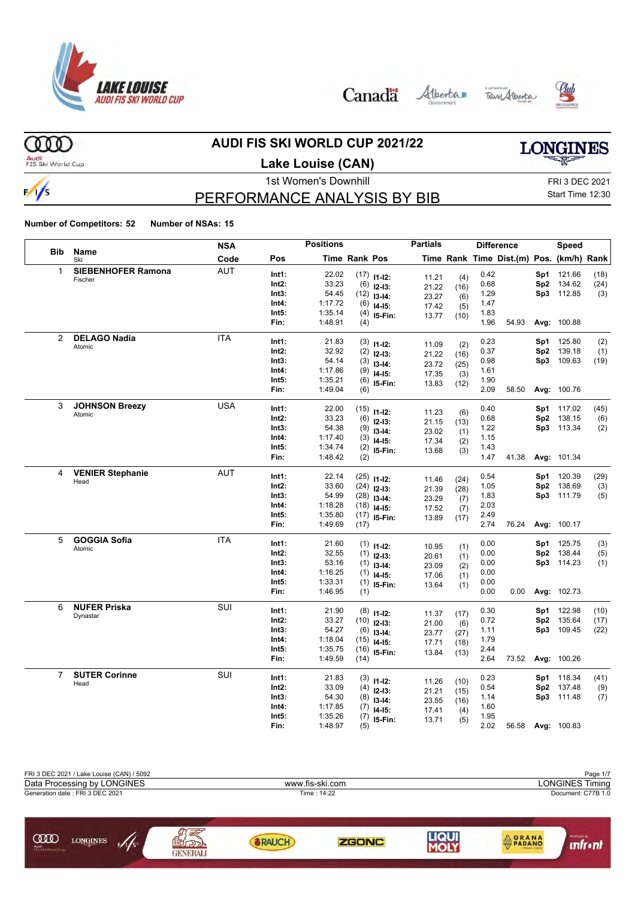# AUDI FIS SKI WORLD CUP 2021/22

## Lake Louise (CAN)

1st Women's Downhill

FRI 3 DEC 2021
Start Time 12:30

## PERFORMANCE ANALYSIS BY BIB

**Number of Competitors: 52** **Number of NSAs: 15**

| Bib | Name / Ski | NSA Code | Pos | Time | Rank | Pos | Partials Time | Rank | Difference Time | Dist.(m) | Speed Pos. | (km/h) | Rank |
|---|---|---|---|---|---|---|---|---|---|---|---|---|---|
| 1 | **SIEBENHOFER Ramona** Fischer | AUT | Int1: | 22.02 | (17) | I1-I2: | 11.21 | (4) | 0.42 | | Sp1 | 121.66 | (18) |
| | | | Int2: | 33.23 | (6) | I2-I3: | 21.22 | (16) | 0.68 | | Sp2 | 134.62 | (24) |
| | | | Int3: | 54.45 | (12) | I3-I4: | 23.27 | (6) | 1.29 | | Sp3 | 112.85 | (3) |
| | | | Int4: | 1:17.72 | (6) | I4-I5: | 17.42 | (5) | 1.47 | | | | |
| | | | Int5: | 1:35.14 | (4) | I5-Fin: | 13.77 | (10) | 1.83 | | | | |
| | | | Fin: | 1:48.91 | (4) | | | | 1.96 | 54.93 | Avg: | 100.88 | |
| 2 | **DELAGO Nadia** Atomic | ITA | Int1: | 21.83 | (3) | I1-I2: | 11.09 | (2) | 0.23 | | Sp1 | 125.80 | (2) |
| | | | Int2: | 32.92 | (2) | I2-I3: | 21.22 | (16) | 0.37 | | Sp2 | 139.18 | (1) |
| | | | Int3: | 54.14 | (3) | I3-I4: | 23.72 | (25) | 0.98 | | Sp3 | 109.63 | (19) |
| | | | Int4: | 1:17.86 | (9) | I4-I5: | 17.35 | (3) | 1.61 | | | | |
| | | | Int5: | 1:35.21 | (6) | I5-Fin: | 13.83 | (12) | 1.90 | | | | |
| | | | Fin: | 1:49.04 | (6) | | | | 2.09 | 58.50 | Avg: | 100.76 | |
| 3 | **JOHNSON Breezy** Atomic | USA | Int1: | 22.00 | (15) | I1-I2: | 11.23 | (6) | 0.40 | | Sp1 | 117.02 | (45) |
| | | | Int2: | 33.23 | (6) | I2-I3: | 21.15 | (13) | 0.68 | | Sp2 | 138.15 | (6) |
| | | | Int3: | 54.38 | (9) | I3-I4: | 23.02 | (1) | 1.22 | | Sp3 | 113.34 | (2) |
| | | | Int4: | 1:17.40 | (3) | I4-I5: | 17.34 | (2) | 1.15 | | | | |
| | | | Int5: | 1:34.74 | (2) | I5-Fin: | 13.68 | (3) | 1.43 | | | | |
| | | | Fin: | 1:48.42 | (2) | | | | 1.47 | 41.38 | Avg: | 101.34 | |
| 4 | **VENIER Stephanie** Head | AUT | Int1: | 22.14 | (25) | I1-I2: | 11.46 | (24) | 0.54 | | Sp1 | 120.39 | (29) |
| | | | Int2: | 33.60 | (24) | I2-I3: | 21.39 | (28) | 1.05 | | Sp2 | 138.69 | (3) |
| | | | Int3: | 54.99 | (28) | I3-I4: | 23.29 | (7) | 1.83 | | Sp3 | 111.79 | (5) |
| | | | Int4: | 1:18.28 | (18) | I4-I5: | 17.52 | (7) | 2.03 | | | | |
| | | | Int5: | 1:35.80 | (17) | I5-Fin: | 13.89 | (17) | 2.49 | | | | |
| | | | Fin: | 1:49.69 | (17) | | | | 2.74 | 76.24 | Avg: | 100.17 | |
| 5 | **GOGGIA Sofia** Atomic | ITA | Int1: | 21.60 | (1) | I1-I2: | 10.95 | (1) | 0.00 | | Sp1 | 125.75 | (3) |
| | | | Int2: | 32.55 | (1) | I2-I3: | 20.61 | (1) | 0.00 | | Sp2 | 138.44 | (5) |
| | | | Int3: | 53.16 | (1) | I3-I4: | 23.09 | (2) | 0.00 | | Sp3 | 114.23 | (1) |
| | | | Int4: | 1:16.25 | (1) | I4-I5: | 17.06 | (1) | 0.00 | | | | |
| | | | Int5: | 1:33.31 | (1) | I5-Fin: | 13.64 | (1) | 0.00 | | | | |
| | | | Fin: | 1:46.95 | (1) | | | | 0.00 | 0.00 | Avg: | 102.73 | |
| 6 | **NUFER Priska** Dynastar | SUI | Int1: | 21.90 | (8) | I1-I2: | 11.37 | (17) | 0.30 | | Sp1 | 122.98 | (10) |
| | | | Int2: | 33.27 | (10) | I2-I3: | 21.00 | (6) | 0.72 | | Sp2 | 135.64 | (17) |
| | | | Int3: | 54.27 | (6) | I3-I4: | 23.77 | (27) | 1.11 | | Sp3 | 109.45 | (22) |
| | | | Int4: | 1:18.04 | (15) | I4-I5: | 17.71 | (18) | 1.79 | | | | |
| | | | Int5: | 1:35.75 | (16) | I5-Fin: | 13.84 | (13) | 2.44 | | | | |
| | | | Fin: | 1:49.59 | (14) | | | | 2.64 | 73.52 | Avg: | 100.26 | |
| 7 | **SUTER Corinne** Head | SUI | Int1: | 21.83 | (3) | I1-I2: | 11.26 | (10) | 0.23 | | Sp1 | 118.34 | (41) |
| | | | Int2: | 33.09 | (4) | I2-I3: | 21.21 | (15) | 0.54 | | Sp2 | 137.48 | (9) |
| | | | Int3: | 54.30 | (8) | I3-I4: | 23.55 | (16) | 1.14 | | Sp3 | 111.48 | (7) |
| | | | Int4: | 1:17.85 | (7) | I4-I5: | 17.41 | (4) | 1.60 | | | | |
| | | | Int5: | 1:35.26 | (7) | I5-Fin: | 13.71 | (5) | 1.95 | | | | |
| | | | Fin: | 1:48.97 | (5) | | | | 2.02 | 56.58 | Avg: | 100.83 | |

FRI 3 DEC 2021 / Lake Louise (CAN) / 5092
Data Processing by LONGINES — www.fis-ski.com — LONGINES Timing
Generation date : FRI 3 DEC 2021 — Time : 14:22 — Document: C77B 1.0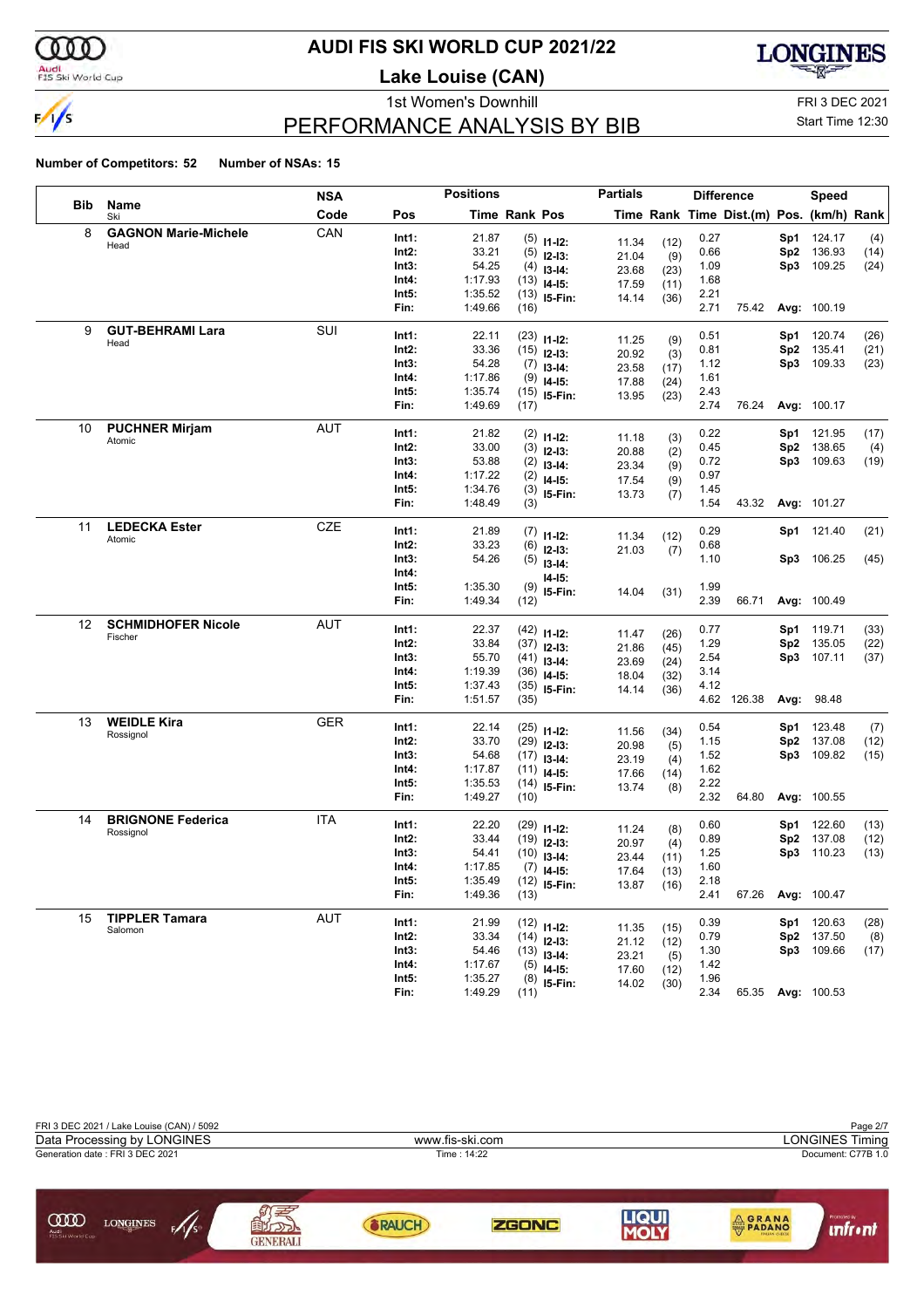# AUDI FIS SKI WORLD CUP 2021/22

## Lake Louise (CAN)

1st Women's Downhill

FRI 3 DEC 2021

Start Time 12:30

## PERFORMANCE ANALYSIS BY BIB

**Number of Competitors: 52 Number of NSAs: 15**

| Bib | Name / Ski | NSA Code | Pos | Time | Rank Pos | Partials | Partial Time | Partial Rank | Diff. Time | Dist.(m) | Speed Pos. | Speed (km/h) | Speed Rank |
|---|---|---|---|---|---|---|---|---|---|---|---|---|---|
| 8 | **GAGNON Marie-Michele** | CAN | Int1: | 21.87 | (5) | I1-I2: | 11.34 | (12) | 0.27 | | Sp1 | 124.17 | (4) |
| | Head | | Int2: | 33.21 | (5) | I2-I3: | 21.04 | (9) | 0.66 | | Sp2 | 136.93 | (14) |
| | | | Int3: | 54.25 | (4) | I3-I4: | 23.68 | (23) | 1.09 | | Sp3 | 109.25 | (24) |
| | | | Int4: | 1:17.93 | (13) | I4-I5: | 17.59 | (11) | 1.68 | | | | |
| | | | Int5: | 1:35.52 | (13) | I5-Fin: | 14.14 | (36) | 2.21 | | | | |
| | | | Fin: | 1:49.66 | (16) | | | | 2.71 | 75.42 | Avg: | 100.19 | |
| 9 | **GUT-BEHRAMI Lara** | SUI | Int1: | 22.11 | (23) | I1-I2: | 11.25 | (9) | 0.51 | | Sp1 | 120.74 | (26) |
| | Head | | Int2: | 33.36 | (15) | I2-I3: | 20.92 | (3) | 0.81 | | Sp2 | 135.41 | (21) |
| | | | Int3: | 54.28 | (7) | I3-I4: | 23.58 | (17) | 1.12 | | Sp3 | 109.33 | (23) |
| | | | Int4: | 1:17.86 | (9) | I4-I5: | 17.88 | (24) | 1.61 | | | | |
| | | | Int5: | 1:35.74 | (15) | I5-Fin: | 13.95 | (23) | 2.43 | | | | |
| | | | Fin: | 1:49.69 | (17) | | | | 2.74 | 76.24 | Avg: | 100.17 | |
| 10 | **PUCHNER Mirjam** | AUT | Int1: | 21.82 | (2) | I1-I2: | 11.18 | (3) | 0.22 | | Sp1 | 121.95 | (17) |
| | Atomic | | Int2: | 33.00 | (3) | I2-I3: | 20.88 | (2) | 0.45 | | Sp2 | 138.65 | (4) |
| | | | Int3: | 53.88 | (2) | I3-I4: | 23.34 | (9) | 0.72 | | Sp3 | 109.63 | (19) |
| | | | Int4: | 1:17.22 | (2) | I4-I5: | 17.54 | (9) | 0.97 | | | | |
| | | | Int5: | 1:34.76 | (3) | I5-Fin: | 13.73 | (7) | 1.45 | | | | |
| | | | Fin: | 1:48.49 | (3) | | | | 1.54 | 43.32 | Avg: | 101.27 | |
| 11 | **LEDECKA Ester** | CZE | Int1: | 21.89 | (7) | I1-I2: | 11.34 | (12) | 0.29 | | Sp1 | 121.40 | (21) |
| | Atomic | | Int2: | 33.23 | (6) | I2-I3: | 21.03 | (7) | 0.68 | | | | |
| | | | Int3: | 54.26 | (5) | I3-I4: | | | 1.10 | | Sp3 | 106.25 | (45) |
| | | | Int4: | | | I4-I5: | | | | | | | |
| | | | Int5: | 1:35.30 | (9) | I5-Fin: | 14.04 | (31) | 1.99 | | | | |
| | | | Fin: | 1:49.34 | (12) | | | | 2.39 | 66.71 | Avg: | 100.49 | |
| 12 | **SCHMIDHOFER Nicole** | AUT | Int1: | 22.37 | (42) | I1-I2: | 11.47 | (26) | 0.77 | | Sp1 | 119.71 | (33) |
| | Fischer | | Int2: | 33.84 | (37) | I2-I3: | 21.86 | (45) | 1.29 | | Sp2 | 135.05 | (22) |
| | | | Int3: | 55.70 | (41) | I3-I4: | 23.69 | (24) | 2.54 | | Sp3 | 107.11 | (37) |
| | | | Int4: | 1:19.39 | (36) | I4-I5: | 18.04 | (32) | 3.14 | | | | |
| | | | Int5: | 1:37.43 | (35) | I5-Fin: | 14.14 | (36) | 4.12 | | | | |
| | | | Fin: | 1:51.57 | (35) | | | | 4.62 | 126.38 | Avg: | 98.48 | |
| 13 | **WEIDLE Kira** | GER | Int1: | 22.14 | (25) | I1-I2: | 11.56 | (34) | 0.54 | | Sp1 | 123.48 | (7) |
| | Rossignol | | Int2: | 33.70 | (29) | I2-I3: | 20.98 | (5) | 1.15 | | Sp2 | 137.08 | (12) |
| | | | Int3: | 54.68 | (17) | I3-I4: | 23.19 | (4) | 1.52 | | Sp3 | 109.82 | (15) |
| | | | Int4: | 1:17.87 | (11) | I4-I5: | 17.66 | (14) | 1.62 | | | | |
| | | | Int5: | 1:35.53 | (14) | I5-Fin: | 13.74 | (8) | 2.22 | | | | |
| | | | Fin: | 1:49.27 | (10) | | | | 2.32 | 64.80 | Avg: | 100.55 | |
| 14 | **BRIGNONE Federica** | ITA | Int1: | 22.20 | (29) | I1-I2: | 11.24 | (8) | 0.60 | | Sp1 | 122.60 | (13) |
| | Rossignol | | Int2: | 33.44 | (19) | I2-I3: | 20.97 | (4) | 0.89 | | Sp2 | 137.08 | (12) |
| | | | Int3: | 54.41 | (10) | I3-I4: | 23.44 | (11) | 1.25 | | Sp3 | 110.23 | (13) |
| | | | Int4: | 1:17.85 | (7) | I4-I5: | 17.64 | (13) | 1.60 | | | | |
| | | | Int5: | 1:35.49 | (12) | I5-Fin: | 13.87 | (16) | 2.18 | | | | |
| | | | Fin: | 1:49.36 | (13) | | | | 2.41 | 67.26 | Avg: | 100.47 | |
| 15 | **TIPPLER Tamara** | AUT | Int1: | 21.99 | (12) | I1-I2: | 11.35 | (15) | 0.39 | | Sp1 | 120.63 | (28) |
| | Salomon | | Int2: | 33.34 | (14) | I2-I3: | 21.12 | (12) | 0.79 | | Sp2 | 137.50 | (8) |
| | | | Int3: | 54.46 | (13) | I3-I4: | 23.21 | (5) | 1.30 | | Sp3 | 109.66 | (17) |
| | | | Int4: | 1:17.67 | (5) | I4-I5: | 17.60 | (12) | 1.42 | | | | |
| | | | Int5: | 1:35.27 | (8) | I5-Fin: | 14.02 | (30) | 1.96 | | | | |
| | | | Fin: | 1:49.29 | (11) | | | | 2.34 | 65.35 | Avg: | 100.53 | |

FRI 3 DEC 2021 / Lake Louise (CAN) / 5092

Data Processing by LONGINES — www.fis-ski.com — LONGINES Timing

Generation date : FRI 3 DEC 2021 — Time : 14:22 — Document: C77B 1.0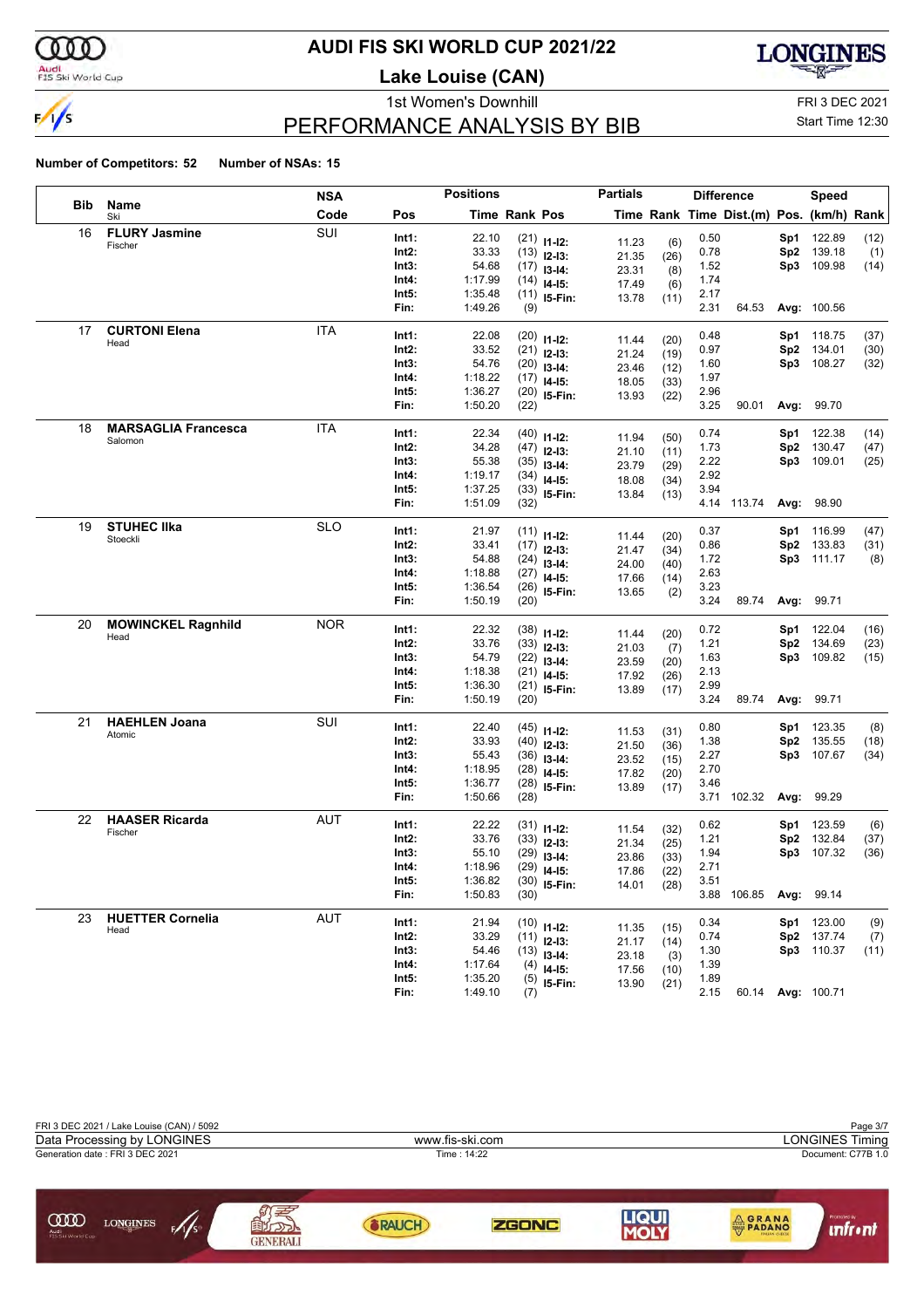# AUDI FIS SKI WORLD CUP 2021/22

## Lake Louise (CAN)

1st Women's Downhill

FRI 3 DEC 2021

Start Time 12:30

## PERFORMANCE ANALYSIS BY BIB

**Number of Competitors: 52 Number of NSAs: 15**

| Bib | Name / Ski | NSA Code | Pos | Time | Rank | Pos | Partials Time | Rank | Difference Time | Dist.(m) | Pos. | Speed (km/h) | Rank |
|---|---|---|---|---|---|---|---|---|---|---|---|---|---|
| 16 | **FLURY Jasmine** Fischer | SUI | Int1: | 22.10 | (21) | I1-I2: | 11.23 | (6) | 0.50 | | Sp1 | 122.89 | (12) |
| | | | Int2: | 33.33 | (13) | I2-I3: | 21.35 | (26) | 0.78 | | Sp2 | 139.18 | (1) |
| | | | Int3: | 54.68 | (17) | I3-I4: | 23.31 | (8) | 1.52 | | Sp3 | 109.98 | (14) |
| | | | Int4: | 1:17.99 | (14) | I4-I5: | 17.49 | (6) | 1.74 | | | | |
| | | | Int5: | 1:35.48 | (11) | I5-Fin: | 13.78 | (11) | 2.17 | | | | |
| | | | Fin: | 1:49.26 | (9) | | | | 2.31 | 64.53 | Avg: | 100.56 | |
| 17 | **CURTONI Elena** Head | ITA | Int1: | 22.08 | (20) | I1-I2: | 11.44 | (20) | 0.48 | | Sp1 | 118.75 | (37) |
| | | | Int2: | 33.52 | (21) | I2-I3: | 21.24 | (19) | 0.97 | | Sp2 | 134.01 | (30) |
| | | | Int3: | 54.76 | (20) | I3-I4: | 23.46 | (12) | 1.60 | | Sp3 | 108.27 | (32) |
| | | | Int4: | 1:18.22 | (17) | I4-I5: | 18.05 | (33) | 1.97 | | | | |
| | | | Int5: | 1:36.27 | (20) | I5-Fin: | 13.93 | (22) | 2.96 | | | | |
| | | | Fin: | 1:50.20 | (22) | | | | 3.25 | 90.01 | Avg: | 99.70 | |
| 18 | **MARSAGLIA Francesca** Salomon | ITA | Int1: | 22.34 | (40) | I1-I2: | 11.94 | (50) | 0.74 | | Sp1 | 122.38 | (14) |
| | | | Int2: | 34.28 | (47) | I2-I3: | 21.10 | (11) | 1.73 | | Sp2 | 130.47 | (47) |
| | | | Int3: | 55.38 | (35) | I3-I4: | 23.79 | (29) | 2.22 | | Sp3 | 109.01 | (25) |
| | | | Int4: | 1:19.17 | (34) | I4-I5: | 18.08 | (34) | 2.92 | | | | |
| | | | Int5: | 1:37.25 | (33) | I5-Fin: | 13.84 | (13) | 3.94 | | | | |
| | | | Fin: | 1:51.09 | (32) | | | | 4.14 | 113.74 | Avg: | 98.90 | |
| 19 | **STUHEC Ilka** Stoeckli | SLO | Int1: | 21.97 | (11) | I1-I2: | 11.44 | (20) | 0.37 | | Sp1 | 116.99 | (47) |
| | | | Int2: | 33.41 | (17) | I2-I3: | 21.47 | (34) | 0.86 | | Sp2 | 133.83 | (31) |
| | | | Int3: | 54.88 | (24) | I3-I4: | 24.00 | (40) | 1.72 | | Sp3 | 111.17 | (8) |
| | | | Int4: | 1:18.88 | (27) | I4-I5: | 17.66 | (14) | 2.63 | | | | |
| | | | Int5: | 1:36.54 | (26) | I5-Fin: | 13.65 | (2) | 3.23 | | | | |
| | | | Fin: | 1:50.19 | (20) | | | | 3.24 | 89.74 | Avg: | 99.71 | |
| 20 | **MOWINCKEL Ragnhild** Head | NOR | Int1: | 22.32 | (38) | I1-I2: | 11.44 | (20) | 0.72 | | Sp1 | 122.04 | (16) |
| | | | Int2: | 33.76 | (33) | I2-I3: | 21.03 | (7) | 1.21 | | Sp2 | 134.69 | (23) |
| | | | Int3: | 54.79 | (22) | I3-I4: | 23.59 | (20) | 1.63 | | Sp3 | 109.82 | (15) |
| | | | Int4: | 1:18.38 | (21) | I4-I5: | 17.92 | (26) | 2.13 | | | | |
| | | | Int5: | 1:36.30 | (21) | I5-Fin: | 13.89 | (17) | 2.99 | | | | |
| | | | Fin: | 1:50.19 | (20) | | | | 3.24 | 89.74 | Avg: | 99.71 | |
| 21 | **HAEHLEN Joana** Atomic | SUI | Int1: | 22.40 | (45) | I1-I2: | 11.53 | (31) | 0.80 | | Sp1 | 123.35 | (8) |
| | | | Int2: | 33.93 | (40) | I2-I3: | 21.50 | (36) | 1.38 | | Sp2 | 135.55 | (18) |
| | | | Int3: | 55.43 | (36) | I3-I4: | 23.52 | (15) | 2.27 | | Sp3 | 107.67 | (34) |
| | | | Int4: | 1:18.95 | (28) | I4-I5: | 17.82 | (20) | 2.70 | | | | |
| | | | Int5: | 1:36.77 | (28) | I5-Fin: | 13.89 | (17) | 3.46 | | | | |
| | | | Fin: | 1:50.66 | (28) | | | | 3.71 | 102.32 | Avg: | 99.29 | |
| 22 | **HAASER Ricarda** Fischer | AUT | Int1: | 22.22 | (31) | I1-I2: | 11.54 | (32) | 0.62 | | Sp1 | 123.59 | (6) |
| | | | Int2: | 33.76 | (33) | I2-I3: | 21.34 | (25) | 1.21 | | Sp2 | 132.84 | (37) |
| | | | Int3: | 55.10 | (29) | I3-I4: | 23.86 | (33) | 1.94 | | Sp3 | 107.32 | (36) |
| | | | Int4: | 1:18.96 | (29) | I4-I5: | 17.86 | (22) | 2.71 | | | | |
| | | | Int5: | 1:36.82 | (30) | I5-Fin: | 14.01 | (28) | 3.51 | | | | |
| | | | Fin: | 1:50.83 | (30) | | | | 3.88 | 106.85 | Avg: | 99.14 | |
| 23 | **HUETTER Cornelia** Head | AUT | Int1: | 21.94 | (10) | I1-I2: | 11.35 | (15) | 0.34 | | Sp1 | 123.00 | (9) |
| | | | Int2: | 33.29 | (11) | I2-I3: | 21.17 | (14) | 0.74 | | Sp2 | 137.74 | (7) |
| | | | Int3: | 54.46 | (13) | I3-I4: | 23.18 | (3) | 1.30 | | Sp3 | 110.37 | (11) |
| | | | Int4: | 1:17.64 | (4) | I4-I5: | 17.56 | (10) | 1.39 | | | | |
| | | | Int5: | 1:35.20 | (5) | I5-Fin: | 13.90 | (21) | 1.89 | | | | |
| | | | Fin: | 1:49.10 | (7) | | | | 2.15 | 60.14 | Avg: | 100.71 | |

FRI 3 DEC 2021 / Lake Louise (CAN) / 5092

Data Processing by LONGINES | www.fis-ski.com | LONGINES Timing

Generation date : FRI 3 DEC 2021 | Time : 14:22 | Document: C77B 1.0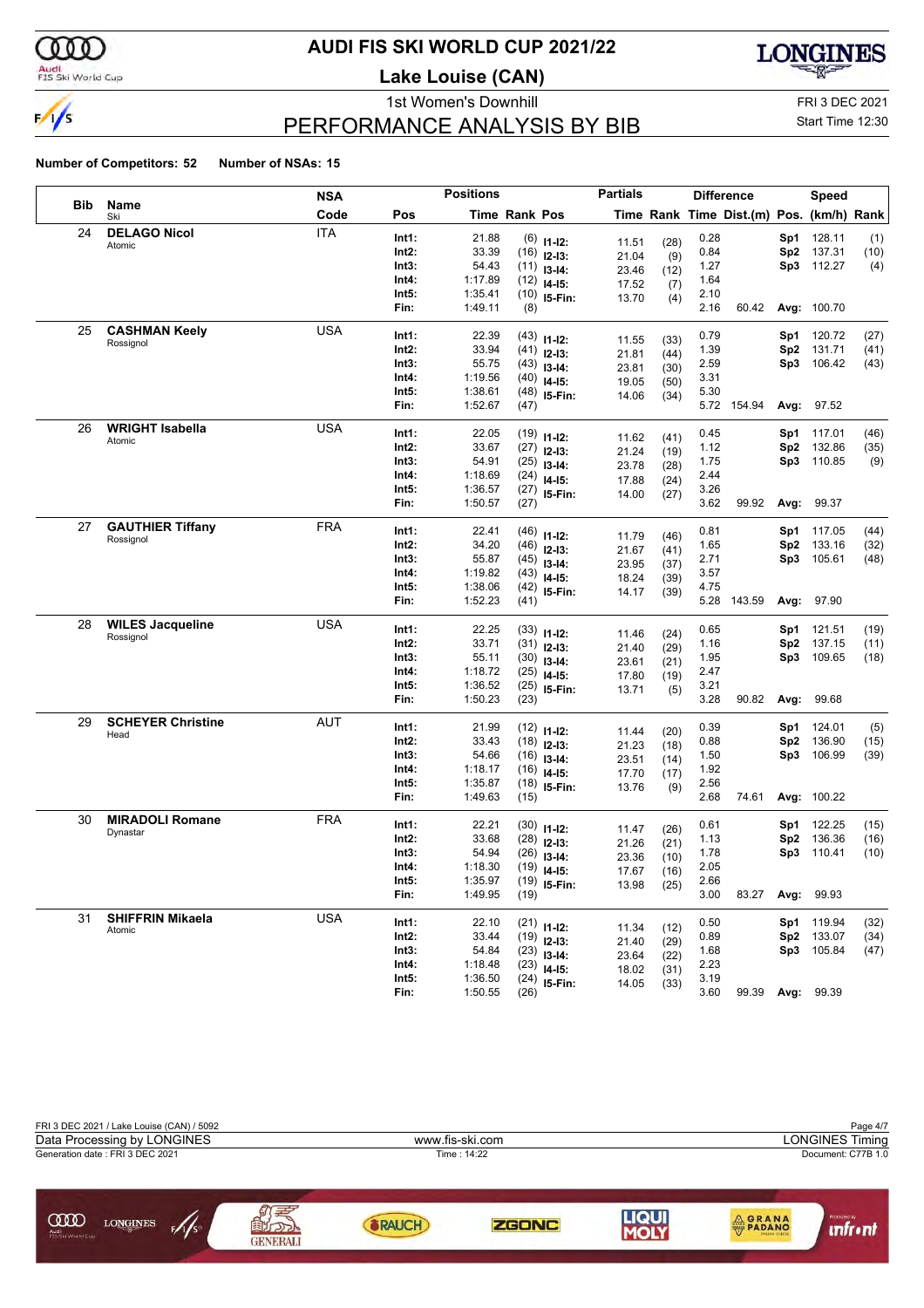# AUDI FIS SKI WORLD CUP 2021/22

## Lake Louise (CAN)

1st Women's Downhill

FRI 3 DEC 2021

Start Time 12:30

## PERFORMANCE ANALYSIS BY BIB

**Number of Competitors: 52** **Number of NSAs: 15**

| Bib | Name / Ski | NSA Code | Pos | Time | Rank | Pos | Partials Time | Rank | Difference Time | Dist.(m) | Speed Pos. | (km/h) | Rank |
|---|---|---|---|---|---|---|---|---|---|---|---|---|---|
| 24 | **DELAGO Nicol** | ITA | Int1: | 21.88 | (6) | I1-I2: | 11.51 | (28) | 0.28 | | Sp1 | 128.11 | (1) |
| | Atomic | | Int2: | 33.39 | (16) | I2-I3: | 21.04 | (9) | 0.84 | | Sp2 | 137.31 | (10) |
| | | | Int3: | 54.43 | (11) | I3-I4: | 23.46 | (12) | 1.27 | | Sp3 | 112.27 | (4) |
| | | | Int4: | 1:17.89 | (12) | I4-I5: | 17.52 | (7) | 1.64 | | | | |
| | | | Int5: | 1:35.41 | (10) | I5-Fin: | 13.70 | (4) | 2.10 | | | | |
| | | | Fin: | 1:49.11 | (8) | | | | 2.16 | 60.42 | Avg: | 100.70 | |
| 25 | **CASHMAN Keely** | USA | Int1: | 22.39 | (43) | I1-I2: | 11.55 | (33) | 0.79 | | Sp1 | 120.72 | (27) |
| | Rossignol | | Int2: | 33.94 | (41) | I2-I3: | 21.81 | (44) | 1.39 | | Sp2 | 131.71 | (41) |
| | | | Int3: | 55.75 | (43) | I3-I4: | 23.81 | (30) | 2.59 | | Sp3 | 106.42 | (43) |
| | | | Int4: | 1:19.56 | (40) | I4-I5: | 19.05 | (50) | 3.31 | | | | |
| | | | Int5: | 1:38.61 | (48) | I5-Fin: | 14.06 | (34) | 5.30 | | | | |
| | | | Fin: | 1:52.67 | (47) | | | | 5.72 | 154.94 | Avg: | 97.52 | |
| 26 | **WRIGHT Isabella** | USA | Int1: | 22.05 | (19) | I1-I2: | 11.62 | (41) | 0.45 | | Sp1 | 117.01 | (46) |
| | Atomic | | Int2: | 33.67 | (27) | I2-I3: | 21.24 | (19) | 1.12 | | Sp2 | 132.86 | (35) |
| | | | Int3: | 54.91 | (25) | I3-I4: | 23.78 | (28) | 1.75 | | Sp3 | 110.85 | (9) |
| | | | Int4: | 1:18.69 | (24) | I4-I5: | 17.88 | (24) | 2.44 | | | | |
| | | | Int5: | 1:36.57 | (27) | I5-Fin: | 14.00 | (27) | 3.26 | | | | |
| | | | Fin: | 1:50.57 | (27) | | | | 3.62 | 99.92 | Avg: | 99.37 | |
| 27 | **GAUTHIER Tiffany** | FRA | Int1: | 22.41 | (46) | I1-I2: | 11.79 | (46) | 0.81 | | Sp1 | 117.05 | (44) |
| | Rossignol | | Int2: | 34.20 | (46) | I2-I3: | 21.67 | (41) | 1.65 | | Sp2 | 133.16 | (32) |
| | | | Int3: | 55.87 | (45) | I3-I4: | 23.95 | (37) | 2.71 | | Sp3 | 105.61 | (48) |
| | | | Int4: | 1:19.82 | (43) | I4-I5: | 18.24 | (39) | 3.57 | | | | |
| | | | Int5: | 1:38.06 | (42) | I5-Fin: | 14.17 | (39) | 4.75 | | | | |
| | | | Fin: | 1:52.23 | (41) | | | | 5.28 | 143.59 | Avg: | 97.90 | |
| 28 | **WILES Jacqueline** | USA | Int1: | 22.25 | (33) | I1-I2: | 11.46 | (24) | 0.65 | | Sp1 | 121.51 | (19) |
| | Rossignol | | Int2: | 33.71 | (31) | I2-I3: | 21.40 | (29) | 1.16 | | Sp2 | 137.15 | (11) |
| | | | Int3: | 55.11 | (30) | I3-I4: | 23.61 | (21) | 1.95 | | Sp3 | 109.65 | (18) |
| | | | Int4: | 1:18.72 | (25) | I4-I5: | 17.80 | (19) | 2.47 | | | | |
| | | | Int5: | 1:36.52 | (25) | I5-Fin: | 13.71 | (5) | 3.21 | | | | |
| | | | Fin: | 1:50.23 | (23) | | | | 3.28 | 90.82 | Avg: | 99.68 | |
| 29 | **SCHEYER Christine** | AUT | Int1: | 21.99 | (12) | I1-I2: | 11.44 | (20) | 0.39 | | Sp1 | 124.01 | (5) |
| | Head | | Int2: | 33.43 | (18) | I2-I3: | 21.23 | (18) | 0.88 | | Sp2 | 136.90 | (15) |
| | | | Int3: | 54.66 | (16) | I3-I4: | 23.51 | (14) | 1.50 | | Sp3 | 106.99 | (39) |
| | | | Int4: | 1:18.17 | (16) | I4-I5: | 17.70 | (17) | 1.92 | | | | |
| | | | Int5: | 1:35.87 | (18) | I5-Fin: | 13.76 | (9) | 2.56 | | | | |
| | | | Fin: | 1:49.63 | (15) | | | | 2.68 | 74.61 | Avg: | 100.22 | |
| 30 | **MIRADOLI Romane** | FRA | Int1: | 22.21 | (30) | I1-I2: | 11.47 | (26) | 0.61 | | Sp1 | 122.25 | (15) |
| | Dynastar | | Int2: | 33.68 | (28) | I2-I3: | 21.26 | (21) | 1.13 | | Sp2 | 136.36 | (16) |
| | | | Int3: | 54.94 | (26) | I3-I4: | 23.36 | (10) | 1.78 | | Sp3 | 110.41 | (10) |
| | | | Int4: | 1:18.30 | (19) | I4-I5: | 17.67 | (16) | 2.05 | | | | |
| | | | Int5: | 1:35.97 | (19) | I5-Fin: | 13.98 | (25) | 2.66 | | | | |
| | | | Fin: | 1:49.95 | (19) | | | | 3.00 | 83.27 | Avg: | 99.93 | |
| 31 | **SHIFFRIN Mikaela** | USA | Int1: | 22.10 | (21) | I1-I2: | 11.34 | (12) | 0.50 | | Sp1 | 119.94 | (32) |
| | Atomic | | Int2: | 33.44 | (19) | I2-I3: | 21.40 | (29) | 0.89 | | Sp2 | 133.07 | (34) |
| | | | Int3: | 54.84 | (23) | I3-I4: | 23.64 | (22) | 1.68 | | Sp3 | 105.84 | (47) |
| | | | Int4: | 1:18.48 | (23) | I4-I5: | 18.02 | (31) | 2.23 | | | | |
| | | | Int5: | 1:36.50 | (24) | I5-Fin: | 14.05 | (33) | 3.19 | | | | |
| | | | Fin: | 1:50.55 | (26) | | | | 3.60 | 99.39 | Avg: | 99.39 | |

FRI 3 DEC 2021 / Lake Louise (CAN) / 5092

Data Processing by LONGINES — www.fis-ski.com — LONGINES Timing

Generation date : FRI 3 DEC 2021 — Time : 14:22 — Document: C77B 1.0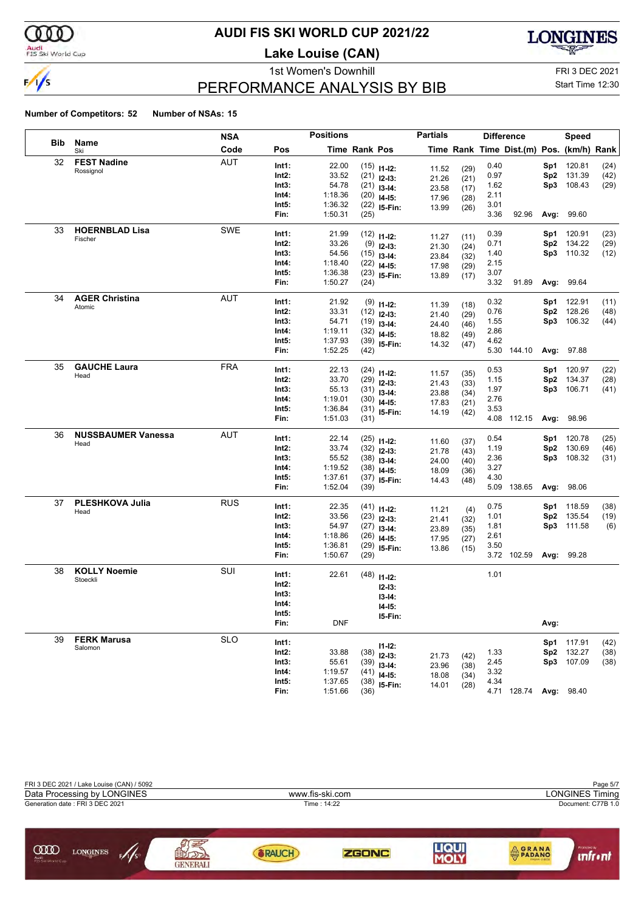# AUDI FIS SKI WORLD CUP 2021/22

## Lake Louise (CAN)

1st Women's Downhill

FRI 3 DEC 2021

Start Time 12:30

## PERFORMANCE ANALYSIS BY BIB

**Number of Competitors: 52** **Number of NSAs: 15**

| Bib | Name / Ski | NSA Code | Pos | Time | Rank | Partials Pos | Time | Rank | Difference Time | Dist.(m) | Speed Pos. | (km/h) | Rank |
|---|---|---|---|---|---|---|---|---|---|---|---|---|---|
| 32 | **FEST Nadine** Rossignol | AUT | Int1: | 22.00 | (15) | I1-I2: | 11.52 | (29) | 0.40 | | Sp1 | 120.81 | (24) |
| | | | Int2: | 33.52 | (21) | I2-I3: | 21.26 | (21) | 0.97 | | Sp2 | 131.39 | (42) |
| | | | Int3: | 54.78 | (21) | I3-I4: | 23.58 | (17) | 1.62 | | Sp3 | 108.43 | (29) |
| | | | Int4: | 1:18.36 | (20) | I4-I5: | 17.96 | (28) | 2.11 | | | | |
| | | | Int5: | 1:36.32 | (22) | I5-Fin: | 13.99 | (26) | 3.01 | | | | |
| | | | Fin: | 1:50.31 | (25) | | | | 3.36 | 92.96 | Avg: | 99.60 | |
| 33 | **HOERNBLAD Lisa** Fischer | SWE | Int1: | 21.99 | (12) | I1-I2: | 11.27 | (11) | 0.39 | | Sp1 | 120.91 | (23) |
| | | | Int2: | 33.26 | (9) | I2-I3: | 21.30 | (24) | 0.71 | | Sp2 | 134.22 | (29) |
| | | | Int3: | 54.56 | (15) | I3-I4: | 23.84 | (32) | 1.40 | | Sp3 | 110.32 | (12) |
| | | | Int4: | 1:18.40 | (22) | I4-I5: | 17.98 | (29) | 2.15 | | | | |
| | | | Int5: | 1:36.38 | (23) | I5-Fin: | 13.89 | (17) | 3.07 | | | | |
| | | | Fin: | 1:50.27 | (24) | | | | 3.32 | 91.89 | Avg: | 99.64 | |
| 34 | **AGER Christina** Atomic | AUT | Int1: | 21.92 | (9) | I1-I2: | 11.39 | (18) | 0.32 | | Sp1 | 122.91 | (11) |
| | | | Int2: | 33.31 | (12) | I2-I3: | 21.40 | (29) | 0.76 | | Sp2 | 128.26 | (48) |
| | | | Int3: | 54.71 | (19) | I3-I4: | 24.40 | (46) | 1.55 | | Sp3 | 106.32 | (44) |
| | | | Int4: | 1:19.11 | (32) | I4-I5: | 18.82 | (49) | 2.86 | | | | |
| | | | Int5: | 1:37.93 | (39) | I5-Fin: | 14.32 | (47) | 4.62 | | | | |
| | | | Fin: | 1:52.25 | (42) | | | | 5.30 | 144.10 | Avg: | 97.88 | |
| 35 | **GAUCHE Laura** Head | FRA | Int1: | 22.13 | (24) | I1-I2: | 11.57 | (35) | 0.53 | | Sp1 | 120.97 | (22) |
| | | | Int2: | 33.70 | (29) | I2-I3: | 21.43 | (33) | 1.15 | | Sp2 | 134.37 | (28) |
| | | | Int3: | 55.13 | (31) | I3-I4: | 23.88 | (34) | 1.97 | | Sp3 | 106.71 | (41) |
| | | | Int4: | 1:19.01 | (30) | I4-I5: | 17.83 | (21) | 2.76 | | | | |
| | | | Int5: | 1:36.84 | (31) | I5-Fin: | 14.19 | (42) | 3.53 | | | | |
| | | | Fin: | 1:51.03 | (31) | | | | 4.08 | 112.15 | Avg: | 98.96 | |
| 36 | **NUSSBAUMER Vanessa** Head | AUT | Int1: | 22.14 | (25) | I1-I2: | 11.60 | (37) | 0.54 | | Sp1 | 120.78 | (25) |
| | | | Int2: | 33.74 | (32) | I2-I3: | 21.78 | (43) | 1.19 | | Sp2 | 130.69 | (46) |
| | | | Int3: | 55.52 | (38) | I3-I4: | 24.00 | (40) | 2.36 | | Sp3 | 108.32 | (31) |
| | | | Int4: | 1:19.52 | (38) | I4-I5: | 18.09 | (36) | 3.27 | | | | |
| | | | Int5: | 1:37.61 | (37) | I5-Fin: | 14.43 | (48) | 4.30 | | | | |
| | | | Fin: | 1:52.04 | (39) | | | | 5.09 | 138.65 | Avg: | 98.06 | |
| 37 | **PLESHKOVA Julia** Head | RUS | Int1: | 22.35 | (41) | I1-I2: | 11.21 | (4) | 0.75 | | Sp1 | 118.59 | (38) |
| | | | Int2: | 33.56 | (23) | I2-I3: | 21.41 | (32) | 1.01 | | Sp2 | 135.54 | (19) |
| | | | Int3: | 54.97 | (27) | I3-I4: | 23.89 | (35) | 1.81 | | Sp3 | 111.58 | (6) |
| | | | Int4: | 1:18.86 | (26) | I4-I5: | 17.95 | (27) | 2.61 | | | | |
| | | | Int5: | 1:36.81 | (29) | I5-Fin: | 13.86 | (15) | 3.50 | | | | |
| | | | Fin: | 1:50.67 | (29) | | | | 3.72 | 102.59 | Avg: | 99.28 | |
| 38 | **KOLLY Noemie** Stoeckli | SUI | Int1: | 22.61 | (48) | I1-I2: | | | 1.01 | | | | |
| | | | Int2: | | | I2-I3: | | | | | | | |
| | | | Int3: | | | I3-I4: | | | | | | | |
| | | | Int4: | | | I4-I5: | | | | | | | |
| | | | Int5: | | | I5-Fin: | | | | | | | |
| | | | Fin: | DNF | | | | | | | Avg: | | |
| 39 | **FERK Marusa** Salomon | SLO | Int1: | | | I1-I2: | | | | | Sp1 | 117.91 | (42) |
| | | | Int2: | 33.88 | (38) | I2-I3: | 21.73 | (42) | 1.33 | | Sp2 | 132.27 | (38) |
| | | | Int3: | 55.61 | (39) | I3-I4: | 23.96 | (38) | 2.45 | | Sp3 | 107.09 | (38) |
| | | | Int4: | 1:19.57 | (41) | I4-I5: | 18.08 | (34) | 3.32 | | | | |
| | | | Int5: | 1:37.65 | (38) | I5-Fin: | 14.01 | (28) | 4.34 | | | | |
| | | | Fin: | 1:51.66 | (36) | | | | 4.71 | 128.74 | Avg: | 98.40 | |

FRI 3 DEC 2021 / Lake Louise (CAN) / 5092

Data Processing by LONGINES — www.fis-ski.com — LONGINES Timing

Generation date : FRI 3 DEC 2021 — Time : 14:22 — Document: C77B 1.0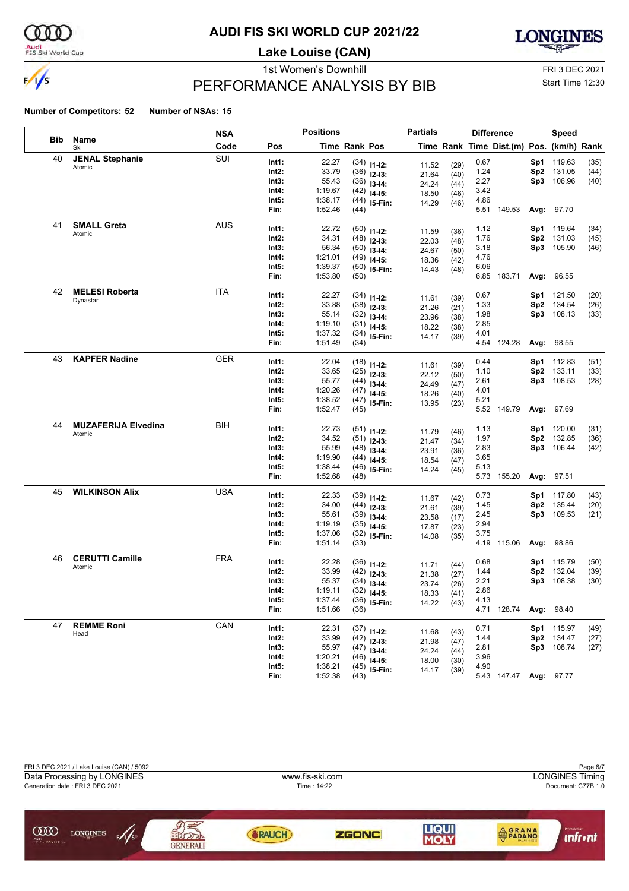# AUDI FIS SKI WORLD CUP 2021/22

**Lake Louise (CAN)**

1st Women's Downhill — FRI 3 DEC 2021

## PERFORMANCE ANALYSIS BY BIB

Start Time 12:30

**Number of Competitors: 52** **Number of NSAs: 15**

| Bib | Name / Ski | NSA Code | Pos | Time | Rank | Pos | Partials Time | Partials Rank | Difference Time | Dist.(m) | Speed Pos. | Speed (km/h) | Speed Rank |
|---|---|---|---|---|---|---|---|---|---|---|---|---|---|
| 40 | **JENAL Stephanie** | SUI | Int1: | 22.27 | (34) | I1-I2: | 11.52 | (29) | 0.67 | | Sp1 | 119.63 | (35) |
| | Atomic | | Int2: | 33.79 | (36) | I2-I3: | 21.64 | (40) | 1.24 | | Sp2 | 131.05 | (44) |
| | | | Int3: | 55.43 | (36) | I3-I4: | 24.24 | (44) | 2.27 | | Sp3 | 106.96 | (40) |
| | | | Int4: | 1:19.67 | (42) | I4-I5: | 18.50 | (46) | 3.42 | | | | |
| | | | Int5: | 1:38.17 | (44) | I5-Fin: | 14.29 | (46) | 4.86 | | | | |
| | | | Fin: | 1:52.46 | (44) | | | | 5.51 | 149.53 | Avg: | 97.70 | |
| 41 | **SMALL Greta** | AUS | Int1: | 22.72 | (50) | I1-I2: | 11.59 | (36) | 1.12 | | Sp1 | 119.64 | (34) |
| | Atomic | | Int2: | 34.31 | (48) | I2-I3: | 22.03 | (48) | 1.76 | | Sp2 | 131.03 | (45) |
| | | | Int3: | 56.34 | (50) | I3-I4: | 24.67 | (50) | 3.18 | | Sp3 | 105.90 | (46) |
| | | | Int4: | 1:21.01 | (49) | I4-I5: | 18.36 | (42) | 4.76 | | | | |
| | | | Int5: | 1:39.37 | (50) | I5-Fin: | 14.43 | (48) | 6.06 | | | | |
| | | | Fin: | 1:53.80 | (50) | | | | 6.85 | 183.71 | Avg: | 96.55 | |
| 42 | **MELESI Roberta** | ITA | Int1: | 22.27 | (34) | I1-I2: | 11.61 | (39) | 0.67 | | Sp1 | 121.50 | (20) |
| | Dynastar | | Int2: | 33.88 | (38) | I2-I3: | 21.26 | (21) | 1.33 | | Sp2 | 134.54 | (26) |
| | | | Int3: | 55.14 | (32) | I3-I4: | 23.96 | (38) | 1.98 | | Sp3 | 108.13 | (33) |
| | | | Int4: | 1:19.10 | (31) | I4-I5: | 18.22 | (38) | 2.85 | | | | |
| | | | Int5: | 1:37.32 | (34) | I5-Fin: | 14.17 | (39) | 4.01 | | | | |
| | | | Fin: | 1:51.49 | (34) | | | | 4.54 | 124.28 | Avg: | 98.55 | |
| 43 | **KAPFER Nadine** | GER | Int1: | 22.04 | (18) | I1-I2: | 11.61 | (39) | 0.44 | | Sp1 | 112.83 | (51) |
| | | | Int2: | 33.65 | (25) | I2-I3: | 22.12 | (50) | 1.10 | | Sp2 | 133.11 | (33) |
| | | | Int3: | 55.77 | (44) | I3-I4: | 24.49 | (47) | 2.61 | | Sp3 | 108.53 | (28) |
| | | | Int4: | 1:20.26 | (47) | I4-I5: | 18.26 | (40) | 4.01 | | | | |
| | | | Int5: | 1:38.52 | (47) | I5-Fin: | 13.95 | (23) | 5.21 | | | | |
| | | | Fin: | 1:52.47 | (45) | | | | 5.52 | 149.79 | Avg: | 97.69 | |
| 44 | **MUZAFERIJA Elvedina** | BIH | Int1: | 22.73 | (51) | I1-I2: | 11.79 | (46) | 1.13 | | Sp1 | 120.00 | (31) |
| | Atomic | | Int2: | 34.52 | (51) | I2-I3: | 21.47 | (34) | 1.97 | | Sp2 | 132.85 | (36) |
| | | | Int3: | 55.99 | (48) | I3-I4: | 23.91 | (36) | 2.83 | | Sp3 | 106.44 | (42) |
| | | | Int4: | 1:19.90 | (44) | I4-I5: | 18.54 | (47) | 3.65 | | | | |
| | | | Int5: | 1:38.44 | (46) | I5-Fin: | 14.24 | (45) | 5.13 | | | | |
| | | | Fin: | 1:52.68 | (48) | | | | 5.73 | 155.20 | Avg: | 97.51 | |
| 45 | **WILKINSON Alix** | USA | Int1: | 22.33 | (39) | I1-I2: | 11.67 | (42) | 0.73 | | Sp1 | 117.80 | (43) |
| | | | Int2: | 34.00 | (44) | I2-I3: | 21.61 | (39) | 1.45 | | Sp2 | 135.44 | (20) |
| | | | Int3: | 55.61 | (39) | I3-I4: | 23.58 | (17) | 2.45 | | Sp3 | 109.53 | (21) |
| | | | Int4: | 1:19.19 | (35) | I4-I5: | 17.87 | (23) | 2.94 | | | | |
| | | | Int5: | 1:37.06 | (32) | I5-Fin: | 14.08 | (35) | 3.75 | | | | |
| | | | Fin: | 1:51.14 | (33) | | | | 4.19 | 115.06 | Avg: | 98.86 | |
| 46 | **CERUTTI Camille** | FRA | Int1: | 22.28 | (36) | I1-I2: | 11.71 | (44) | 0.68 | | Sp1 | 115.79 | (50) |
| | Atomic | | Int2: | 33.99 | (42) | I2-I3: | 21.38 | (27) | 1.44 | | Sp2 | 132.04 | (39) |
| | | | Int3: | 55.37 | (34) | I3-I4: | 23.74 | (26) | 2.21 | | Sp3 | 108.38 | (30) |
| | | | Int4: | 1:19.11 | (32) | I4-I5: | 18.33 | (41) | 2.86 | | | | |
| | | | Int5: | 1:37.44 | (36) | I5-Fin: | 14.22 | (43) | 4.13 | | | | |
| | | | Fin: | 1:51.66 | (36) | | | | 4.71 | 128.74 | Avg: | 98.40 | |
| 47 | **REMME Roni** | CAN | Int1: | 22.31 | (37) | I1-I2: | 11.68 | (43) | 0.71 | | Sp1 | 115.97 | (49) |
| | Head | | Int2: | 33.99 | (42) | I2-I3: | 21.98 | (47) | 1.44 | | Sp2 | 134.47 | (27) |
| | | | Int3: | 55.97 | (47) | I3-I4: | 24.24 | (44) | 2.81 | | Sp3 | 108.74 | (27) |
| | | | Int4: | 1:20.21 | (46) | I4-I5: | 18.00 | (30) | 3.96 | | | | |
| | | | Int5: | 1:38.21 | (45) | I5-Fin: | 14.17 | (39) | 4.90 | | | | |
| | | | Fin: | 1:52.38 | (43) | | | | 5.43 | 147.47 | Avg: | 97.77 | |

FRI 3 DEC 2021 / Lake Louise (CAN) / 5092

Data Processing by LONGINES — www.fis-ski.com — LONGINES Timing

Generation date : FRI 3 DEC 2021 — Time : 14:22 — Document: C77B 1.0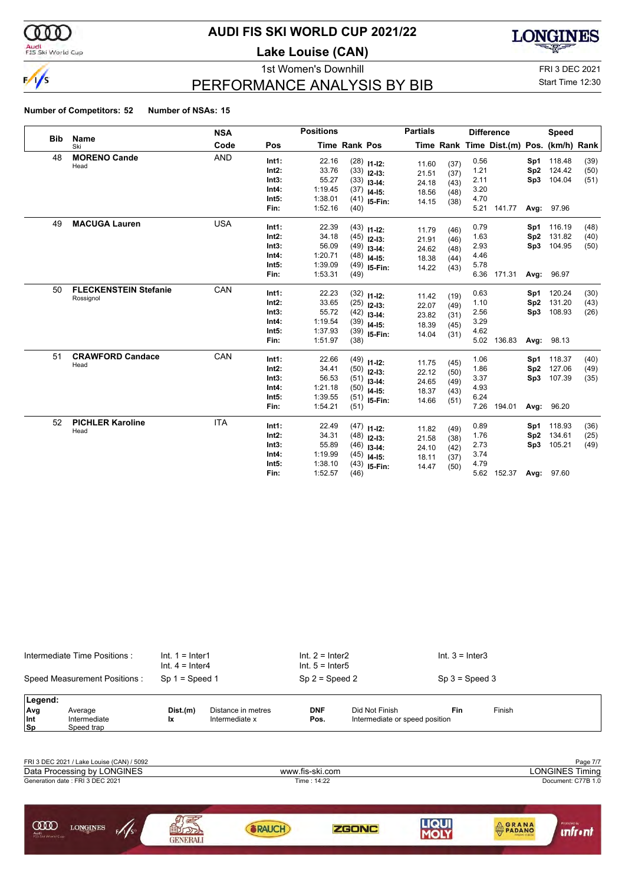# AUDI FIS SKI WORLD CUP 2021/22

## Lake Louise (CAN)

1st Women's Downhill

FRI 3 DEC 2021

Start Time 12:30

## PERFORMANCE ANALYSIS BY BIB

**Number of Competitors: 52** **Number of NSAs: 15**

| Bib | Name / Ski | NSA Code | Pos | Time | Rank | Pos | Partials Time | Partials Rank | Diff. Time | Dist.(m) | Pos. | Speed (km/h) | Speed Rank |
|---|---|---|---|---|---|---|---|---|---|---|---|---|---|
| 48 | **MORENO Cande** | AND | Int1: | 22.16 | (28) | I1-I2: | 11.60 | (37) | 0.56 | | Sp1 | 118.48 | (39) |
| | Head | | Int2: | 33.76 | (33) | I2-I3: | 21.51 | (37) | 1.21 | | Sp2 | 124.42 | (50) |
| | | | Int3: | 55.27 | (33) | I3-I4: | 24.18 | (43) | 2.11 | | Sp3 | 104.04 | (51) |
| | | | Int4: | 1:19.45 | (37) | I4-I5: | 18.56 | (48) | 3.20 | | | | |
| | | | Int5: | 1:38.01 | (41) | I5-Fin: | 14.15 | (38) | 4.70 | | | | |
| | | | Fin: | 1:52.16 | (40) | | | | 5.21 | 141.77 | Avg: | 97.96 | |
| 49 | **MACUGA Lauren** | USA | Int1: | 22.39 | (43) | I1-I2: | 11.79 | (46) | 0.79 | | Sp1 | 116.19 | (48) |
| | | | Int2: | 34.18 | (45) | I2-I3: | 21.91 | (46) | 1.63 | | Sp2 | 131.82 | (40) |
| | | | Int3: | 56.09 | (49) | I3-I4: | 24.62 | (48) | 2.93 | | Sp3 | 104.95 | (50) |
| | | | Int4: | 1:20.71 | (48) | I4-I5: | 18.38 | (44) | 4.46 | | | | |
| | | | Int5: | 1:39.09 | (49) | I5-Fin: | 14.22 | (43) | 5.78 | | | | |
| | | | Fin: | 1:53.31 | (49) | | | | 6.36 | 171.31 | Avg: | 96.97 | |
| 50 | **FLECKENSTEIN Stefanie** | CAN | Int1: | 22.23 | (32) | I1-I2: | 11.42 | (19) | 0.63 | | Sp1 | 120.24 | (30) |
| | Rossignol | | Int2: | 33.65 | (25) | I2-I3: | 22.07 | (49) | 1.10 | | Sp2 | 131.20 | (43) |
| | | | Int3: | 55.72 | (42) | I3-I4: | 23.82 | (31) | 2.56 | | Sp3 | 108.93 | (26) |
| | | | Int4: | 1:19.54 | (39) | I4-I5: | 18.39 | (45) | 3.29 | | | | |
| | | | Int5: | 1:37.93 | (39) | I5-Fin: | 14.04 | (31) | 4.62 | | | | |
| | | | Fin: | 1:51.97 | (38) | | | | 5.02 | 136.83 | Avg: | 98.13 | |
| 51 | **CRAWFORD Candace** | CAN | Int1: | 22.66 | (49) | I1-I2: | 11.75 | (45) | 1.06 | | Sp1 | 118.37 | (40) |
| | Head | | Int2: | 34.41 | (50) | I2-I3: | 22.12 | (50) | 1.86 | | Sp2 | 127.06 | (49) |
| | | | Int3: | 56.53 | (51) | I3-I4: | 24.65 | (49) | 3.37 | | Sp3 | 107.39 | (35) |
| | | | Int4: | 1:21.18 | (50) | I4-I5: | 18.37 | (43) | 4.93 | | | | |
| | | | Int5: | 1:39.55 | (51) | I5-Fin: | 14.66 | (51) | 6.24 | | | | |
| | | | Fin: | 1:54.21 | (51) | | | | 7.26 | 194.01 | Avg: | 96.20 | |
| 52 | **PICHLER Karoline** | ITA | Int1: | 22.49 | (47) | I1-I2: | 11.82 | (49) | 0.89 | | Sp1 | 118.93 | (36) |
| | Head | | Int2: | 34.31 | (48) | I2-I3: | 21.58 | (38) | 1.76 | | Sp2 | 134.61 | (25) |
| | | | Int3: | 55.89 | (46) | I3-I4: | 24.10 | (42) | 2.73 | | Sp3 | 105.21 | (49) |
| | | | Int4: | 1:19.99 | (45) | I4-I5: | 18.11 | (37) | 3.74 | | | | |
| | | | Int5: | 1:38.10 | (43) | I5-Fin: | 14.47 | (50) | 4.79 | | | | |
| | | | Fin: | 1:52.57 | (46) | | | | 5.62 | 152.37 | Avg: | 97.60 | |

Intermediate Time Positions : Int. 1 = Inter1, Int. 2 = Inter2, Int. 3 = Inter3, Int. 4 = Inter4, Int. 5 = Inter5

Speed Measurement Positions : Sp 1 = Speed 1, Sp 2 = Speed 2, Sp 3 = Speed 3

**Legend:**

| | | | | | | | |
|---|---|---|---|---|---|---|---|
| **Avg** | Average | **Dist.(m)** | Distance in metres | **DNF** | Did Not Finish | **Fin** | Finish |
| **Int** | Intermediate | **Ix** | Intermediate x | **Pos.** | Intermediate or speed position | | |
| **Sp** | Speed trap | | | | | | |

FRI 3 DEC 2021 / Lake Louise (CAN) / 5092

Data Processing by LONGINES — www.fis-ski.com — LONGINES Timing

Generation date : FRI 3 DEC 2021 — Time : 14:22 — Document: C77B 1.0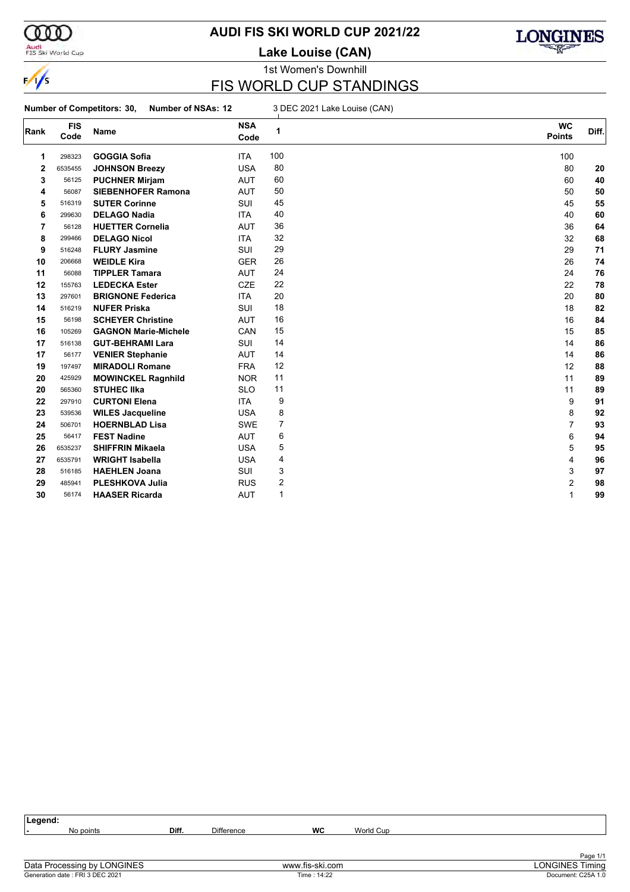# AUDI FIS SKI WORLD CUP 2021/22

## Lake Louise (CAN)

1st Women's Downhill

## FIS WORLD CUP STANDINGS

**Number of Competitors: 30, Number of NSAs: 12** 3 DEC 2021 Lake Louise (CAN)

| Rank | FIS Code | Name | NSA Code | 1 | WC Points | Diff. |
|---|---|---|---|---|---|---|
| 1 | 298323 | **GOGGIA Sofia** | ITA | 100 | 100 | |
| 2 | 6535455 | **JOHNSON Breezy** | USA | 80 | 80 | **20** |
| 3 | 56125 | **PUCHNER Mirjam** | AUT | 60 | 60 | **40** |
| 4 | 56087 | **SIEBENHOFER Ramona** | AUT | 50 | 50 | **50** |
| 5 | 516319 | **SUTER Corinne** | SUI | 45 | 45 | **55** |
| 6 | 299630 | **DELAGO Nadia** | ITA | 40 | 40 | **60** |
| 7 | 56128 | **HUETTER Cornelia** | AUT | 36 | 36 | **64** |
| 8 | 299466 | **DELAGO Nicol** | ITA | 32 | 32 | **68** |
| 9 | 516248 | **FLURY Jasmine** | SUI | 29 | 29 | **71** |
| 10 | 206668 | **WEIDLE Kira** | GER | 26 | 26 | **74** |
| 11 | 56088 | **TIPPLER Tamara** | AUT | 24 | 24 | **76** |
| 12 | 155763 | **LEDECKA Ester** | CZE | 22 | 22 | **78** |
| 13 | 297601 | **BRIGNONE Federica** | ITA | 20 | 20 | **80** |
| 14 | 516219 | **NUFER Priska** | SUI | 18 | 18 | **82** |
| 15 | 56198 | **SCHEYER Christine** | AUT | 16 | 16 | **84** |
| 16 | 105269 | **GAGNON Marie-Michele** | CAN | 15 | 15 | **85** |
| 17 | 516138 | **GUT-BEHRAMI Lara** | SUI | 14 | 14 | **86** |
| 17 | 56177 | **VENIER Stephanie** | AUT | 14 | 14 | **86** |
| 19 | 197497 | **MIRADOLI Romane** | FRA | 12 | 12 | **88** |
| 20 | 425929 | **MOWINCKEL Ragnhild** | NOR | 11 | 11 | **89** |
| 20 | 565360 | **STUHEC Ilka** | SLO | 11 | 11 | **89** |
| 22 | 297910 | **CURTONI Elena** | ITA | 9 | 9 | **91** |
| 23 | 539536 | **WILES Jacqueline** | USA | 8 | 8 | **92** |
| 24 | 506701 | **HOERNBLAD Lisa** | SWE | 7 | 7 | **93** |
| 25 | 56417 | **FEST Nadine** | AUT | 6 | 6 | **94** |
| 26 | 6535237 | **SHIFFRIN Mikaela** | USA | 5 | 5 | **95** |
| 27 | 6535791 | **WRIGHT Isabella** | USA | 4 | 4 | **96** |
| 28 | 516185 | **HAEHLEN Joana** | SUI | 3 | 3 | **97** |
| 29 | 485941 | **PLESHKOVA Julia** | RUS | 2 | 2 | **98** |
| 30 | 56174 | **HAASER Ricarda** | AUT | 1 | 1 | **99** |

**Legend:**
- \- No points
- **Diff.** Difference
- **WC** World Cup

Data Processing by LONGINES — www.fis-ski.com — LONGINES Timing

Generation date : FRI 3 DEC 2021 — Time : 14:22 — Document: C25A 1.0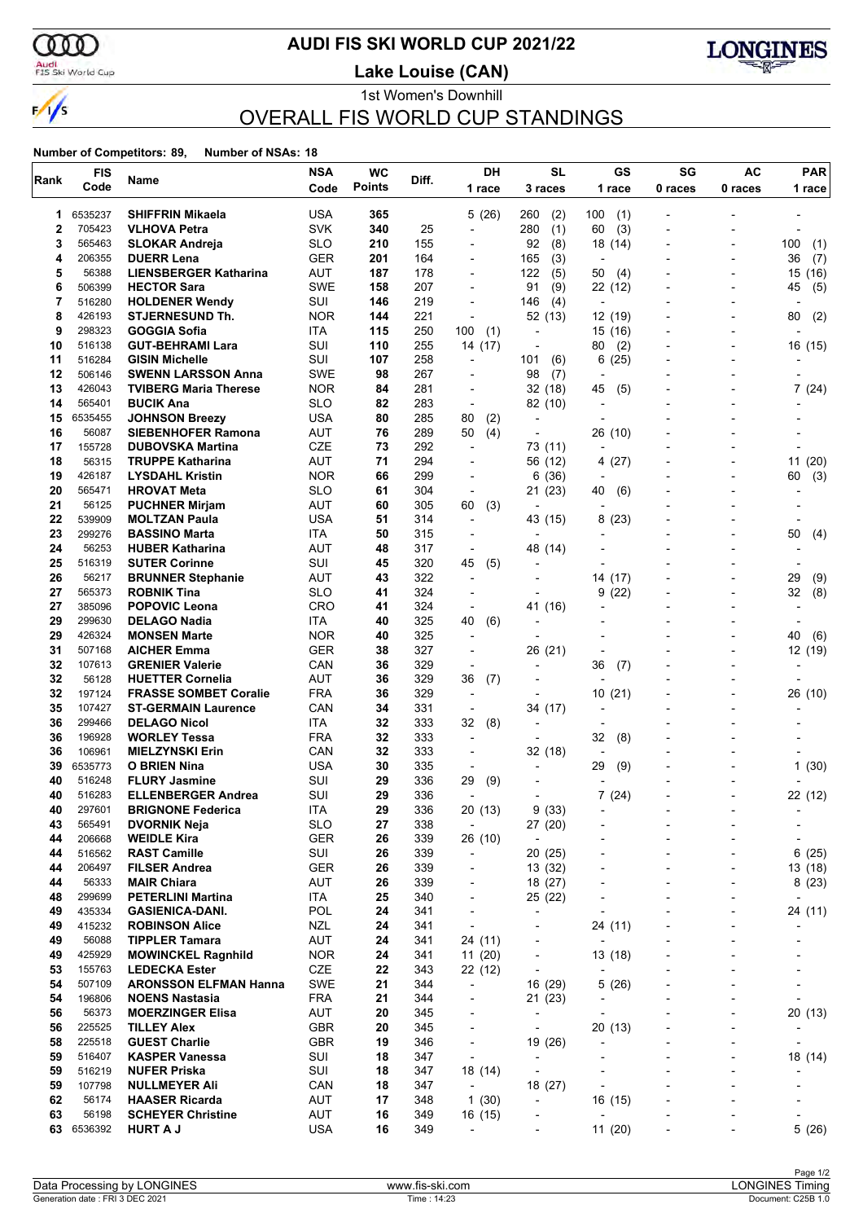# AUDI FIS SKI WORLD CUP 2021/22

## Lake Louise (CAN)

1st Women's Downhill

## OVERALL FIS WORLD CUP STANDINGS

**Number of Competitors: 89, Number of NSAs: 18**

| Rank | FIS Code | Name | NSA Code | WC Points | Diff. | DH 1 race | SL 3 races | GS 1 race | SG 0 races | AC 0 races | PAR 1 race |
|---|---|---|---|---|---|---|---|---|---|---|---|
| 1 | 6535237 | **SHIFFRIN Mikaela** | USA | **365** | | 5 (26) | 260 (2) | 100 (1) | - | - | - |
| 2 | 705423 | **VLHOVA Petra** | SVK | **340** | 25 | - | 280 (1) | 60 (3) | - | - | - |
| 3 | 565463 | **SLOKAR Andreja** | SLO | **210** | 155 | - | 92 (8) | 18 (14) | - | - | 100 (1) |
| 4 | 206355 | **DUERR Lena** | GER | **201** | 164 | - | 165 (3) | - | - | - | 36 (7) |
| 5 | 56388 | **LIENSBERGER Katharina** | AUT | **187** | 178 | - | 122 (5) | 50 (4) | - | - | 15 (16) |
| 6 | 506399 | **HECTOR Sara** | SWE | **158** | 207 | - | 91 (9) | 22 (12) | - | - | 45 (5) |
| 7 | 516280 | **HOLDENER Wendy** | SUI | **146** | 219 | - | 146 (4) | - | - | - | - |
| 8 | 426193 | **STJERNESUND Th.** | NOR | **144** | 221 | - | 52 (13) | 12 (19) | - | - | 80 (2) |
| 9 | 298323 | **GOGGIA Sofia** | ITA | **115** | 250 | 100 (1) | - | 15 (16) | - | - | - |
| 10 | 516138 | **GUT-BEHRAMI Lara** | SUI | **110** | 255 | 14 (17) | - | 80 (2) | - | - | 16 (15) |
| 11 | 516284 | **GISIN Michelle** | SUI | **107** | 258 | - | 101 (6) | 6 (25) | - | - | - |
| 12 | 506146 | **SWENN LARSSON Anna** | SWE | **98** | 267 | - | 98 (7) | - | - | - | - |
| 13 | 426043 | **TVIBERG Maria Therese** | NOR | **84** | 281 | - | 32 (18) | 45 (5) | - | - | 7 (24) |
| 14 | 565401 | **BUCIK Ana** | SLO | **82** | 283 | - | 82 (10) | - | - | - | - |
| 15 | 6535455 | **JOHNSON Breezy** | USA | **80** | 285 | 80 (2) | - | - | - | - | - |
| 16 | 56087 | **SIEBENHOFER Ramona** | AUT | **76** | 289 | 50 (4) | - | 26 (10) | - | - | - |
| 17 | 155728 | **DUBOVSKA Martina** | CZE | **73** | 292 | - | 73 (11) | - | - | - | - |
| 18 | 56315 | **TRUPPE Katharina** | AUT | **71** | 294 | - | 56 (12) | 4 (27) | - | - | 11 (20) |
| 19 | 426187 | **LYSDAHL Kristin** | NOR | **66** | 299 | - | 6 (36) | - | - | - | 60 (3) |
| 20 | 565471 | **HROVAT Meta** | SLO | **61** | 304 | - | 21 (23) | 40 (6) | - | - | - |
| 21 | 56125 | **PUCHNER Mirjam** | AUT | **60** | 305 | 60 (3) | - | - | - | - | - |
| 22 | 539909 | **MOLTZAN Paula** | USA | **51** | 314 | - | 43 (15) | 8 (23) | - | - | - |
| 23 | 299276 | **BASSINO Marta** | ITA | **50** | 315 | - | - | - | - | - | 50 (4) |
| 24 | 56253 | **HUBER Katharina** | AUT | **48** | 317 | - | 48 (14) | - | - | - | - |
| 25 | 516319 | **SUTER Corinne** | SUI | **45** | 320 | 45 (5) | - | - | - | - | - |
| 26 | 56217 | **BRUNNER Stephanie** | AUT | **43** | 322 | - | - | 14 (17) | - | - | 29 (9) |
| 27 | 565373 | **ROBNIK Tina** | SLO | **41** | 324 | - | - | 9 (22) | - | - | 32 (8) |
| 27 | 385096 | **POPOVIC Leona** | CRO | **41** | 324 | - | 41 (16) | - | - | - | - |
| 29 | 299630 | **DELAGO Nadia** | ITA | **40** | 325 | 40 (6) | - | - | - | - | - |
| 29 | 426324 | **MONSEN Marte** | NOR | **40** | 325 | - | - | - | - | - | 40 (6) |
| 31 | 507168 | **AICHER Emma** | GER | **38** | 327 | - | 26 (21) | - | - | - | 12 (19) |
| 32 | 107613 | **GRENIER Valerie** | CAN | **36** | 329 | - | - | 36 (7) | - | - | - |
| 32 | 56128 | **HUETTER Cornelia** | AUT | **36** | 329 | 36 (7) | - | - | - | - | - |
| 32 | 197124 | **FRASSE SOMBET Coralie** | FRA | **36** | 329 | - | - | 10 (21) | - | - | 26 (10) |
| 35 | 107427 | **ST-GERMAIN Laurence** | CAN | **34** | 331 | - | 34 (17) | - | - | - | - |
| 36 | 299466 | **DELAGO Nicol** | ITA | **32** | 333 | 32 (8) | - | - | - | - | - |
| 36 | 196928 | **WORLEY Tessa** | FRA | **32** | 333 | - | - | 32 (8) | - | - | - |
| 36 | 106961 | **MIELZYNSKI Erin** | CAN | **32** | 333 | - | 32 (18) | - | - | - | - |
| 39 | 6535773 | **O BRIEN Nina** | USA | **30** | 335 | - | - | 29 (9) | - | - | 1 (30) |
| 40 | 516248 | **FLURY Jasmine** | SUI | **29** | 336 | 29 (9) | - | - | - | - | - |
| 40 | 516283 | **ELLENBERGER Andrea** | SUI | **29** | 336 | - | - | 7 (24) | - | - | 22 (12) |
| 40 | 297601 | **BRIGNONE Federica** | ITA | **29** | 336 | 20 (13) | 9 (33) | - | - | - | - |
| 43 | 565491 | **DVORNIK Neja** | SLO | **27** | 338 | - | 27 (20) | - | - | - | - |
| 44 | 206668 | **WEIDLE Kira** | GER | **26** | 339 | 26 (10) | - | - | - | - | - |
| 44 | 516562 | **RAST Camille** | SUI | **26** | 339 | - | 20 (25) | - | - | - | 6 (25) |
| 44 | 206497 | **FILSER Andrea** | GER | **26** | 339 | - | 13 (32) | - | - | - | 13 (18) |
| 44 | 56333 | **MAIR Chiara** | AUT | **26** | 339 | - | 18 (27) | - | - | - | 8 (23) |
| 48 | 299699 | **PETERLINI Martina** | ITA | **25** | 340 | - | 25 (22) | - | - | - | - |
| 49 | 435334 | **GASIENICA-DANI.** | POL | **24** | 341 | - | - | - | - | - | 24 (11) |
| 49 | 415232 | **ROBINSON Alice** | NZL | **24** | 341 | - | - | 24 (11) | - | - | - |
| 49 | 56088 | **TIPPLER Tamara** | AUT | **24** | 341 | 24 (11) | - | - | - | - | - |
| 49 | 425929 | **MOWINCKEL Ragnhild** | NOR | **24** | 341 | 11 (20) | - | 13 (18) | - | - | - |
| 53 | 155763 | **LEDECKA Ester** | CZE | **22** | 343 | 22 (12) | - | - | - | - | - |
| 54 | 507109 | **ARONSSON ELFMAN Hanna** | SWE | **21** | 344 | - | 16 (29) | 5 (26) | - | - | - |
| 54 | 196806 | **NOENS Nastasia** | FRA | **21** | 344 | - | 21 (23) | - | - | - | - |
| 56 | 56373 | **MOERZINGER Elisa** | AUT | **20** | 345 | - | - | - | - | - | 20 (13) |
| 56 | 225525 | **TILLEY Alex** | GBR | **20** | 345 | - | - | 20 (13) | - | - | - |
| 58 | 225518 | **GUEST Charlie** | GBR | **19** | 346 | - | 19 (26) | - | - | - | - |
| 59 | 516407 | **KASPER Vanessa** | SUI | **18** | 347 | - | - | - | - | - | 18 (14) |
| 59 | 516219 | **NUFER Priska** | SUI | **18** | 347 | 18 (14) | - | - | - | - | - |
| 59 | 107798 | **NULLMEYER Ali** | CAN | **18** | 347 | - | 18 (27) | - | - | - | - |
| 62 | 56174 | **HAASER Ricarda** | AUT | **17** | 348 | 1 (30) | - | 16 (15) | - | - | - |
| 63 | 56198 | **SCHEYER Christine** | AUT | **16** | 349 | 16 (15) | - | - | - | - | - |
| 63 | 6536392 | **HURT A J** | USA | **16** | 349 | - | - | 11 (20) | - | - | 5 (26) |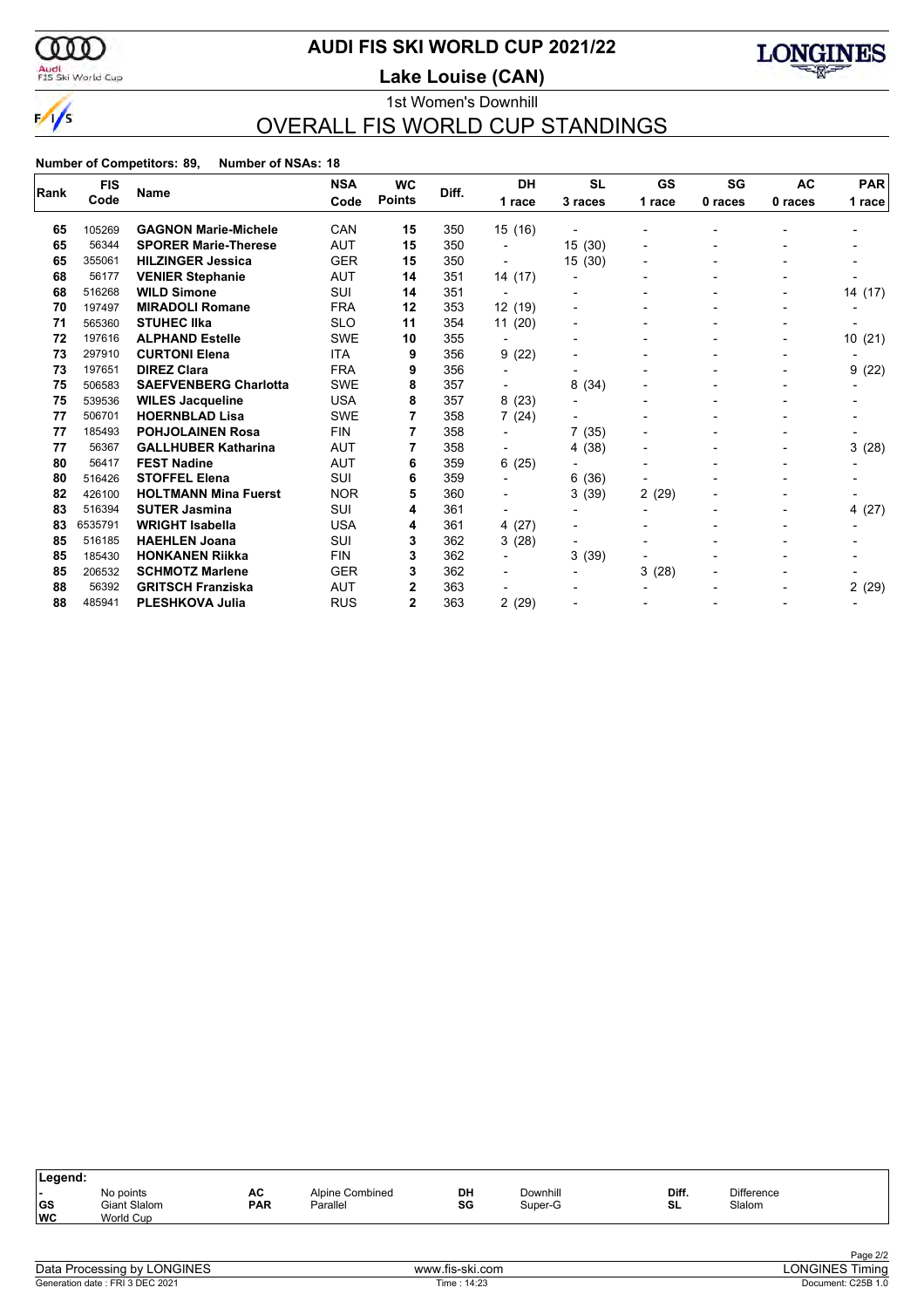# AUDI FIS SKI WORLD CUP 2021/22

## Lake Louise (CAN)

1st Women's Downhill

## OVERALL FIS WORLD CUP STANDINGS

**Number of Competitors: 89, Number of NSAs: 18**

| Rank | FIS Code | Name | NSA Code | WC Points | Diff. | DH 1 race | SL 3 races | GS 1 race | SG 0 races | AC 0 races | PAR 1 race |
|---|---|---|---|---|---|---|---|---|---|---|---|
| 65 | 105269 | **GAGNON Marie-Michele** | CAN | **15** | 350 | 15 (16) | - | - | - | - | - |
| 65 | 56344 | **SPORER Marie-Therese** | AUT | **15** | 350 | - | 15 (30) | - | - | - | - |
| 65 | 355061 | **HILZINGER Jessica** | GER | **15** | 350 | - | 15 (30) | - | - | - | - |
| 68 | 56177 | **VENIER Stephanie** | AUT | **14** | 351 | 14 (17) | - | - | - | - | - |
| 68 | 516268 | **WILD Simone** | SUI | **14** | 351 | - | - | - | - | - | 14 (17) |
| 70 | 197497 | **MIRADOLI Romane** | FRA | **12** | 353 | 12 (19) | - | - | - | - | - |
| 71 | 565360 | **STUHEC Ilka** | SLO | **11** | 354 | 11 (20) | - | - | - | - | - |
| 72 | 197616 | **ALPHAND Estelle** | SWE | **10** | 355 | - | - | - | - | - | 10 (21) |
| 73 | 297910 | **CURTONI Elena** | ITA | **9** | 356 | 9 (22) | - | - | - | - | - |
| 73 | 197651 | **DIREZ Clara** | FRA | **9** | 356 | - | - | - | - | - | 9 (22) |
| 75 | 506583 | **SAEFVENBERG Charlotta** | SWE | **8** | 357 | - | 8 (34) | - | - | - | - |
| 75 | 539536 | **WILES Jacqueline** | USA | **8** | 357 | 8 (23) | - | - | - | - | - |
| 77 | 506701 | **HOERNBLAD Lisa** | SWE | **7** | 358 | 7 (24) | - | - | - | - | - |
| 77 | 185493 | **POHJOLAINEN Rosa** | FIN | **7** | 358 | - | 7 (35) | - | - | - | - |
| 77 | 56367 | **GALLHUBER Katharina** | AUT | **7** | 358 | - | 4 (38) | - | - | - | 3 (28) |
| 80 | 56417 | **FEST Nadine** | AUT | **6** | 359 | 6 (25) | - | - | - | - | - |
| 80 | 516426 | **STOFFEL Elena** | SUI | **6** | 359 | - | 6 (36) | - | - | - | - |
| 82 | 426100 | **HOLTMANN Mina Fuerst** | NOR | **5** | 360 | - | 3 (39) | 2 (29) | - | - | - |
| 83 | 516394 | **SUTER Jasmina** | SUI | **4** | 361 | - | - | - | - | - | 4 (27) |
| 83 | 6535791 | **WRIGHT Isabella** | USA | **4** | 361 | 4 (27) | - | - | - | - | - |
| 85 | 516185 | **HAEHLEN Joana** | SUI | **3** | 362 | 3 (28) | - | - | - | - | - |
| 85 | 185430 | **HONKANEN Riikka** | FIN | **3** | 362 | - | 3 (39) | - | - | - | - |
| 85 | 206532 | **SCHMOTZ Marlene** | GER | **3** | 362 | - | - | 3 (28) | - | - | - |
| 88 | 56392 | **GRITSCH Franziska** | AUT | **2** | 363 | - | - | - | - | - | 2 (29) |
| 88 | 485941 | **PLESHKOVA Julia** | RUS | **2** | 363 | 2 (29) | - | - | - | - | - |

**Legend:**

| | | | | | | | |
|---|---|---|---|---|---|---|---|
| - | No points | AC | Alpine Combined | DH | Downhill | Diff. | Difference |
| GS | Giant Slalom | PAR | Parallel | SG | Super-G | SL | Slalom |
| WC | World Cup | | | | | | |

Data Processing by LONGINES — www.fis-ski.com — LONGINES Timing

Generation date : FRI 3 DEC 2021 — Time : 14:23 — Document: C25B 1.0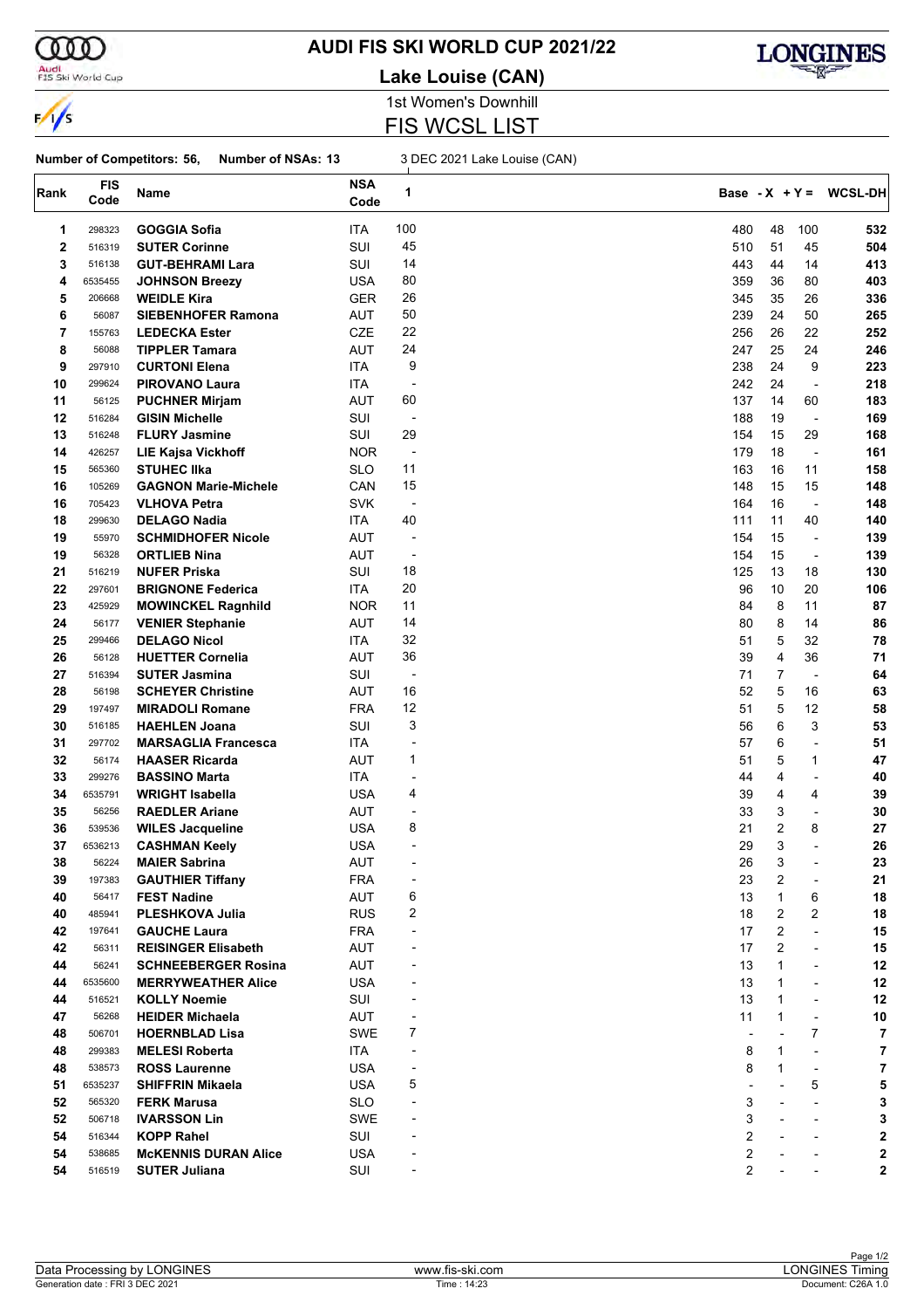# AUDI FIS SKI WORLD CUP 2021/22

## Lake Louise (CAN)

1st Women's Downhill

## FIS WCSL LIST

**Number of Competitors: 56, Number of NSAs: 13**

3 DEC 2021 Lake Louise (CAN)

| Rank | FIS Code | Name | NSA Code | 1 | Base | - X | + Y = | WCSL-DH |
|---|---|---|---|---|---|---|---|---|
| 1 | 298323 | **GOGGIA Sofia** | ITA | 100 | 480 | 48 | 100 | **532** |
| 2 | 516319 | **SUTER Corinne** | SUI | 45 | 510 | 51 | 45 | **504** |
| 3 | 516138 | **GUT-BEHRAMI Lara** | SUI | 14 | 443 | 44 | 14 | **413** |
| 4 | 6535455 | **JOHNSON Breezy** | USA | 80 | 359 | 36 | 80 | **403** |
| 5 | 206668 | **WEIDLE Kira** | GER | 26 | 345 | 35 | 26 | **336** |
| 6 | 56087 | **SIEBENHOFER Ramona** | AUT | 50 | 239 | 24 | 50 | **265** |
| 7 | 155763 | **LEDECKA Ester** | CZE | 22 | 256 | 26 | 22 | **252** |
| 8 | 56088 | **TIPPLER Tamara** | AUT | 24 | 247 | 25 | 24 | **246** |
| 9 | 297910 | **CURTONI Elena** | ITA | 9 | 238 | 24 | 9 | **223** |
| 10 | 299624 | **PIROVANO Laura** | ITA | - | 242 | 24 | - | **218** |
| 11 | 56125 | **PUCHNER Mirjam** | AUT | 60 | 137 | 14 | 60 | **183** |
| 12 | 516284 | **GISIN Michelle** | SUI | - | 188 | 19 | - | **169** |
| 13 | 516248 | **FLURY Jasmine** | SUI | 29 | 154 | 15 | 29 | **168** |
| 14 | 426257 | **LIE Kajsa Vickhoff** | NOR | - | 179 | 18 | - | **161** |
| 15 | 565360 | **STUHEC Ilka** | SLO | 11 | 163 | 16 | 11 | **158** |
| 16 | 105269 | **GAGNON Marie-Michele** | CAN | 15 | 148 | 15 | 15 | **148** |
| 16 | 705423 | **VLHOVA Petra** | SVK | - | 164 | 16 | - | **148** |
| 18 | 299630 | **DELAGO Nadia** | ITA | 40 | 111 | 11 | 40 | **140** |
| 19 | 55970 | **SCHMIDHOFER Nicole** | AUT | - | 154 | 15 | - | **139** |
| 19 | 56328 | **ORTLIEB Nina** | AUT | - | 154 | 15 | - | **139** |
| 21 | 516219 | **NUFER Priska** | SUI | 18 | 125 | 13 | 18 | **130** |
| 22 | 297601 | **BRIGNONE Federica** | ITA | 20 | 96 | 10 | 20 | **106** |
| 23 | 425929 | **MOWINCKEL Ragnhild** | NOR | 11 | 84 | 8 | 11 | **87** |
| 24 | 56177 | **VENIER Stephanie** | AUT | 14 | 80 | 8 | 14 | **86** |
| 25 | 299466 | **DELAGO Nicol** | ITA | 32 | 51 | 5 | 32 | **78** |
| 26 | 56128 | **HUETTER Cornelia** | AUT | 36 | 39 | 4 | 36 | **71** |
| 27 | 516394 | **SUTER Jasmina** | SUI | - | 71 | 7 | - | **64** |
| 28 | 56198 | **SCHEYER Christine** | AUT | 16 | 52 | 5 | 16 | **63** |
| 29 | 197497 | **MIRADOLI Romane** | FRA | 12 | 51 | 5 | 12 | **58** |
| 30 | 516185 | **HAEHLEN Joana** | SUI | 3 | 56 | 6 | 3 | **53** |
| 31 | 297702 | **MARSAGLIA Francesca** | ITA | - | 57 | 6 | - | **51** |
| 32 | 56174 | **HAASER Ricarda** | AUT | 1 | 51 | 5 | 1 | **47** |
| 33 | 299276 | **BASSINO Marta** | ITA | - | 44 | 4 | - | **40** |
| 34 | 6535791 | **WRIGHT Isabella** | USA | 4 | 39 | 4 | 4 | **39** |
| 35 | 56256 | **RAEDLER Ariane** | AUT | - | 33 | 3 | - | **30** |
| 36 | 539536 | **WILES Jacqueline** | USA | 8 | 21 | 2 | 8 | **27** |
| 37 | 6536213 | **CASHMAN Keely** | USA | - | 29 | 3 | - | **26** |
| 38 | 56224 | **MAIER Sabrina** | AUT | - | 26 | 3 | - | **23** |
| 39 | 197383 | **GAUTHIER Tiffany** | FRA | - | 23 | 2 | - | **21** |
| 40 | 56417 | **FEST Nadine** | AUT | 6 | 13 | 1 | 6 | **18** |
| 40 | 485941 | **PLESHKOVA Julia** | RUS | 2 | 18 | 2 | 2 | **18** |
| 42 | 197641 | **GAUCHE Laura** | FRA | - | 17 | 2 | - | **15** |
| 42 | 56311 | **REISINGER Elisabeth** | AUT | - | 17 | 2 | - | **15** |
| 44 | 56241 | **SCHNEEBERGER Rosina** | AUT | - | 13 | 1 | - | **12** |
| 44 | 6535600 | **MERRYWEATHER Alice** | USA | - | 13 | 1 | - | **12** |
| 44 | 516521 | **KOLLY Noemie** | SUI | - | 13 | 1 | - | **12** |
| 47 | 56268 | **HEIDER Michaela** | AUT | - | 11 | 1 | - | **10** |
| 48 | 506701 | **HOERNBLAD Lisa** | SWE | 7 | - | - | 7 | **7** |
| 48 | 299383 | **MELESI Roberta** | ITA | - | 8 | 1 | - | **7** |
| 48 | 538573 | **ROSS Laurenne** | USA | - | 8 | 1 | - | **7** |
| 51 | 6535237 | **SHIFFRIN Mikaela** | USA | 5 | - | - | 5 | **5** |
| 52 | 565320 | **FERK Marusa** | SLO | - | 3 | - | - | **3** |
| 52 | 506718 | **IVARSSON Lin** | SWE | - | 3 | - | - | **3** |
| 54 | 516344 | **KOPP Rahel** | SUI | - | 2 | - | - | **2** |
| 54 | 538685 | **McKENNIS DURAN Alice** | USA | - | 2 | - | - | **2** |
| 54 | 516519 | **SUTER Juliana** | SUI | - | 2 | - | - | **2** |

Data Processing by LONGINES | www.fis-ski.com | LONGINES Timing

Generation date : FRI 3 DEC 2021 | Time : 14:23 | Document: C26A 1.0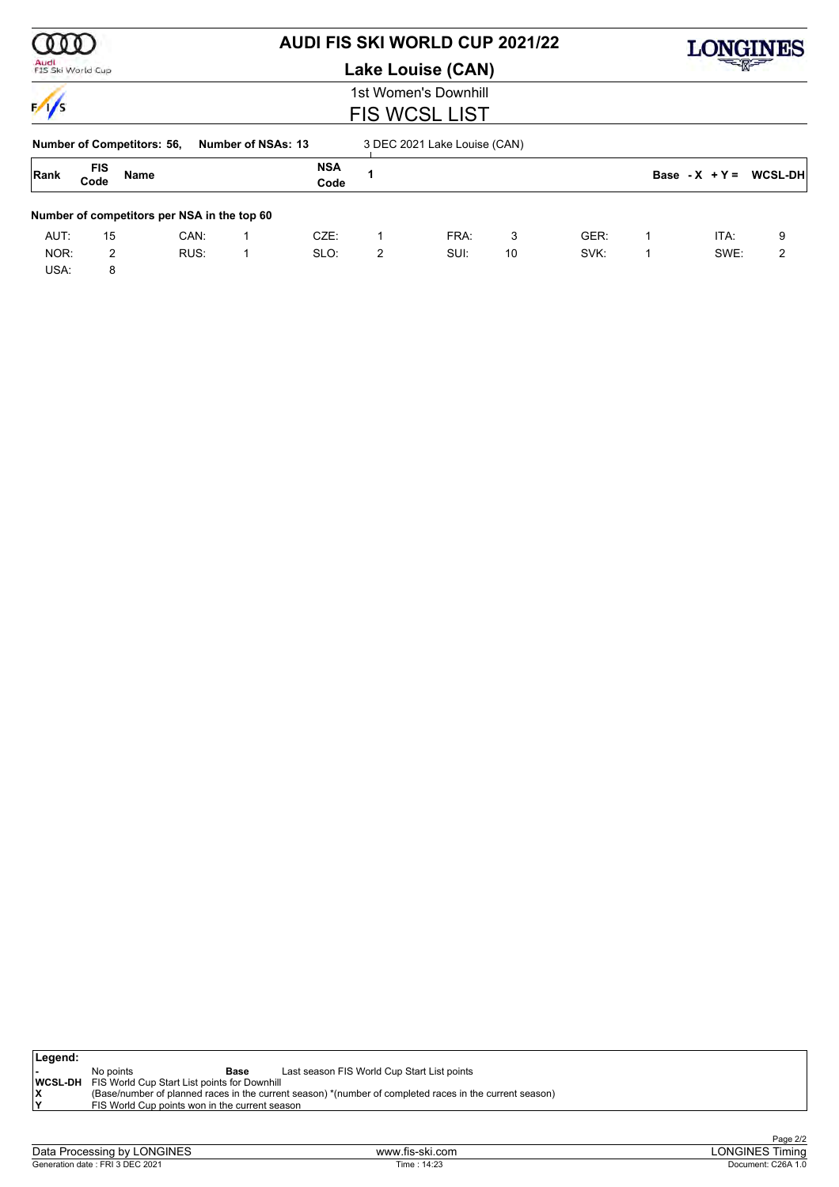# AUDI FIS SKI WORLD CUP 2021/22

## Lake Louise (CAN)

1st Women's Downhill

## FIS WCSL LIST

**Number of Competitors: 56, Number of NSAs: 13** 3 DEC 2021 Lake Louise (CAN)

| Rank | FIS Code | Name | NSA Code | 1 | Base - X + Y = | WCSL-DH |
|---|---|---|---|---|---|---|

**Number of competitors per NSA in the top 60**

| | | | | | | | | | | | |
|---|---|---|---|---|---|---|---|---|---|---|---|
| AUT: | 15 | CAN: | 1 | CZE: | 1 | FRA: | 3 | GER: | 1 | ITA: | 9 |
| NOR: | 2 | RUS: | 1 | SLO: | 2 | SUI: | 10 | SVK: | 1 | SWE: | 2 |
| USA: | 8 | | | | | | | | | | |

**Legend:**

| | | | |
|---|---|---|---|
| - | No points | **Base** | Last season FIS World Cup Start List points |
| **WCSL-DH** | FIS World Cup Start List points for Downhill | | |
| **X** | (Base/number of planned races in the current season) *(number of completed races in the current season) | | |
| **Y** | FIS World Cup points won in the current season | | |

Data Processing by LONGINES | www.fis-ski.com | LONGINES Timing

Generation date : FRI 3 DEC 2021 | Time : 14:23 | Document: C26A 1.0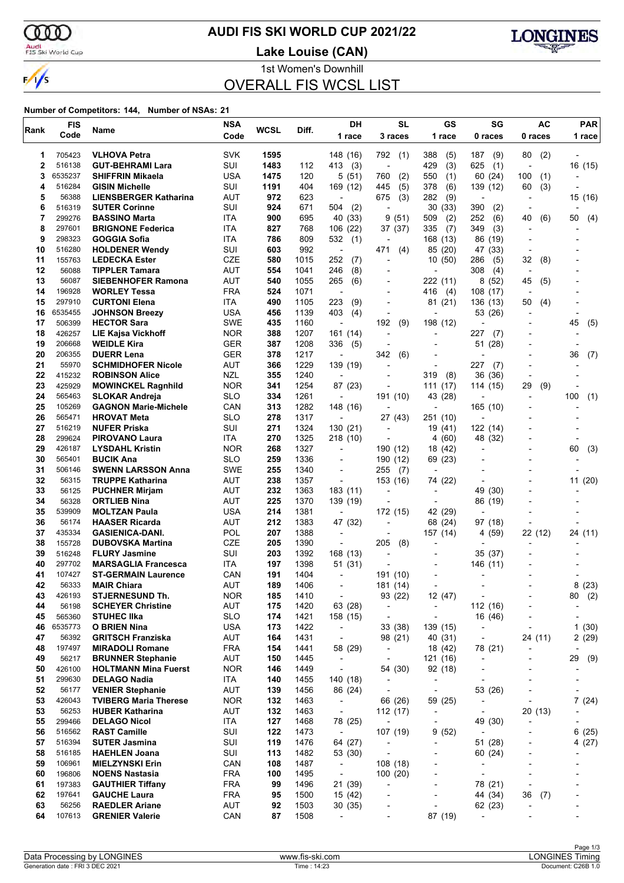# AUDI FIS SKI WORLD CUP 2021/22

## Lake Louise (CAN)

1st Women's Downhill

## OVERALL FIS WCSL LIST

**Number of Competitors: 144, Number of NSAs: 21**

| Rank | FIS Code | Name | NSA Code | WCSL | Diff. | DH 1 race | SL 3 races | GS 1 race | SG 0 races | AC 0 races | PAR 1 race |
|---|---|---|---|---|---|---|---|---|---|---|---|
| 1 | 705423 | **VLHOVA Petra** | SVK | **1595** | | 148 (16) | 792 (1) | 388 (5) | 187 (9) | 80 (2) | - |
| 2 | 516138 | **GUT-BEHRAMI Lara** | SUI | **1483** | 112 | 413 (3) | - | 429 (3) | 625 (1) | - | 16 (15) |
| 3 | 6535237 | **SHIFFRIN Mikaela** | USA | **1475** | 120 | 5 (51) | 760 (2) | 550 (1) | 60 (24) | 100 (1) | - |
| 4 | 516284 | **GISIN Michelle** | SUI | **1191** | 404 | 169 (12) | 445 (5) | 378 (6) | 139 (12) | 60 (3) | - |
| 5 | 56388 | **LIENSBERGER Katharina** | AUT | **972** | 623 | - | 675 (3) | 282 (9) | - | - | 15 (16) |
| 6 | 516319 | **SUTER Corinne** | SUI | **924** | 671 | 504 (2) | - | 30 (33) | 390 (2) | - | - |
| 7 | 299276 | **BASSINO Marta** | ITA | **900** | 695 | 40 (33) | 9 (51) | 509 (2) | 252 (6) | 40 (6) | 50 (4) |
| 8 | 297601 | **BRIGNONE Federica** | ITA | **827** | 768 | 106 (22) | 37 (37) | 335 (7) | 349 (3) | - | - |
| 9 | 298323 | **GOGGIA Sofia** | ITA | **786** | 809 | 532 (1) | - | 168 (13) | 86 (19) | - | - |
| 10 | 516280 | **HOLDENER Wendy** | SUI | **603** | 992 | - | 471 (4) | 85 (20) | 47 (33) | - | - |
| 11 | 155763 | **LEDECKA Ester** | CZE | **580** | 1015 | 252 (7) | - | 10 (50) | 286 (5) | 32 (8) | - |
| 12 | 56088 | **TIPPLER Tamara** | AUT | **554** | 1041 | 246 (8) | - | - | 308 (4) | - | - |
| 13 | 56087 | **SIEBENHOFER Ramona** | AUT | **540** | 1055 | 265 (6) | - | 222 (11) | 8 (52) | 45 (5) | - |
| 14 | 196928 | **WORLEY Tessa** | FRA | **524** | 1071 | - | - | 416 (4) | 108 (17) | - | - |
| 15 | 297910 | **CURTONI Elena** | ITA | **490** | 1105 | 223 (9) | - | 81 (21) | 136 (13) | 50 (4) | - |
| 16 | 6535455 | **JOHNSON Breezy** | USA | **456** | 1139 | 403 (4) | - | - | 53 (26) | - | - |
| 17 | 506399 | **HECTOR Sara** | SWE | **435** | 1160 | - | 192 (9) | 198 (12) | - | - | 45 (5) |
| 18 | 426257 | **LIE Kajsa Vickhoff** | NOR | **388** | 1207 | 161 (14) | - | - | 227 (7) | - | - |
| 19 | 206668 | **WEIDLE Kira** | GER | **387** | 1208 | 336 (5) | - | - | 51 (28) | - | - |
| 20 | 206355 | **DUERR Lena** | GER | **378** | 1217 | - | 342 (6) | - | - | - | 36 (7) |
| 21 | 55970 | **SCHMIDHOFER Nicole** | AUT | **366** | 1229 | 139 (19) | - | - | 227 (7) | - | - |
| 22 | 415232 | **ROBINSON Alice** | NZL | **355** | 1240 | - | - | 319 (8) | 36 (36) | - | - |
| 23 | 425929 | **MOWINCKEL Ragnhild** | NOR | **341** | 1254 | 87 (23) | - | 111 (17) | 114 (15) | 29 (9) | - |
| 24 | 565463 | **SLOKAR Andreja** | SLO | **334** | 1261 | - | 191 (10) | 43 (28) | - | - | 100 (1) |
| 25 | 105269 | **GAGNON Marie-Michele** | CAN | **313** | 1282 | 148 (16) | - | - | 165 (10) | - | - |
| 26 | 565471 | **HROVAT Meta** | SLO | **278** | 1317 | - | 27 (43) | 251 (10) | - | - | - |
| 27 | 516219 | **NUFER Priska** | SUI | **271** | 1324 | 130 (21) | - | 19 (41) | 122 (14) | - | - |
| 28 | 299624 | **PIROVANO Laura** | ITA | **270** | 1325 | 218 (10) | - | 4 (60) | 48 (32) | - | - |
| 29 | 426187 | **LYSDAHL Kristin** | NOR | **268** | 1327 | - | 190 (12) | 18 (42) | - | - | 60 (3) |
| 30 | 565401 | **BUCIK Ana** | SLO | **259** | 1336 | - | 190 (12) | 69 (23) | - | - | - |
| 31 | 506146 | **SWENN LARSSON Anna** | SWE | **255** | 1340 | - | 255 (7) | - | - | - | - |
| 32 | 56315 | **TRUPPE Katharina** | AUT | **238** | 1357 | - | 153 (16) | 74 (22) | - | - | 11 (20) |
| 33 | 56125 | **PUCHNER Mirjam** | AUT | **232** | 1363 | 183 (11) | - | - | 49 (30) | - | - |
| 34 | 56328 | **ORTLIEB Nina** | AUT | **225** | 1370 | 139 (19) | - | - | 86 (19) | - | - |
| 35 | 539909 | **MOLTZAN Paula** | USA | **214** | 1381 | - | 172 (15) | 42 (29) | - | - | - |
| 36 | 56174 | **HAASER Ricarda** | AUT | **212** | 1383 | 47 (32) | - | 68 (24) | 97 (18) | - | - |
| 37 | 435334 | **GASIENICA-DANI.** | POL | **207** | 1388 | - | - | 157 (14) | 4 (59) | 22 (12) | 24 (11) |
| 38 | 155728 | **DUBOVSKA Martina** | CZE | **205** | 1390 | - | 205 (8) | - | - | - | - |
| 39 | 516248 | **FLURY Jasmine** | SUI | **203** | 1392 | 168 (13) | - | - | 35 (37) | - | - |
| 40 | 297702 | **MARSAGLIA Francesca** | ITA | **197** | 1398 | 51 (31) | - | - | 146 (11) | - | - |
| 41 | 107427 | **ST-GERMAIN Laurence** | CAN | **191** | 1404 | - | 191 (10) | - | - | - | - |
| 42 | 56333 | **MAIR Chiara** | AUT | **189** | 1406 | - | 181 (14) | - | - | - | 8 (23) |
| 43 | 426193 | **STJERNESUND Th.** | NOR | **185** | 1410 | - | 93 (22) | 12 (47) | - | - | 80 (2) |
| 44 | 56198 | **SCHEYER Christine** | AUT | **175** | 1420 | 63 (28) | - | - | 112 (16) | - | - |
| 45 | 565360 | **STUHEC Ilka** | SLO | **174** | 1421 | 158 (15) | - | - | 16 (46) | - | - |
| 46 | 6535773 | **O BRIEN Nina** | USA | **173** | 1422 | - | 33 (38) | 139 (15) | - | - | 1 (30) |
| 47 | 56392 | **GRITSCH Franziska** | AUT | **164** | 1431 | - | 98 (21) | 40 (31) | - | 24 (11) | 2 (29) |
| 48 | 197497 | **MIRADOLI Romane** | FRA | **154** | 1441 | 58 (29) | - | 18 (42) | 78 (21) | - | - |
| 49 | 56217 | **BRUNNER Stephanie** | AUT | **150** | 1445 | - | - | 121 (16) | - | - | 29 (9) |
| 50 | 426100 | **HOLTMANN Mina Fuerst** | NOR | **146** | 1449 | - | 54 (30) | 92 (18) | - | - | - |
| 51 | 299630 | **DELAGO Nadia** | ITA | **140** | 1455 | 140 (18) | - | - | - | - | - |
| 52 | 56177 | **VENIER Stephanie** | AUT | **139** | 1456 | 86 (24) | - | - | 53 (26) | - | - |
| 53 | 426043 | **TVIBERG Maria Therese** | NOR | **132** | 1463 | - | 66 (26) | 59 (25) | - | - | 7 (24) |
| 53 | 56253 | **HUBER Katharina** | AUT | **132** | 1463 | - | 112 (17) | - | - | 20 (13) | - |
| 55 | 299466 | **DELAGO Nicol** | ITA | **127** | 1468 | 78 (25) | - | - | 49 (30) | - | - |
| 56 | 516562 | **RAST Camille** | SUI | **122** | 1473 | - | 107 (19) | 9 (52) | - | - | 6 (25) |
| 57 | 516394 | **SUTER Jasmina** | SUI | **119** | 1476 | 64 (27) | - | - | 51 (28) | - | 4 (27) |
| 58 | 516185 | **HAEHLEN Joana** | SUI | **113** | 1482 | 53 (30) | - | - | 60 (24) | - | - |
| 59 | 106961 | **MIELZYNSKI Erin** | CAN | **108** | 1487 | - | 108 (18) | - | - | - | - |
| 60 | 196806 | **NOENS Nastasia** | FRA | **100** | 1495 | - | 100 (20) | - | - | - | - |
| 61 | 197383 | **GAUTHIER Tiffany** | FRA | **99** | 1496 | 21 (39) | - | - | 78 (21) | - | - |
| 62 | 197641 | **GAUCHE Laura** | FRA | **95** | 1500 | 15 (42) | - | - | 44 (34) | 36 (7) | - |
| 63 | 56256 | **RAEDLER Ariane** | AUT | **92** | 1503 | 30 (35) | - | - | 62 (23) | - | - |
| 64 | 107613 | **GRENIER Valerie** | CAN | **87** | 1508 | - | - | 87 (19) | - | - | - |

Data Processing by LONGINES | www.fis-ski.com | LONGINES Timing

Generation date : FRI 3 DEC 2021 | Time : 14:23 | Document: C26B 1.0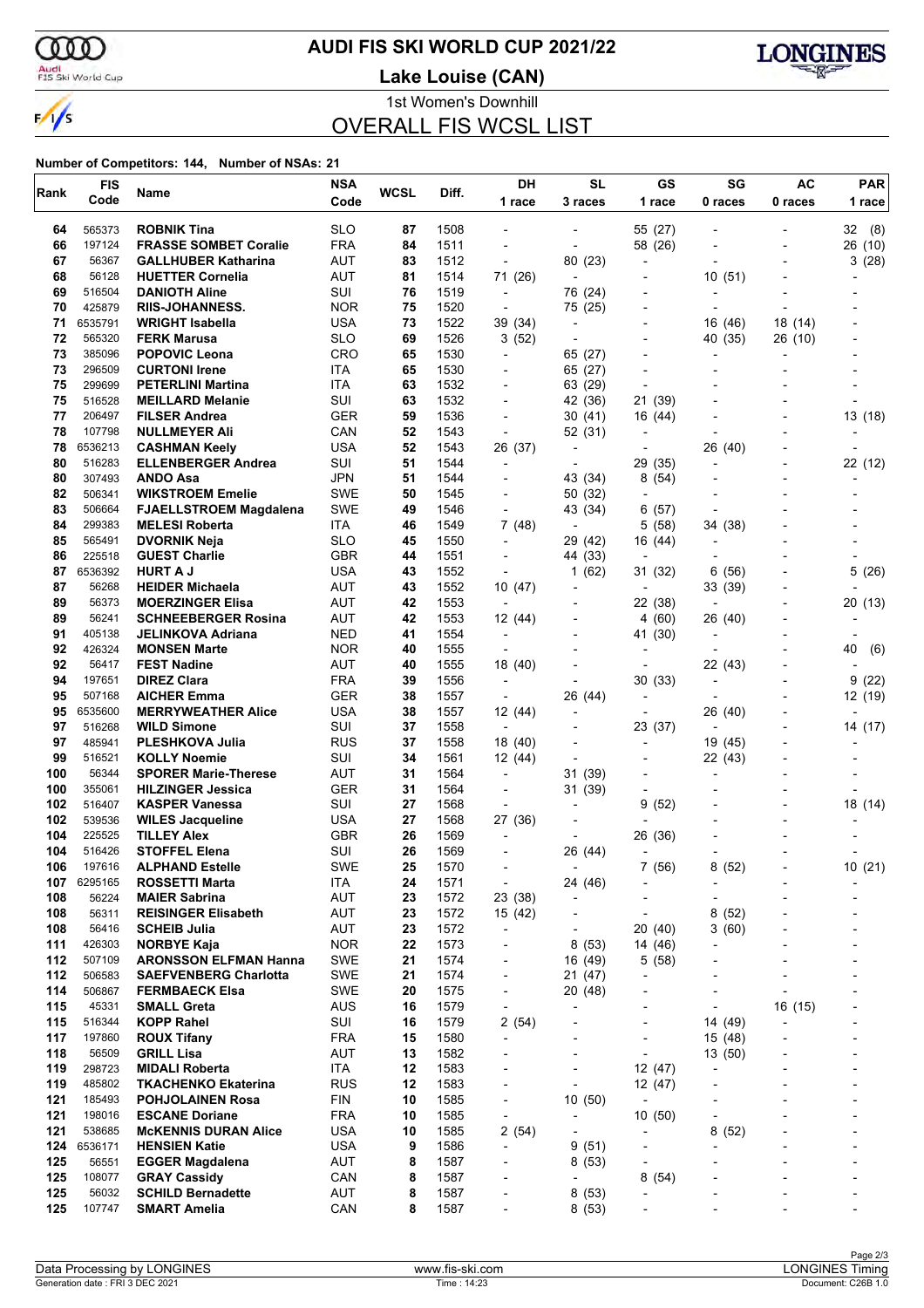# AUDI FIS SKI WORLD CUP 2021/22

## Lake Louise (CAN)

1st Women's Downhill

## OVERALL FIS WCSL LIST

**Number of Competitors: 144, Number of NSAs: 21**

| Rank | FIS Code | Name | NSA Code | WCSL | Diff. | DH 1 race | SL 3 races | GS 1 race | SG 0 races | AC 0 races | PAR 1 race |
|---|---|---|---|---|---|---|---|---|---|---|---|
| 64 | 565373 | **ROBNIK Tina** | SLO | 87 | 1508 | - | - | 55 (27) | - | - | 32 (8) |
| 66 | 197124 | **FRASSE SOMBET Coralie** | FRA | 84 | 1511 | - | - | 58 (26) | - | - | 26 (10) |
| 67 | 56367 | **GALLHUBER Katharina** | AUT | 83 | 1512 | - | 80 (23) | - | - | - | 3 (28) |
| 68 | 56128 | **HUETTER Cornelia** | AUT | 81 | 1514 | 71 (26) | - | - | 10 (51) | - | - |
| 69 | 516504 | **DANIOTH Aline** | SUI | 76 | 1519 | - | 76 (24) | - | - | - | - |
| 70 | 425879 | **RIIS-JOHANNESS.** | NOR | 75 | 1520 | - | 75 (25) | - | - | - | - |
| 71 | 6535791 | **WRIGHT Isabella** | USA | 73 | 1522 | 39 (34) | - | - | 16 (46) | 18 (14) | - |
| 72 | 565320 | **FERK Marusa** | SLO | 69 | 1526 | 3 (52) | - | - | 40 (35) | 26 (10) | - |
| 73 | 385096 | **POPOVIC Leona** | CRO | 65 | 1530 | - | 65 (27) | - | - | - | - |
| 73 | 296509 | **CURTONI Irene** | ITA | 65 | 1530 | - | 65 (27) | - | - | - | - |
| 75 | 299699 | **PETERLINI Martina** | ITA | 63 | 1532 | - | 63 (29) | - | - | - | - |
| 75 | 516528 | **MEILLARD Melanie** | SUI | 63 | 1532 | - | 42 (36) | 21 (39) | - | - | - |
| 77 | 206497 | **FILSER Andrea** | GER | 59 | 1536 | - | 30 (41) | 16 (44) | - | - | 13 (18) |
| 78 | 107798 | **NULLMEYER Ali** | CAN | 52 | 1543 | - | 52 (31) | - | - | - | - |
| 78 | 6536213 | **CASHMAN Keely** | USA | 52 | 1543 | 26 (37) | - | - | 26 (40) | - | - |
| 80 | 516283 | **ELLENBERGER Andrea** | SUI | 51 | 1544 | - | - | 29 (35) | - | - | 22 (12) |
| 80 | 307493 | **ANDO Asa** | JPN | 51 | 1544 | - | 43 (34) | 8 (54) | - | - | - |
| 82 | 506341 | **WIKSTROEM Emelie** | SWE | 50 | 1545 | - | 50 (32) | - | - | - | - |
| 83 | 506664 | **FJAELLSTROEM Magdalena** | SWE | 49 | 1546 | - | 43 (34) | 6 (57) | - | - | - |
| 84 | 299383 | **MELESI Roberta** | ITA | 46 | 1549 | 7 (48) | - | 5 (58) | 34 (38) | - | - |
| 85 | 565491 | **DVORNIK Neja** | SLO | 45 | 1550 | - | 29 (42) | 16 (44) | - | - | - |
| 86 | 225518 | **GUEST Charlie** | GBR | 44 | 1551 | - | 44 (33) | - | - | - | - |
| 87 | 6536392 | **HURT A J** | USA | 43 | 1552 | - | 1 (62) | 31 (32) | 6 (56) | - | 5 (26) |
| 87 | 56268 | **HEIDER Michaela** | AUT | 43 | 1552 | 10 (47) | - | - | 33 (39) | - | - |
| 89 | 56373 | **MOERZINGER Elisa** | AUT | 42 | 1553 | - | - | 22 (38) | - | - | 20 (13) |
| 89 | 56241 | **SCHNEEBERGER Rosina** | AUT | 42 | 1553 | 12 (44) | - | 4 (60) | 26 (40) | - | - |
| 91 | 405138 | **JELINKOVA Adriana** | NED | 41 | 1554 | - | - | 41 (30) | - | - | - |
| 92 | 426324 | **MONSEN Marte** | NOR | 40 | 1555 | - | - | - | - | - | 40 (6) |
| 92 | 56417 | **FEST Nadine** | AUT | 40 | 1555 | 18 (40) | - | - | 22 (43) | - | - |
| 94 | 197651 | **DIREZ Clara** | FRA | 39 | 1556 | - | - | 30 (33) | - | - | 9 (22) |
| 95 | 507168 | **AICHER Emma** | GER | 38 | 1557 | - | 26 (44) | - | - | - | 12 (19) |
| 95 | 6535600 | **MERRYWEATHER Alice** | USA | 38 | 1557 | 12 (44) | - | - | 26 (40) | - | - |
| 97 | 516268 | **WILD Simone** | SUI | 37 | 1558 | - | - | 23 (37) | - | - | 14 (17) |
| 97 | 485941 | **PLESHKOVA Julia** | RUS | 37 | 1558 | 18 (40) | - | - | 19 (45) | - | - |
| 99 | 516521 | **KOLLY Noemie** | SUI | 34 | 1561 | 12 (44) | - | - | 22 (43) | - | - |
| 100 | 56344 | **SPORER Marie-Therese** | AUT | 31 | 1564 | - | 31 (39) | - | - | - | - |
| 100 | 355061 | **HILZINGER Jessica** | GER | 31 | 1564 | - | 31 (39) | - | - | - | - |
| 102 | 516407 | **KASPER Vanessa** | SUI | 27 | 1568 | - | - | 9 (52) | - | - | 18 (14) |
| 102 | 539536 | **WILES Jacqueline** | USA | 27 | 1568 | 27 (36) | - | - | - | - | - |
| 104 | 225525 | **TILLEY Alex** | GBR | 26 | 1569 | - | - | 26 (36) | - | - | - |
| 104 | 516426 | **STOFFEL Elena** | SUI | 26 | 1569 | - | 26 (44) | - | - | - | - |
| 106 | 197616 | **ALPHAND Estelle** | SWE | 25 | 1570 | - | - | 7 (56) | 8 (52) | - | 10 (21) |
| 107 | 6295165 | **ROSSETTI Marta** | ITA | 24 | 1571 | - | 24 (46) | - | - | - | - |
| 108 | 56224 | **MAIER Sabrina** | AUT | 23 | 1572 | 23 (38) | - | - | - | - | - |
| 108 | 56311 | **REISINGER Elisabeth** | AUT | 23 | 1572 | 15 (42) | - | - | 8 (52) | - | - |
| 108 | 56416 | **SCHEIB Julia** | AUT | 23 | 1572 | - | - | 20 (40) | 3 (60) | - | - |
| 111 | 426303 | **NORBYE Kaja** | NOR | 22 | 1573 | - | 8 (53) | 14 (46) | - | - | - |
| 112 | 507109 | **ARONSSON ELFMAN Hanna** | SWE | 21 | 1574 | - | 16 (49) | 5 (58) | - | - | - |
| 112 | 506583 | **SAEFVENBERG Charlotta** | SWE | 21 | 1574 | - | 21 (47) | - | - | - | - |
| 114 | 506867 | **FERMBAECK Elsa** | SWE | 20 | 1575 | - | 20 (48) | - | - | - | - |
| 115 | 45331 | **SMALL Greta** | AUS | 16 | 1579 | - | - | - | - | 16 (15) | - |
| 115 | 516344 | **KOPP Rahel** | SUI | 16 | 1579 | 2 (54) | - | - | 14 (49) | - | - |
| 117 | 197860 | **ROUX Tifany** | FRA | 15 | 1580 | - | - | - | 15 (48) | - | - |
| 118 | 56509 | **GRILL Lisa** | AUT | 13 | 1582 | - | - | - | 13 (50) | - | - |
| 119 | 298723 | **MIDALI Roberta** | ITA | 12 | 1583 | - | - | 12 (47) | - | - | - |
| 119 | 485802 | **TKACHENKO Ekaterina** | RUS | 12 | 1583 | - | - | 12 (47) | - | - | - |
| 121 | 185493 | **POHJOLAINEN Rosa** | FIN | 10 | 1585 | - | 10 (50) | - | - | - | - |
| 121 | 198016 | **ESCANE Doriane** | FRA | 10 | 1585 | - | - | 10 (50) | - | - | - |
| 121 | 538685 | **McKENNIS DURAN Alice** | USA | 10 | 1585 | 2 (54) | - | - | 8 (52) | - | - |
| 124 | 6536171 | **HENSIEN Katie** | USA | 9 | 1586 | - | 9 (51) | - | - | - | - |
| 125 | 56551 | **EGGER Magdalena** | AUT | 8 | 1587 | - | 8 (53) | - | - | - | - |
| 125 | 108077 | **GRAY Cassidy** | CAN | 8 | 1587 | - | - | 8 (54) | - | - | - |
| 125 | 56032 | **SCHILD Bernadette** | AUT | 8 | 1587 | - | 8 (53) | - | - | - | - |
| 125 | 107747 | **SMART Amelia** | CAN | 8 | 1587 | - | 8 (53) | - | - | - | - |

Data Processing by LONGINES | www.fis-ski.com | LONGINES Timing

Generation date : FRI 3 DEC 2021 | Time : 14:23 | Document: C26B 1.0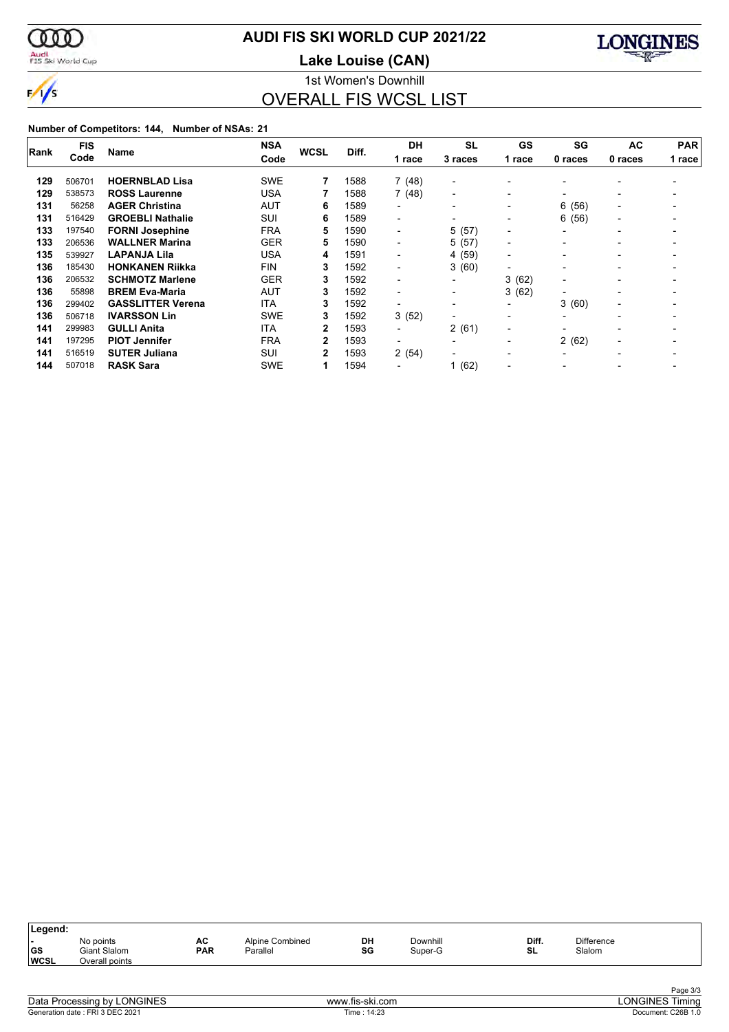# AUDI FIS SKI WORLD CUP 2021/22

## Lake Louise (CAN)

1st Women's Downhill

## OVERALL FIS WCSL LIST

**Number of Competitors: 144, Number of NSAs: 21**

| Rank | FIS Code | Name | NSA Code | WCSL | Diff. | DH 1 race | SL 3 races | GS 1 race | SG 0 races | AC 0 races | PAR 1 race |
|---|---|---|---|---|---|---|---|---|---|---|---|
| 129 | 506701 | **HOERNBLAD Lisa** | SWE | **7** | 1588 | 7 (48) | - | - | - | - | - |
| 129 | 538573 | **ROSS Laurenne** | USA | **7** | 1588 | 7 (48) | - | - | - | - | - |
| 131 | 56258 | **AGER Christina** | AUT | **6** | 1589 | - | - | - | 6 (56) | - | - |
| 131 | 516429 | **GROEBLI Nathalie** | SUI | **6** | 1589 | - | - | - | 6 (56) | - | - |
| 133 | 197540 | **FORNI Josephine** | FRA | **5** | 1590 | - | 5 (57) | - | - | - | - |
| 133 | 206536 | **WALLNER Marina** | GER | **5** | 1590 | - | 5 (57) | - | - | - | - |
| 135 | 539927 | **LAPANJA Lila** | USA | **4** | 1591 | - | 4 (59) | - | - | - | - |
| 136 | 185430 | **HONKANEN Riikka** | FIN | **3** | 1592 | - | 3 (60) | - | - | - | - |
| 136 | 206532 | **SCHMOTZ Marlene** | GER | **3** | 1592 | - | - | 3 (62) | - | - | - |
| 136 | 55898 | **BREM Eva-Maria** | AUT | **3** | 1592 | - | - | 3 (62) | - | - | - |
| 136 | 299402 | **GASSLITTER Verena** | ITA | **3** | 1592 | - | - | - | 3 (60) | - | - |
| 136 | 506718 | **IVARSSON Lin** | SWE | **3** | 1592 | 3 (52) | - | - | - | - | - |
| 141 | 299983 | **GULLI Anita** | ITA | **2** | 1593 | - | 2 (61) | - | - | - | - |
| 141 | 197295 | **PIOT Jennifer** | FRA | **2** | 1593 | - | - | - | 2 (62) | - | - |
| 141 | 516519 | **SUTER Juliana** | SUI | **2** | 1593 | 2 (54) | - | - | - | - | - |
| 144 | 507018 | **RASK Sara** | SWE | **1** | 1594 | - | 1 (62) | - | - | - | - |

**Legend:**

| | | | | | | | |
|---|---|---|---|---|---|---|---|
| - | No points | AC | Alpine Combined | DH | Downhill | Diff. | Difference |
| GS | Giant Slalom | PAR | Parallel | SG | Super-G | SL | Slalom |
| WCSL | Overall points | | | | | | |

Data Processing by LONGINES — www.fis-ski.com — LONGINES Timing

Generation date : FRI 3 DEC 2021 — Time : 14:23 — Document: C26B 1.0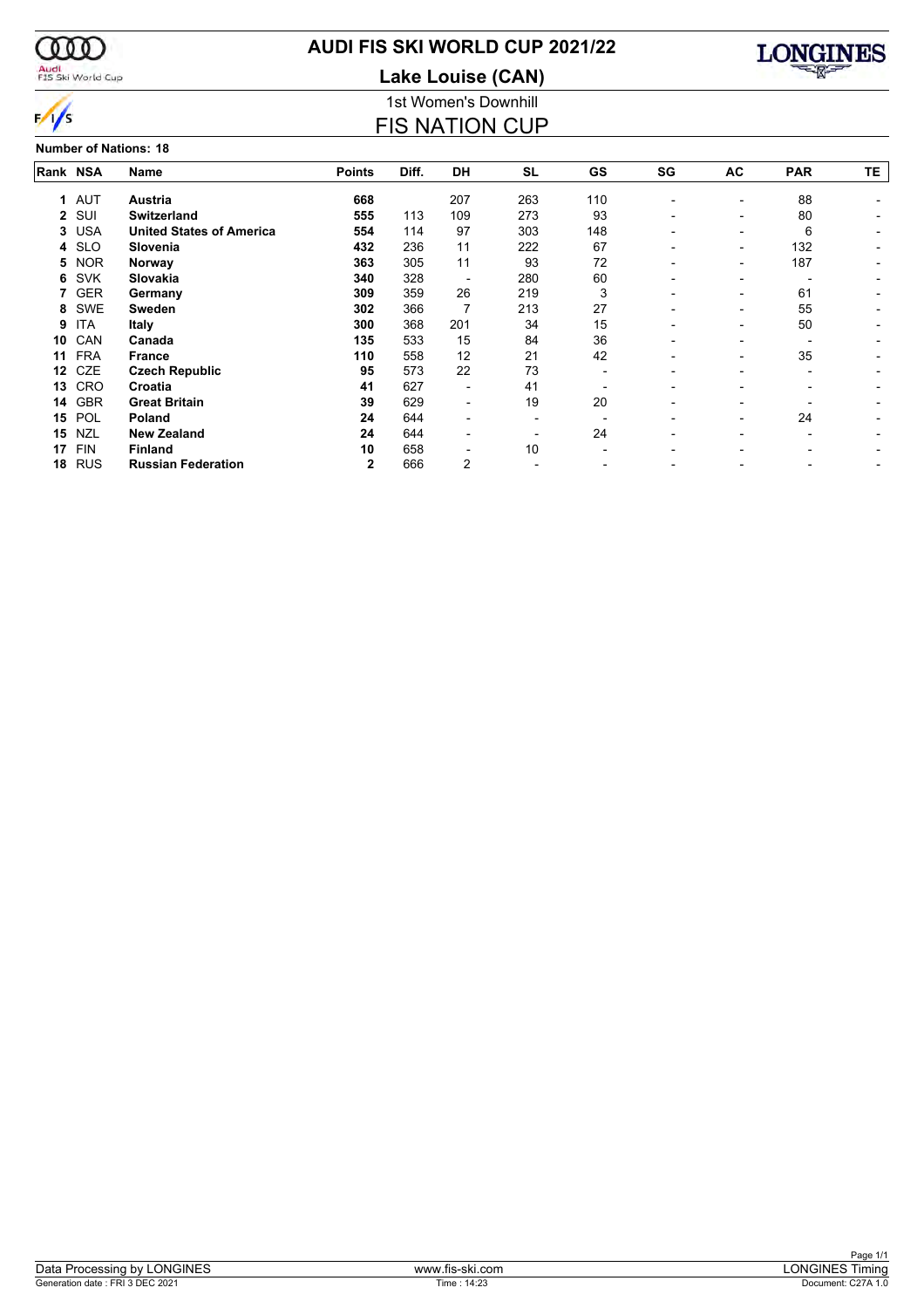# AUDI FIS SKI WORLD CUP 2021/22

## Lake Louise (CAN)

1st Women's Downhill

## FIS NATION CUP

**Number of Nations: 18**

| Rank | NSA | Name | Points | Diff. | DH | SL | GS | SG | AC | PAR | TE |
|---|---|---|---|---|---|---|---|---|---|---|---|
| 1 | AUT | **Austria** | **668** | | 207 | 263 | 110 | - | - | 88 | - |
| 2 | SUI | **Switzerland** | **555** | 113 | 109 | 273 | 93 | - | - | 80 | - |
| 3 | USA | **United States of America** | **554** | 114 | 97 | 303 | 148 | - | - | 6 | - |
| 4 | SLO | **Slovenia** | **432** | 236 | 11 | 222 | 67 | - | - | 132 | - |
| 5 | NOR | **Norway** | **363** | 305 | 11 | 93 | 72 | - | - | 187 | - |
| 6 | SVK | **Slovakia** | **340** | 328 | - | 280 | 60 | - | - | - | - |
| 7 | GER | **Germany** | **309** | 359 | 26 | 219 | 3 | - | - | 61 | - |
| 8 | SWE | **Sweden** | **302** | 366 | 7 | 213 | 27 | - | - | 55 | - |
| 9 | ITA | **Italy** | **300** | 368 | 201 | 34 | 15 | - | - | 50 | - |
| 10 | CAN | **Canada** | **135** | 533 | 15 | 84 | 36 | - | - | - | - |
| 11 | FRA | **France** | **110** | 558 | 12 | 21 | 42 | - | - | 35 | - |
| 12 | CZE | **Czech Republic** | **95** | 573 | 22 | 73 | - | - | - | - | - |
| 13 | CRO | **Croatia** | **41** | 627 | - | 41 | - | - | - | - | - |
| 14 | GBR | **Great Britain** | **39** | 629 | - | 19 | 20 | - | - | - | - |
| 15 | POL | **Poland** | **24** | 644 | - | - | - | - | - | 24 | - |
| 15 | NZL | **New Zealand** | **24** | 644 | - | - | 24 | - | - | - | - |
| 17 | FIN | **Finland** | **10** | 658 | - | 10 | - | - | - | - | - |
| 18 | RUS | **Russian Federation** | **2** | 666 | 2 | - | - | - | - | - | - |

Data Processing by LONGINES | www.fis-ski.com | LONGINES Timing

Generation date : FRI 3 DEC 2021 | Time : 14:23 | Document: C27A 1.0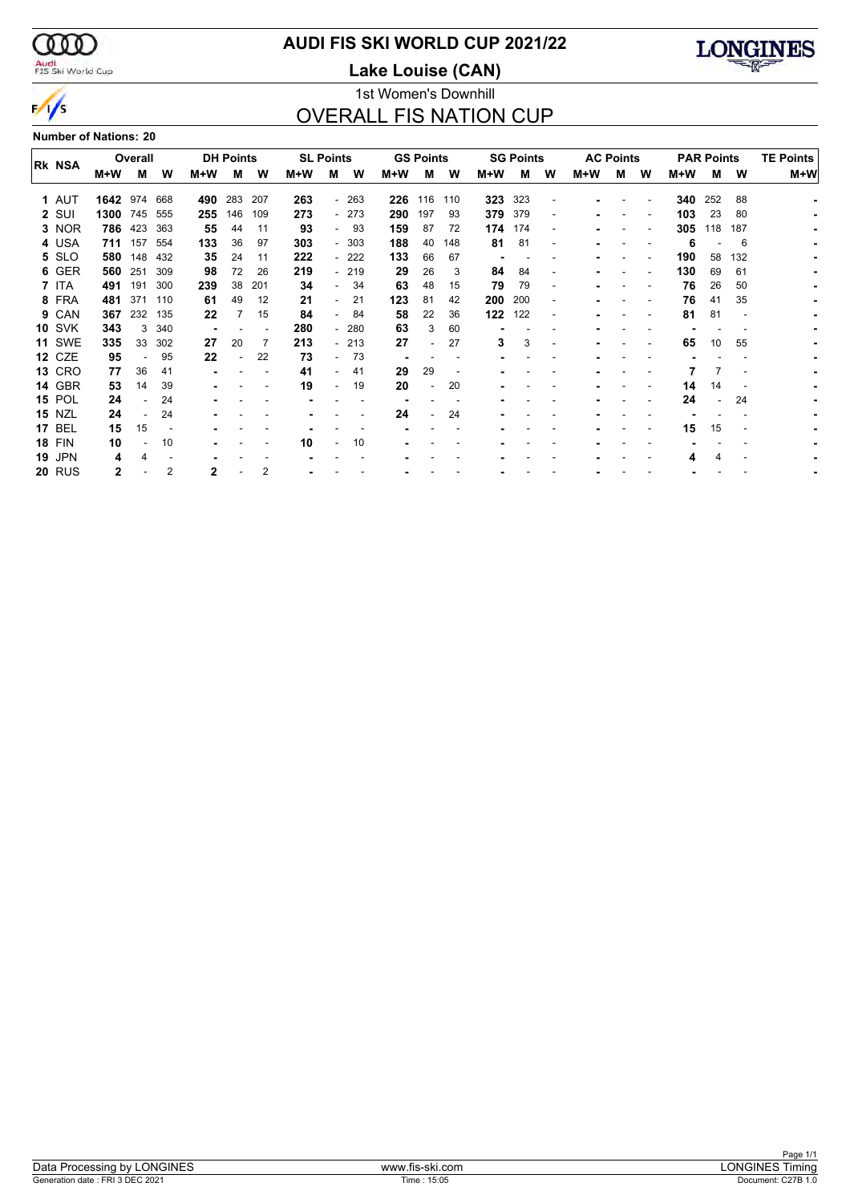# AUDI FIS SKI WORLD CUP 2021/22

## Lake Louise (CAN)

1st Women's Downhill

## OVERALL FIS NATION CUP

**Number of Nations: 20**

| Rk | NSA | Overall | | | DH Points | | | SL Points | | | GS Points | | | SG Points | | | AC Points | | | PAR Points | | | TE Points |
|---|---|---|---|---|---|---|---|---|---|---|---|---|---|---|---|---|---|---|---|---|---|---|---|
| | | M+W | M | W | M+W | M | W | M+W | M | W | M+W | M | W | M+W | M | W | M+W | M | W | M+W | M | W | M+W |
| 1 | AUT | **1642** | 974 | 668 | **490** | 283 | 207 | **263** | - | 263 | **226** | 116 | 110 | **323** | 323 | - | - | - | - | **340** | 252 | 88 | - |
| 2 | SUI | **1300** | 745 | 555 | **255** | 146 | 109 | **273** | - | 273 | **290** | 197 | 93 | **379** | 379 | - | - | - | - | **103** | 23 | 80 | - |
| 3 | NOR | **786** | 423 | 363 | **55** | 44 | 11 | **93** | - | 93 | **159** | 87 | 72 | **174** | 174 | - | - | - | - | **305** | 118 | 187 | - |
| 4 | USA | **711** | 157 | 554 | **133** | 36 | 97 | **303** | - | 303 | **188** | 40 | 148 | **81** | 81 | - | - | - | - | **6** | - | 6 | - |
| 5 | SLO | **580** | 148 | 432 | **35** | 24 | 11 | **222** | - | 222 | **133** | 66 | 67 | - | - | - | - | - | - | **190** | 58 | 132 | - |
| 6 | GER | **560** | 251 | 309 | **98** | 72 | 26 | **219** | - | 219 | **29** | 26 | 3 | **84** | 84 | - | - | - | - | **130** | 69 | 61 | - |
| 7 | ITA | **491** | 191 | 300 | **239** | 38 | 201 | **34** | - | 34 | **63** | 48 | 15 | **79** | 79 | - | - | - | - | **76** | 26 | 50 | - |
| 8 | FRA | **481** | 371 | 110 | **61** | 49 | 12 | **21** | - | 21 | **123** | 81 | 42 | **200** | 200 | - | - | - | - | **76** | 41 | 35 | - |
| 9 | CAN | **367** | 232 | 135 | **22** | 7 | 15 | **84** | - | 84 | **58** | 22 | 36 | **122** | 122 | - | - | - | - | **81** | 81 | - | - |
| 10 | SVK | **343** | 3 | 340 | - | - | - | **280** | - | 280 | **63** | 3 | 60 | - | - | - | - | - | - | - | - | - | - |
| 11 | SWE | **335** | 33 | 302 | **27** | 20 | 7 | **213** | - | 213 | **27** | - | 27 | **3** | 3 | - | - | - | - | **65** | 10 | 55 | - |
| 12 | CZE | **95** | - | 95 | **22** | - | 22 | **73** | - | 73 | - | - | - | - | - | - | - | - | - | - | - | - | - |
| 13 | CRO | **77** | 36 | 41 | - | - | - | **41** | - | 41 | **29** | 29 | - | - | - | - | - | - | - | **7** | 7 | - | - |
| 14 | GBR | **53** | 14 | 39 | - | - | - | **19** | - | 19 | **20** | - | 20 | - | - | - | - | - | - | **14** | 14 | - | - |
| 15 | POL | **24** | - | 24 | - | - | - | - | - | - | - | - | - | - | - | - | - | - | - | **24** | - | 24 | - |
| 15 | NZL | **24** | - | 24 | - | - | - | - | - | - | **24** | - | 24 | - | - | - | - | - | - | - | - | - | - |
| 17 | BEL | **15** | 15 | - | - | - | - | - | - | - | - | - | - | - | - | - | - | - | - | **15** | 15 | - | - |
| 18 | FIN | **10** | - | 10 | - | - | - | **10** | - | 10 | - | - | - | - | - | - | - | - | - | - | - | - | - |
| 19 | JPN | **4** | 4 | - | - | - | - | - | - | - | - | - | - | - | - | - | - | - | - | **4** | 4 | - | - |
| 20 | RUS | **2** | - | 2 | **2** | - | 2 | - | - | - | - | - | - | - | - | - | - | - | - | - | - | - | - |

Data Processing by LONGINES | www.fis-ski.com | LONGINES Timing

Generation date : FRI 3 DEC 2021 | Time : 15:05 | Document: C27B 1.0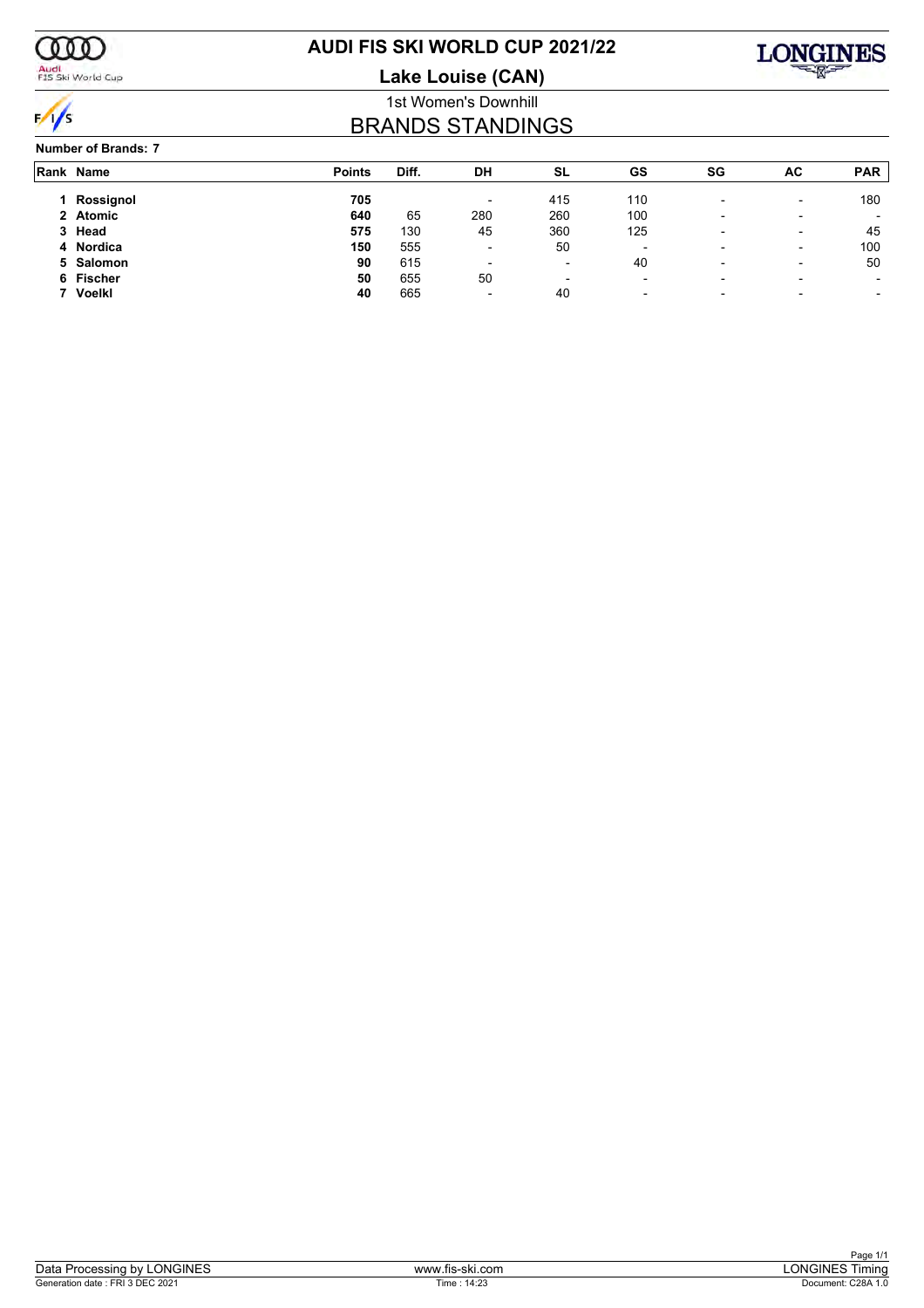# AUDI FIS SKI WORLD CUP 2021/22

## Lake Louise (CAN)

1st Women's Downhill

## BRANDS STANDINGS

**Number of Brands: 7**

| Rank | Name | Points | Diff. | DH | SL | GS | SG | AC | PAR |
|---|---|---|---|---|---|---|---|---|---|
| 1 | **Rossignol** | **705** | | - | 415 | 110 | - | - | 180 |
| 2 | **Atomic** | **640** | 65 | 280 | 260 | 100 | - | - | - |
| 3 | **Head** | **575** | 130 | 45 | 360 | 125 | - | - | 45 |
| 4 | **Nordica** | **150** | 555 | - | 50 | - | - | - | 100 |
| 5 | **Salomon** | **90** | 615 | - | - | 40 | - | - | 50 |
| 6 | **Fischer** | **50** | 655 | 50 | - | - | - | - | - |
| 7 | **Voelkl** | **40** | 665 | - | 40 | - | - | - | - |

Data Processing by LONGINES | www.fis-ski.com | LONGINES Timing

Generation date : FRI 3 DEC 2021 | Time : 14:23 | Document: C28A 1.0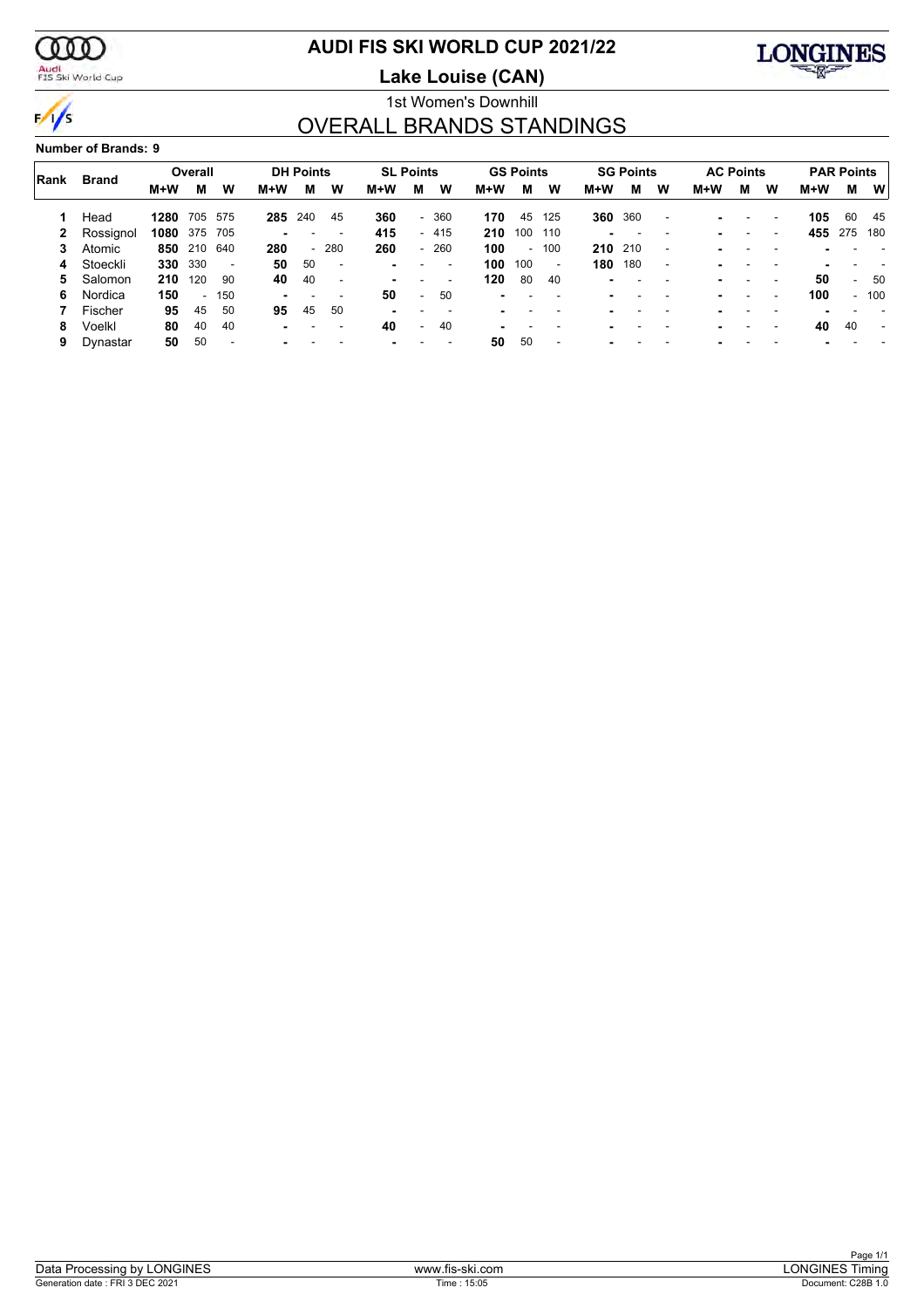# AUDI FIS SKI WORLD CUP 2021/22

## Lake Louise (CAN)

1st Women's Downhill

## OVERALL BRANDS STANDINGS

**Number of Brands: 9**

| Rank | Brand | Overall | | | DH Points | | | SL Points | | | GS Points | | | SG Points | | | AC Points | | | PAR Points | | |
|---|---|---|---|---|---|---|---|---|---|---|---|---|---|---|---|---|---|---|---|---|---|---|
| | | M+W | M | W | M+W | M | W | M+W | M | W | M+W | M | W | M+W | M | W | M+W | M | W | M+W | M | W |
| 1 | Head | **1280** | 705 | 575 | **285** | 240 | 45 | **360** | - | 360 | **170** | 45 | 125 | **360** | 360 | - | - | - | - | **105** | 60 | 45 |
| 2 | Rossignol | **1080** | 375 | 705 | - | - | - | **415** | - | 415 | **210** | 100 | 110 | - | - | - | - | - | - | **455** | 275 | 180 |
| 3 | Atomic | **850** | 210 | 640 | **280** | - | 280 | **260** | - | 260 | **100** | - | 100 | **210** | 210 | - | - | - | - | - | - | - |
| 4 | Stoeckli | **330** | 330 | - | **50** | 50 | - | - | - | - | **100** | 100 | - | **180** | 180 | - | - | - | - | - | - | - |
| 5 | Salomon | **210** | 120 | 90 | **40** | 40 | - | - | - | - | **120** | 80 | 40 | - | - | - | - | - | - | **50** | - | 50 |
| 6 | Nordica | **150** | - | 150 | - | - | - | **50** | - | 50 | - | - | - | - | - | - | - | - | - | **100** | - | 100 |
| 7 | Fischer | **95** | 45 | 50 | **95** | 45 | 50 | - | - | - | - | - | - | - | - | - | - | - | - | - | - | - |
| 8 | Voelkl | **80** | 40 | 40 | - | - | - | **40** | - | 40 | - | - | - | - | - | - | - | - | - | **40** | 40 | - |
| 9 | Dynastar | **50** | 50 | - | - | - | - | - | - | - | **50** | 50 | - | - | - | - | - | - | - | - | - | - |

Data Processing by LONGINES | www.fis-ski.com | LONGINES Timing

Generation date : FRI 3 DEC 2021 | Time : 15:05 | Document: C28B 1.0